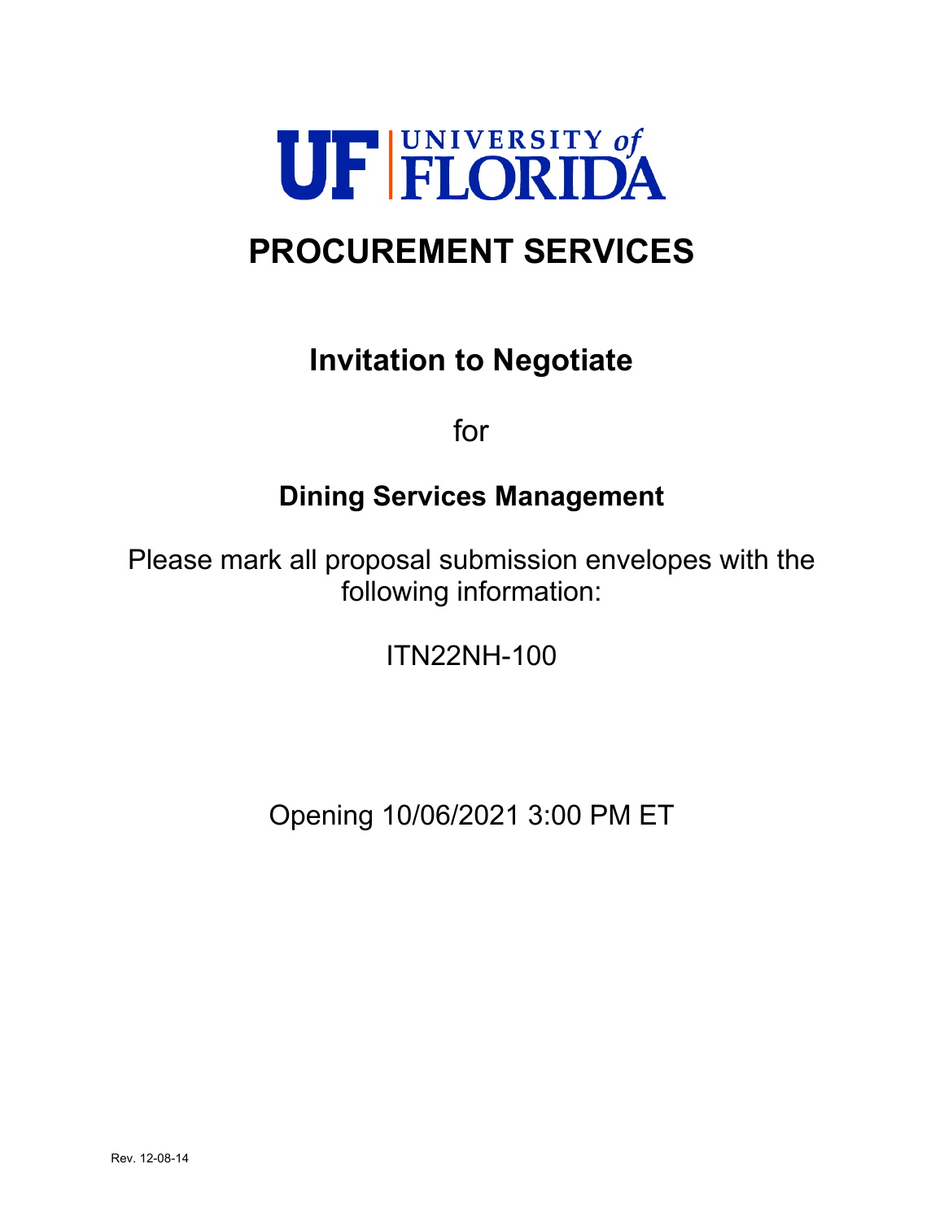UF | UNIVERSITY of FLORIDA

# PROCUREMENT SERVICES

## Invitation to Negotiate

for

## Dining Services Management

Please mark all proposal submission envelopes with the following information:

ITN22NH-100

Opening 10/06/2021 3:00 PM ET

Rev. 12-08-14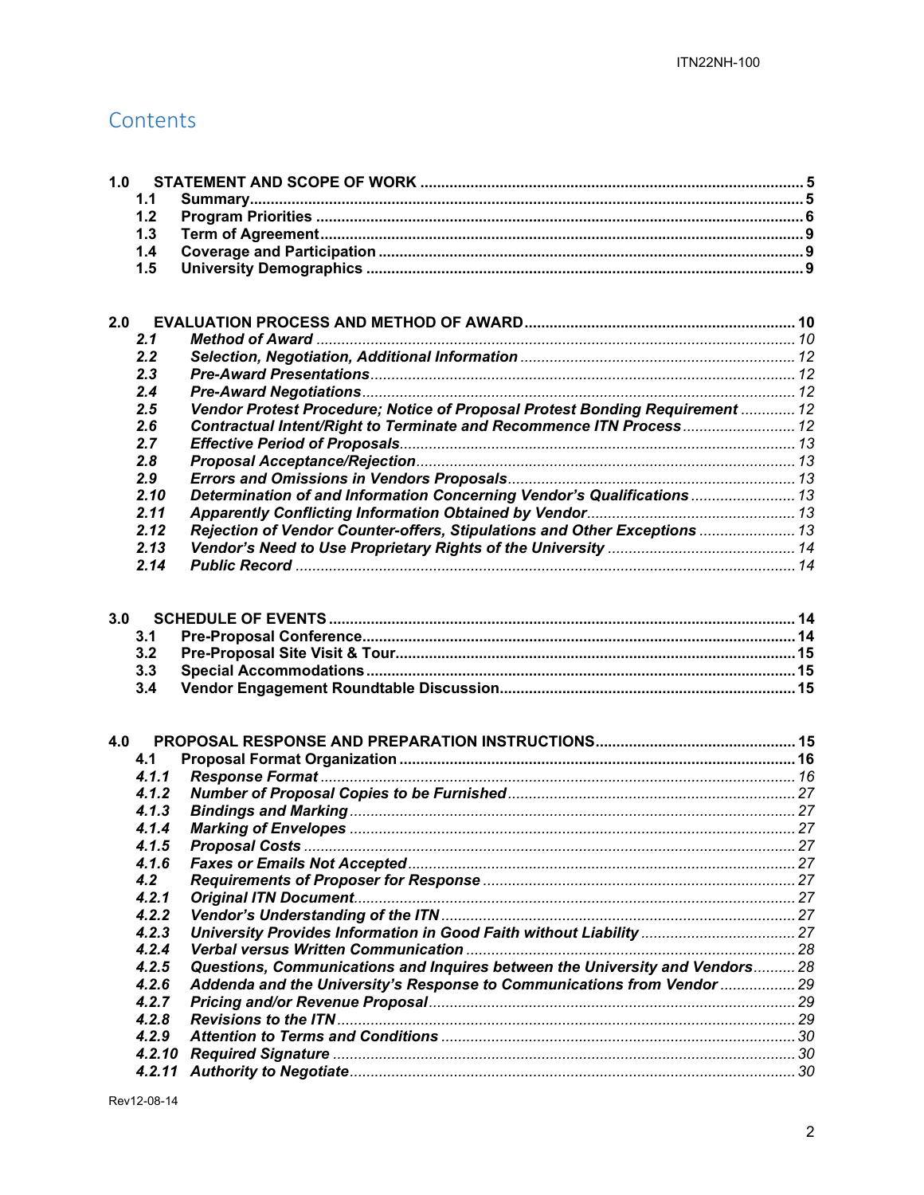# Contents

**1.0 STATEMENT AND SCOPE OF WORK ..... 5**

- **1.1 Summary ..... 5**
- **1.2 Program Priorities ..... 6**
- **1.3 Term of Agreement ..... 9**
- **1.4 Coverage and Participation ..... 9**
- **1.5 University Demographics ..... 9**

**2.0 EVALUATION PROCESS AND METHOD OF AWARD ..... 10**

- ***2.1 Method of Award*** ..... *10*
- ***2.2 Selection, Negotiation, Additional Information*** ..... *12*
- ***2.3 Pre-Award Presentations*** ..... *12*
- ***2.4 Pre-Award Negotiations*** ..... *12*
- ***2.5 Vendor Protest Procedure; Notice of Proposal Protest Bonding Requirement*** ..... *12*
- ***2.6 Contractual Intent/Right to Terminate and Recommence ITN Process*** ..... *12*
- ***2.7 Effective Period of Proposals*** ..... *13*
- ***2.8 Proposal Acceptance/Rejection*** ..... *13*
- ***2.9 Errors and Omissions in Vendors Proposals*** ..... *13*
- ***2.10 Determination of and Information Concerning Vendor's Qualifications*** ..... *13*
- ***2.11 Apparently Conflicting Information Obtained by Vendor*** ..... *13*
- ***2.12 Rejection of Vendor Counter-offers, Stipulations and Other Exceptions*** ..... *13*
- ***2.13 Vendor's Need to Use Proprietary Rights of the University*** ..... *14*
- ***2.14 Public Record*** ..... *14*

**3.0 SCHEDULE OF EVENTS ..... 14**

- **3.1 Pre-Proposal Conference ..... 14**
- **3.2 Pre-Proposal Site Visit & Tour ..... 15**
- **3.3 Special Accommodations ..... 15**
- **3.4 Vendor Engagement Roundtable Discussion ..... 15**

**4.0 PROPOSAL RESPONSE AND PREPARATION INSTRUCTIONS ..... 15**

- **4.1 Proposal Format Organization ..... 16**
- ***4.1.1 Response Format*** ..... *16*
- ***4.1.2 Number of Proposal Copies to be Furnished*** ..... *27*
- ***4.1.3 Bindings and Marking*** ..... *27*
- ***4.1.4 Marking of Envelopes*** ..... *27*
- ***4.1.5 Proposal Costs*** ..... *27*
- ***4.1.6 Faxes or Emails Not Accepted*** ..... *27*
- ***4.2 Requirements of Proposer for Response*** ..... *27*
- ***4.2.1 Original ITN Document*** ..... *27*
- ***4.2.2 Vendor's Understanding of the ITN*** ..... *27*
- ***4.2.3 University Provides Information in Good Faith without Liability*** ..... *27*
- ***4.2.4 Verbal versus Written Communication*** ..... *28*
- ***4.2.5 Questions, Communications and Inquires between the University and Vendors*** ..... *28*
- ***4.2.6 Addenda and the University's Response to Communications from Vendor*** ..... *29*
- ***4.2.7 Pricing and/or Revenue Proposal*** ..... *29*
- ***4.2.8 Revisions to the ITN*** ..... *29*
- ***4.2.9 Attention to Terms and Conditions*** ..... *30*
- ***4.2.10 Required Signature*** ..... *30*
- ***4.2.11 Authority to Negotiate*** ..... *30*

Rev12-08-14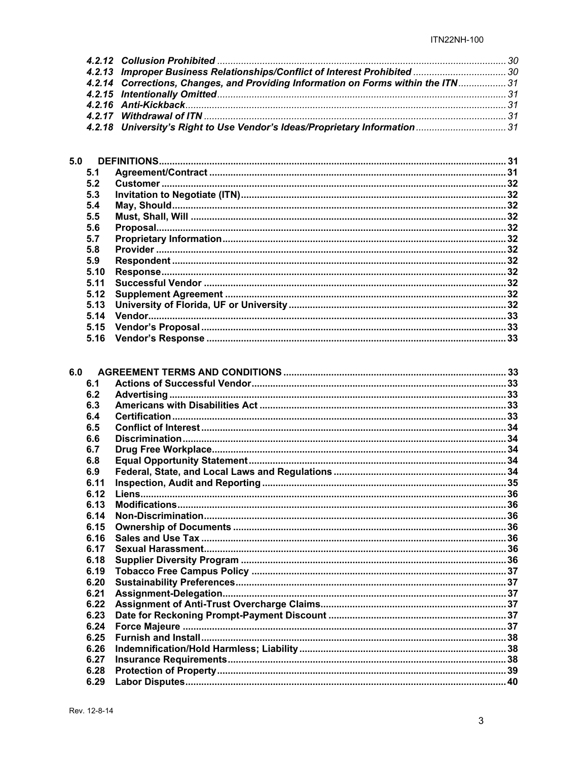*4.2.12 Collusion Prohibited* ............................................................................................ *30*
*4.2.13 Improper Business Relationships/Conflict of Interest Prohibited* .................................. *30*
*4.2.14 Corrections, Changes, and Providing Information on Forms within the ITN* .................. *31*
*4.2.15 Intentionally Omitted* ............................................................................................ *31*
*4.2.16 Anti-Kickback* ........................................................................................................ *31*
*4.2.17 Withdrawal of ITN* ................................................................................................. *31*
*4.2.18 University's Right to Use Vendor's Ideas/Proprietary Information* .................................. *31*

**5.0 DEFINITIONS** ................................................................................................................ **31**
**5.1 Agreement/Contract** ..................................................................................................... **31**
**5.2 Customer** ...................................................................................................................... **32**
**5.3 Invitation to Negotiate (ITN)** ......................................................................................... **32**
**5.4 May, Should** .................................................................................................................. **32**
**5.5 Must, Shall, Will** ............................................................................................................ **32**
**5.6 Proposal** ....................................................................................................................... **32**
**5.7 Proprietary Information** ................................................................................................. **32**
**5.8 Provider** ........................................................................................................................ **32**
**5.9 Respondent** ................................................................................................................... **32**
**5.10 Response** .................................................................................................................... **32**
**5.11 Successful Vendor** ....................................................................................................... **32**
**5.12 Supplement Agreement** ............................................................................................... **32**
**5.13 University of Florida, UF or University** ......................................................................... **32**
**5.14 Vendor** ......................................................................................................................... **33**
**5.15 Vendor's Proposal** ........................................................................................................ **33**
**5.16 Vendor's Response** ....................................................................................................... **33**

**6.0 AGREEMENT TERMS AND CONDITIONS** ....................................................................... **33**
**6.1 Actions of Successful Vendor** ......................................................................................... **33**
**6.2 Advertising** ..................................................................................................................... **33**
**6.3 Americans with Disabilities Act** ...................................................................................... **33**
**6.4 Certification** ................................................................................................................... **33**
**6.5 Conflict of Interest** ......................................................................................................... **34**
**6.6 Discrimination** ............................................................................................................... **34**
**6.7 Drug Free Workplace** ..................................................................................................... **34**
**6.8 Equal Opportunity Statement** ......................................................................................... **34**
**6.9 Federal, State, and Local Laws and Regulations** ............................................................ **34**
**6.11 Inspection, Audit and Reporting** .................................................................................... **35**
**6.12 Liens** ............................................................................................................................. **36**
**6.13 Modifications** ................................................................................................................. **36**
**6.14 Non-Discrimination** ....................................................................................................... **36**
**6.15 Ownership of Documents** .............................................................................................. **36**
**6.16 Sales and Use Tax** ........................................................................................................ **36**
**6.17 Sexual Harassment** ........................................................................................................ **36**
**6.18 Supplier Diversity Program** ........................................................................................... **36**
**6.19 Tobacco Free Campus Policy** ........................................................................................ **37**
**6.20 Sustainability Preferences** ............................................................................................. **37**
**6.21 Assignment-Delegation** ................................................................................................. **37**
**6.22 Assignment of Anti-Trust Overcharge Claims** ................................................................ **37**
**6.23 Date for Reckoning Prompt-Payment Discount** ............................................................. **37**
**6.24 Force Majeure** ............................................................................................................... **37**
**6.25 Furnish and Install** ......................................................................................................... **38**
**6.26 Indemnification/Hold Harmless; Liability** ........................................................................ **38**
**6.27 Insurance Requirements** ................................................................................................ **38**
**6.28 Protection of Property** .................................................................................................... **39**
**6.29 Labor Disputes** ............................................................................................................... **40**

Rev. 12-8-14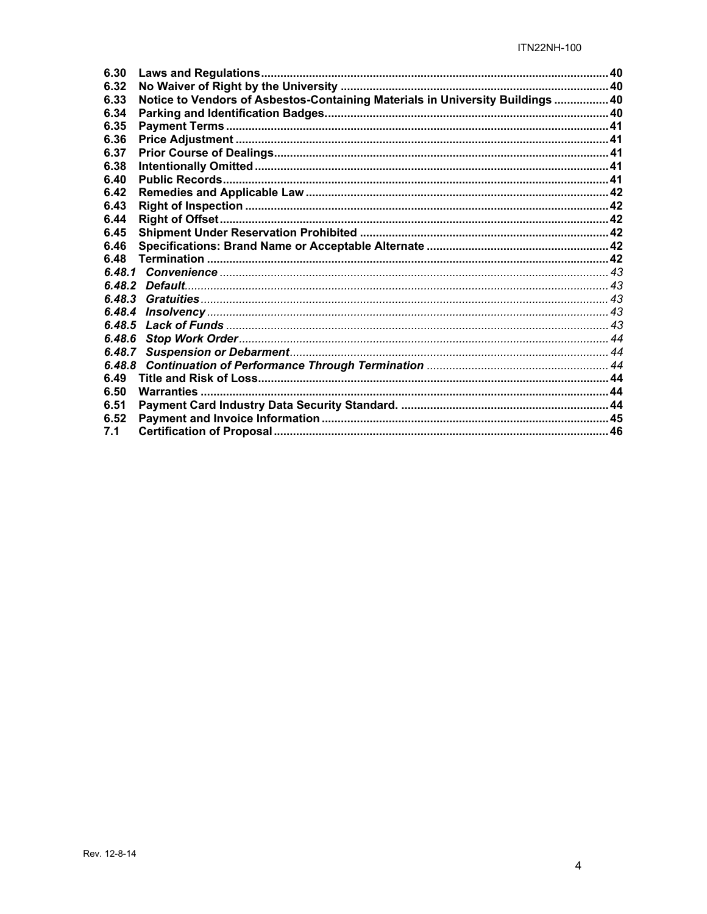| | | |
|---|---|---|
| **6.30** | **Laws and Regulations** | **40** |
| **6.32** | **No Waiver of Right by the University** | **40** |
| **6.33** | **Notice to Vendors of Asbestos-Containing Materials in University Buildings** | **40** |
| **6.34** | **Parking and Identification Badges.** | **40** |
| **6.35** | **Payment Terms** | **41** |
| **6.36** | **Price Adjustment** | **41** |
| **6.37** | **Prior Course of Dealings** | **41** |
| **6.38** | **Intentionally Omitted** | **41** |
| **6.40** | **Public Records** | **41** |
| **6.42** | **Remedies and Applicable Law** | **42** |
| **6.43** | **Right of Inspection** | **42** |
| **6.44** | **Right of Offset** | **42** |
| **6.45** | **Shipment Under Reservation Prohibited** | **42** |
| **6.46** | **Specifications: Brand Name or Acceptable Alternate** | **42** |
| **6.48** | **Termination** | **42** |
| ***6.48.1*** | ***Convenience*** | *43* |
| ***6.48.2*** | ***Default*** | *43* |
| ***6.48.3*** | ***Gratuities*** | *43* |
| ***6.48.4*** | ***Insolvency*** | *43* |
| ***6.48.5*** | ***Lack of Funds*** | *43* |
| ***6.48.6*** | ***Stop Work Order*** | *44* |
| ***6.48.7*** | ***Suspension or Debarment*** | *44* |
| ***6.48.8*** | ***Continuation of Performance Through Termination*** | *44* |
| **6.49** | **Title and Risk of Loss** | **44** |
| **6.50** | **Warranties** | **44** |
| **6.51** | **Payment Card Industry Data Security Standard.** | **44** |
| **6.52** | **Payment and Invoice Information** | **45** |
| **7.1** | **Certification of Proposal** | **46** |

Rev. 12-8-14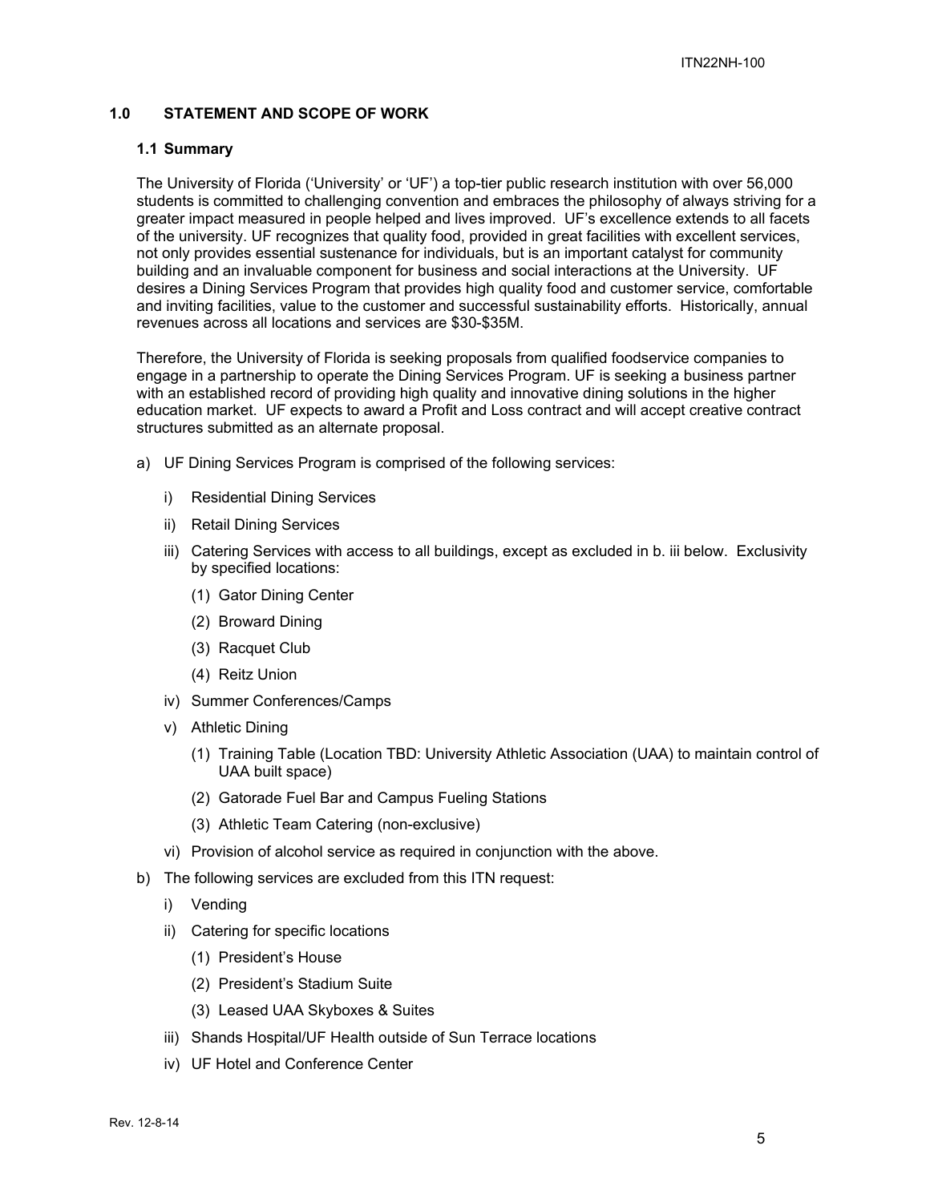## 1.0 STATEMENT AND SCOPE OF WORK

### 1.1 Summary

The University of Florida ('University' or 'UF') a top-tier public research institution with over 56,000 students is committed to challenging convention and embraces the philosophy of always striving for a greater impact measured in people helped and lives improved. UF's excellence extends to all facets of the university. UF recognizes that quality food, provided in great facilities with excellent services, not only provides essential sustenance for individuals, but is an important catalyst for community building and an invaluable component for business and social interactions at the University. UF desires a Dining Services Program that provides high quality food and customer service, comfortable and inviting facilities, value to the customer and successful sustainability efforts. Historically, annual revenues across all locations and services are $30-$35M.

Therefore, the University of Florida is seeking proposals from qualified foodservice companies to engage in a partnership to operate the Dining Services Program. UF is seeking a business partner with an established record of providing high quality and innovative dining solutions in the higher education market. UF expects to award a Profit and Loss contract and will accept creative contract structures submitted as an alternate proposal.

a) UF Dining Services Program is comprised of the following services:
   - i) Residential Dining Services
   - ii) Retail Dining Services
   - iii) Catering Services with access to all buildings, except as excluded in b. iii below. Exclusivity by specified locations:
     - (1) Gator Dining Center
     - (2) Broward Dining
     - (3) Racquet Club
     - (4) Reitz Union
   - iv) Summer Conferences/Camps
   - v) Athletic Dining
     - (1) Training Table (Location TBD: University Athletic Association (UAA) to maintain control of UAA built space)
     - (2) Gatorade Fuel Bar and Campus Fueling Stations
     - (3) Athletic Team Catering (non-exclusive)
   - vi) Provision of alcohol service as required in conjunction with the above.

b) The following services are excluded from this ITN request:
   - i) Vending
   - ii) Catering for specific locations
     - (1) President's House
     - (2) President's Stadium Suite
     - (3) Leased UAA Skyboxes & Suites
   - iii) Shands Hospital/UF Health outside of Sun Terrace locations
   - iv) UF Hotel and Conference Center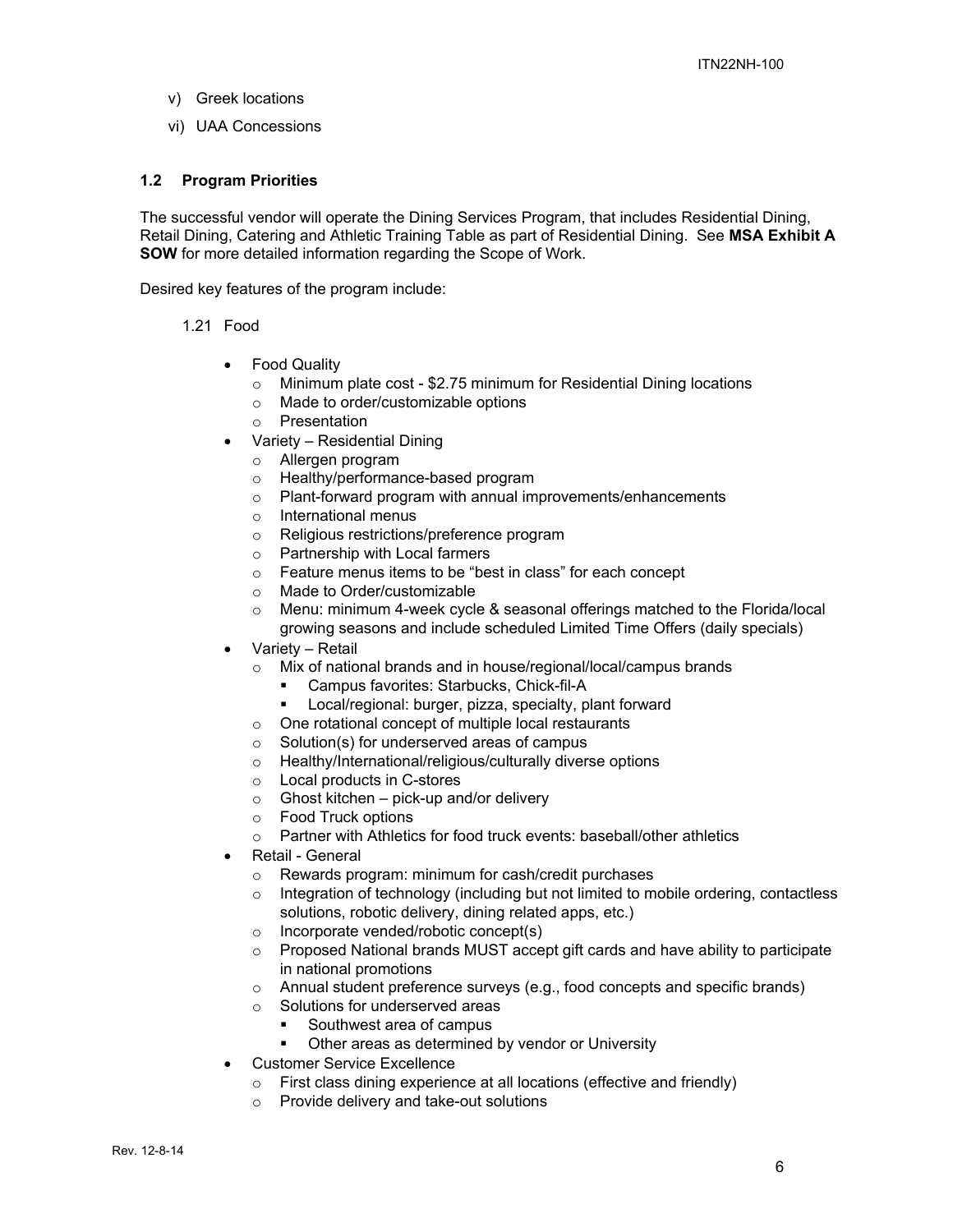v) Greek locations

vi) UAA Concessions

### 1.2 Program Priorities

The successful vendor will operate the Dining Services Program, that includes Residential Dining, Retail Dining, Catering and Athletic Training Table as part of Residential Dining. See **MSA Exhibit A SOW** for more detailed information regarding the Scope of Work.

Desired key features of the program include:

1.21 Food

- Food Quality
  - Minimum plate cost - $2.75 minimum for Residential Dining locations
  - Made to order/customizable options
  - Presentation
- Variety – Residential Dining
  - Allergen program
  - Healthy/performance-based program
  - Plant-forward program with annual improvements/enhancements
  - International menus
  - Religious restrictions/preference program
  - Partnership with Local farmers
  - Feature menus items to be "best in class" for each concept
  - Made to Order/customizable
  - Menu: minimum 4-week cycle & seasonal offerings matched to the Florida/local growing seasons and include scheduled Limited Time Offers (daily specials)
- Variety – Retail
  - Mix of national brands and in house/regional/local/campus brands
    - Campus favorites: Starbucks, Chick-fil-A
    - Local/regional: burger, pizza, specialty, plant forward
  - One rotational concept of multiple local restaurants
  - Solution(s) for underserved areas of campus
  - Healthy/International/religious/culturally diverse options
  - Local products in C-stores
  - Ghost kitchen – pick-up and/or delivery
  - Food Truck options
  - Partner with Athletics for food truck events: baseball/other athletics
- Retail - General
  - Rewards program: minimum for cash/credit purchases
  - Integration of technology (including but not limited to mobile ordering, contactless solutions, robotic delivery, dining related apps, etc.)
  - Incorporate vended/robotic concept(s)
  - Proposed National brands MUST accept gift cards and have ability to participate in national promotions
  - Annual student preference surveys (e.g., food concepts and specific brands)
  - Solutions for underserved areas
    - Southwest area of campus
    - Other areas as determined by vendor or University
- Customer Service Excellence
  - First class dining experience at all locations (effective and friendly)
  - Provide delivery and take-out solutions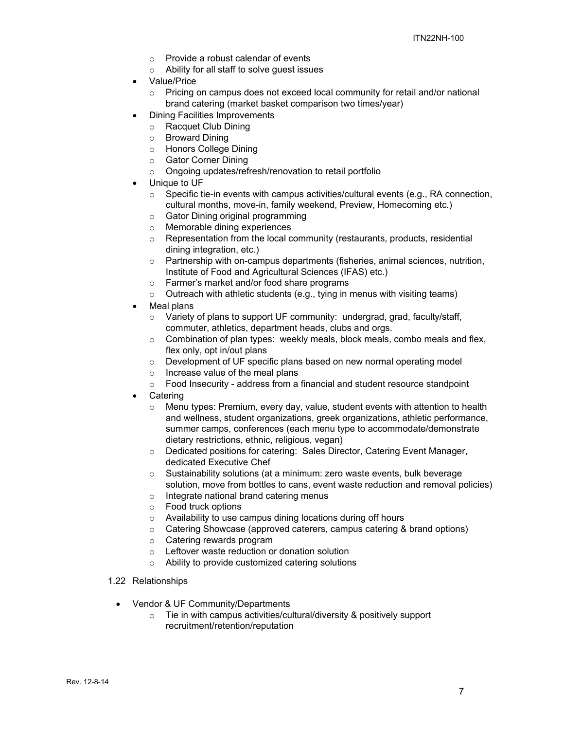- Provide a robust calendar of events
  - Ability for all staff to solve guest issues
- Value/Price
  - Pricing on campus does not exceed local community for retail and/or national brand catering (market basket comparison two times/year)
- Dining Facilities Improvements
  - Racquet Club Dining
  - Broward Dining
  - Honors College Dining
  - Gator Corner Dining
  - Ongoing updates/refresh/renovation to retail portfolio
- Unique to UF
  - Specific tie-in events with campus activities/cultural events (e.g., RA connection, cultural months, move-in, family weekend, Preview, Homecoming etc.)
  - Gator Dining original programming
  - Memorable dining experiences
  - Representation from the local community (restaurants, products, residential dining integration, etc.)
  - Partnership with on-campus departments (fisheries, animal sciences, nutrition, Institute of Food and Agricultural Sciences (IFAS) etc.)
  - Farmer's market and/or food share programs
  - Outreach with athletic students (e.g., tying in menus with visiting teams)
- Meal plans
  - Variety of plans to support UF community: undergrad, grad, faculty/staff, commuter, athletics, department heads, clubs and orgs.
  - Combination of plan types: weekly meals, block meals, combo meals and flex, flex only, opt in/out plans
  - Development of UF specific plans based on new normal operating model
  - Increase value of the meal plans
  - Food Insecurity - address from a financial and student resource standpoint
- Catering
  - Menu types: Premium, every day, value, student events with attention to health and wellness, student organizations, greek organizations, athletic performance, summer camps, conferences (each menu type to accommodate/demonstrate dietary restrictions, ethnic, religious, vegan)
  - Dedicated positions for catering: Sales Director, Catering Event Manager, dedicated Executive Chef
  - Sustainability solutions (at a minimum: zero waste events, bulk beverage solution, move from bottles to cans, event waste reduction and removal policies)
  - Integrate national brand catering menus
  - Food truck options
  - Availability to use campus dining locations during off hours
  - Catering Showcase (approved caterers, campus catering & brand options)
  - Catering rewards program
  - Leftover waste reduction or donation solution
  - Ability to provide customized catering solutions

1.22 Relationships

- Vendor & UF Community/Departments
  - Tie in with campus activities/cultural/diversity & positively support recruitment/retention/reputation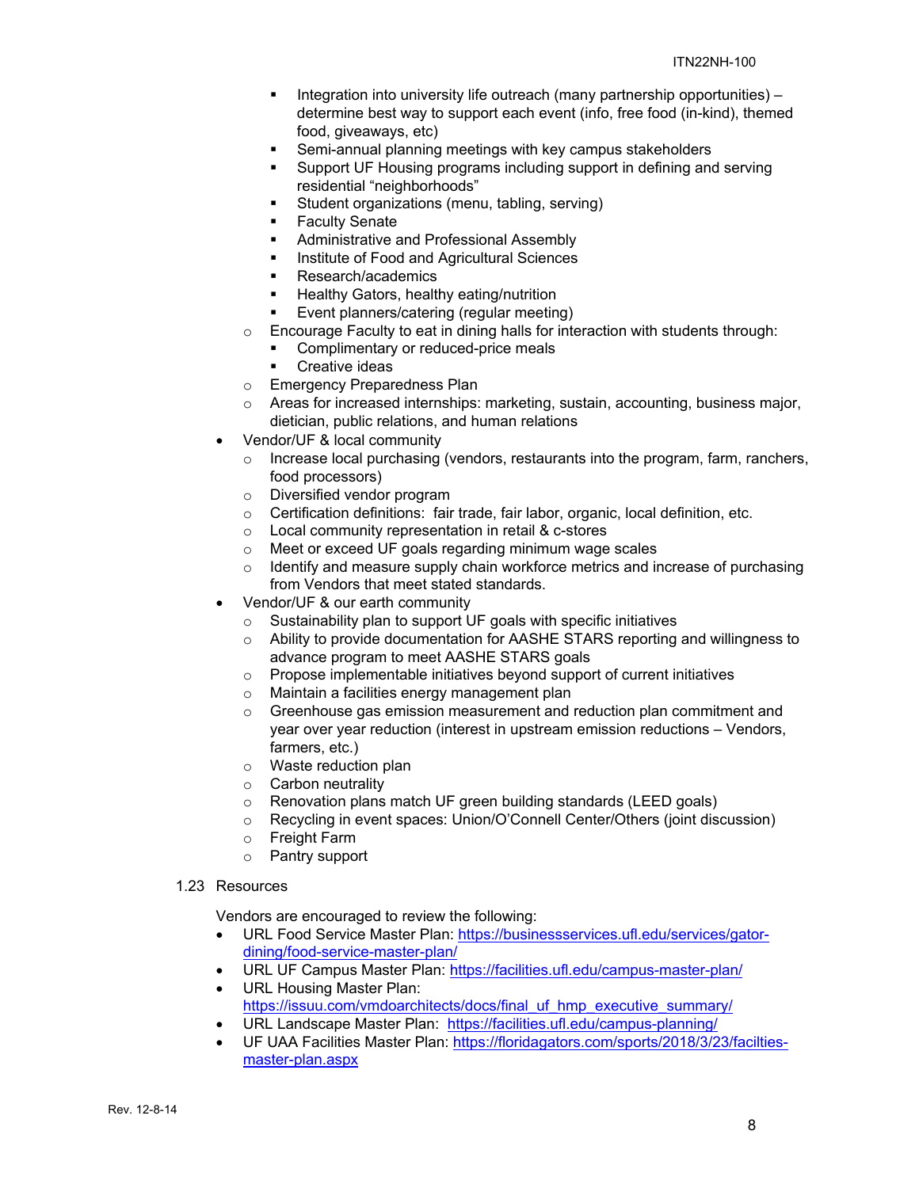- Integration into university life outreach (many partnership opportunities) – determine best way to support each event (info, free food (in-kind), themed food, giveaways, etc)
        - Semi-annual planning meetings with key campus stakeholders
        - Support UF Housing programs including support in defining and serving residential "neighborhoods"
        - Student organizations (menu, tabling, serving)
        - Faculty Senate
        - Administrative and Professional Assembly
        - Institute of Food and Agricultural Sciences
        - Research/academics
        - Healthy Gators, healthy eating/nutrition
        - Event planners/catering (regular meeting)
    - Encourage Faculty to eat in dining halls for interaction with students through:
        - Complimentary or reduced-price meals
        - Creative ideas
    - Emergency Preparedness Plan
    - Areas for increased internships: marketing, sustain, accounting, business major, dietician, public relations, and human relations
- Vendor/UF & local community
    - Increase local purchasing (vendors, restaurants into the program, farm, ranchers, food processors)
    - Diversified vendor program
    - Certification definitions: fair trade, fair labor, organic, local definition, etc.
    - Local community representation in retail & c-stores
    - Meet or exceed UF goals regarding minimum wage scales
    - Identify and measure supply chain workforce metrics and increase of purchasing from Vendors that meet stated standards.
- Vendor/UF & our earth community
    - Sustainability plan to support UF goals with specific initiatives
    - Ability to provide documentation for AASHE STARS reporting and willingness to advance program to meet AASHE STARS goals
    - Propose implementable initiatives beyond support of current initiatives
    - Maintain a facilities energy management plan
    - Greenhouse gas emission measurement and reduction plan commitment and year over year reduction (interest in upstream emission reductions – Vendors, farmers, etc.)
    - Waste reduction plan
    - Carbon neutrality
    - Renovation plans match UF green building standards (LEED goals)
    - Recycling in event spaces: Union/O'Connell Center/Others (joint discussion)
    - Freight Farm
    - Pantry support

## 1.23 Resources

Vendors are encouraged to review the following:

- URL Food Service Master Plan: https://businessservices.ufl.edu/services/gator-dining/food-service-master-plan/
- URL UF Campus Master Plan: https://facilities.ufl.edu/campus-master-plan/
- URL Housing Master Plan: https://issuu.com/vmdoarchitects/docs/final_uf_hmp_executive_summary/
- URL Landscape Master Plan: https://facilities.ufl.edu/campus-planning/
- UF UAA Facilities Master Plan: https://floridagators.com/sports/2018/3/23/facilties-master-plan.aspx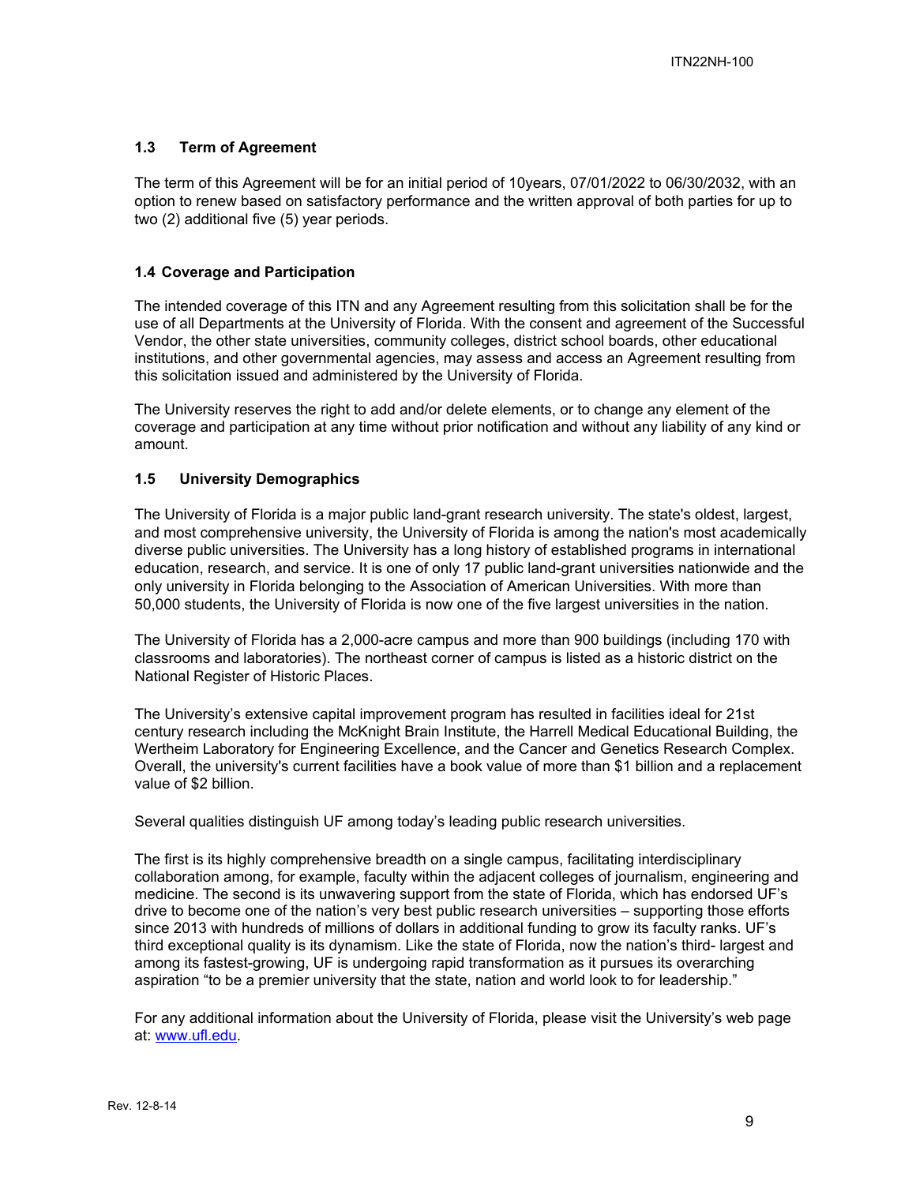### 1.3 Term of Agreement

The term of this Agreement will be for an initial period of 10years, 07/01/2022 to 06/30/2032, with an option to renew based on satisfactory performance and the written approval of both parties for up to two (2) additional five (5) year periods.

### 1.4 Coverage and Participation

The intended coverage of this ITN and any Agreement resulting from this solicitation shall be for the use of all Departments at the University of Florida. With the consent and agreement of the Successful Vendor, the other state universities, community colleges, district school boards, other educational institutions, and other governmental agencies, may assess and access an Agreement resulting from this solicitation issued and administered by the University of Florida.

The University reserves the right to add and/or delete elements, or to change any element of the coverage and participation at any time without prior notification and without any liability of any kind or amount.

### 1.5 University Demographics

The University of Florida is a major public land-grant research university. The state's oldest, largest, and most comprehensive university, the University of Florida is among the nation's most academically diverse public universities. The University has a long history of established programs in international education, research, and service. It is one of only 17 public land-grant universities nationwide and the only university in Florida belonging to the Association of American Universities. With more than 50,000 students, the University of Florida is now one of the five largest universities in the nation.

The University of Florida has a 2,000-acre campus and more than 900 buildings (including 170 with classrooms and laboratories). The northeast corner of campus is listed as a historic district on the National Register of Historic Places.

The University's extensive capital improvement program has resulted in facilities ideal for 21st century research including the McKnight Brain Institute, the Harrell Medical Educational Building, the Wertheim Laboratory for Engineering Excellence, and the Cancer and Genetics Research Complex. Overall, the university's current facilities have a book value of more than $1 billion and a replacement value of $2 billion.

Several qualities distinguish UF among today's leading public research universities.

The first is its highly comprehensive breadth on a single campus, facilitating interdisciplinary collaboration among, for example, faculty within the adjacent colleges of journalism, engineering and medicine. The second is its unwavering support from the state of Florida, which has endorsed UF's drive to become one of the nation's very best public research universities – supporting those efforts since 2013 with hundreds of millions of dollars in additional funding to grow its faculty ranks. UF's third exceptional quality is its dynamism. Like the state of Florida, now the nation's third- largest and among its fastest-growing, UF is undergoing rapid transformation as it pursues its overarching aspiration "to be a premier university that the state, nation and world look to for leadership."

For any additional information about the University of Florida, please visit the University's web page at: [www.ufl.edu](http://www.ufl.edu).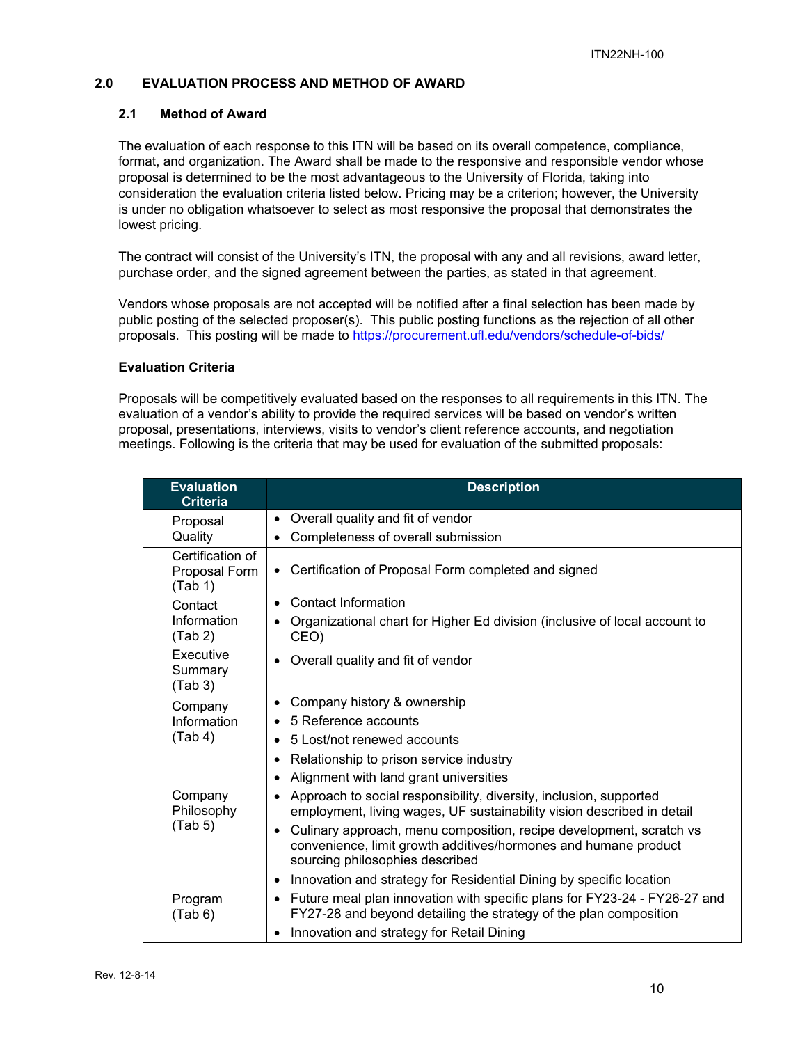## 2.0 EVALUATION PROCESS AND METHOD OF AWARD

### 2.1 Method of Award

The evaluation of each response to this ITN will be based on its overall competence, compliance, format, and organization. The Award shall be made to the responsive and responsible vendor whose proposal is determined to be the most advantageous to the University of Florida, taking into consideration the evaluation criteria listed below. Pricing may be a criterion; however, the University is under no obligation whatsoever to select as most responsive the proposal that demonstrates the lowest pricing.

The contract will consist of the University's ITN, the proposal with any and all revisions, award letter, purchase order, and the signed agreement between the parties, as stated in that agreement.

Vendors whose proposals are not accepted will be notified after a final selection has been made by public posting of the selected proposer(s). This public posting functions as the rejection of all other proposals. This posting will be made to https://procurement.ufl.edu/vendors/schedule-of-bids/

**Evaluation Criteria**

Proposals will be competitively evaluated based on the responses to all requirements in this ITN. The evaluation of a vendor's ability to provide the required services will be based on vendor's written proposal, presentations, interviews, visits to vendor's client reference accounts, and negotiation meetings. Following is the criteria that may be used for evaluation of the submitted proposals:

| Evaluation Criteria | Description |
|---|---|
| Proposal Quality | • Overall quality and fit of vendor<br>• Completeness of overall submission |
| Certification of Proposal Form (Tab 1) | • Certification of Proposal Form completed and signed |
| Contact Information (Tab 2) | • Contact Information<br>• Organizational chart for Higher Ed division (inclusive of local account to CEO) |
| Executive Summary (Tab 3) | • Overall quality and fit of vendor |
| Company Information (Tab 4) | • Company history & ownership<br>• 5 Reference accounts<br>• 5 Lost/not renewed accounts |
| Company Philosophy (Tab 5) | • Relationship to prison service industry<br>• Alignment with land grant universities<br>• Approach to social responsibility, diversity, inclusion, supported employment, living wages, UF sustainability vision described in detail<br>• Culinary approach, menu composition, recipe development, scratch vs convenience, limit growth additives/hormones and humane product sourcing philosophies described |
| Program (Tab 6) | • Innovation and strategy for Residential Dining by specific location<br>• Future meal plan innovation with specific plans for FY23-24 - FY26-27 and FY27-28 and beyond detailing the strategy of the plan composition<br>• Innovation and strategy for Retail Dining |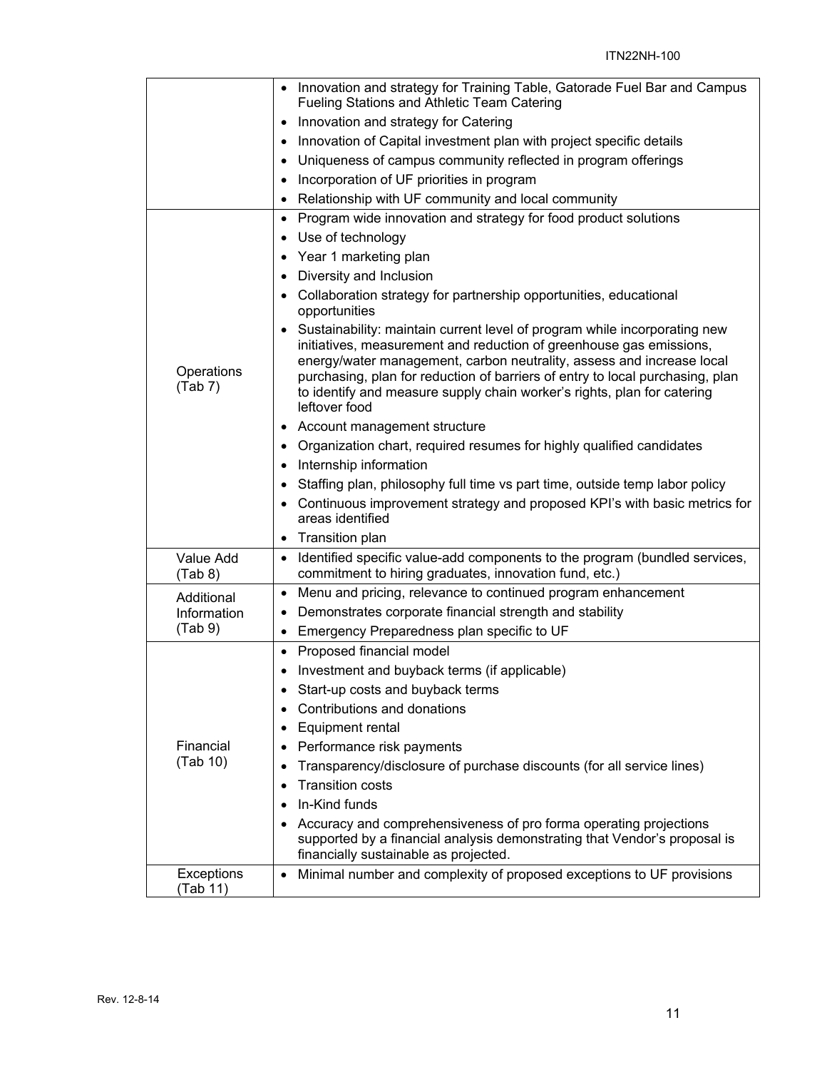| | |
|---|---|
| | • Innovation and strategy for Training Table, Gatorade Fuel Bar and Campus Fueling Stations and Athletic Team Catering<br>• Innovation and strategy for Catering<br>• Innovation of Capital investment plan with project specific details<br>• Uniqueness of campus community reflected in program offerings<br>• Incorporation of UF priorities in program<br>• Relationship with UF community and local community |
| Operations (Tab 7) | • Program wide innovation and strategy for food product solutions<br>• Use of technology<br>• Year 1 marketing plan<br>• Diversity and Inclusion<br>• Collaboration strategy for partnership opportunities, educational opportunities<br>• Sustainability: maintain current level of program while incorporating new initiatives, measurement and reduction of greenhouse gas emissions, energy/water management, carbon neutrality, assess and increase local purchasing, plan for reduction of barriers of entry to local purchasing, plan to identify and measure supply chain worker's rights, plan for catering leftover food<br>• Account management structure<br>• Organization chart, required resumes for highly qualified candidates<br>• Internship information<br>• Staffing plan, philosophy full time vs part time, outside temp labor policy<br>• Continuous improvement strategy and proposed KPI's with basic metrics for areas identified<br>• Transition plan |
| Value Add (Tab 8) | • Identified specific value-add components to the program (bundled services, commitment to hiring graduates, innovation fund, etc.) |
| Additional Information (Tab 9) | • Menu and pricing, relevance to continued program enhancement<br>• Demonstrates corporate financial strength and stability<br>• Emergency Preparedness plan specific to UF |
| Financial (Tab 10) | • Proposed financial model<br>• Investment and buyback terms (if applicable)<br>• Start-up costs and buyback terms<br>• Contributions and donations<br>• Equipment rental<br>• Performance risk payments<br>• Transparency/disclosure of purchase discounts (for all service lines)<br>• Transition costs<br>• In-Kind funds<br>• Accuracy and comprehensiveness of pro forma operating projections supported by a financial analysis demonstrating that Vendor's proposal is financially sustainable as projected. |
| Exceptions (Tab 11) | • Minimal number and complexity of proposed exceptions to UF provisions |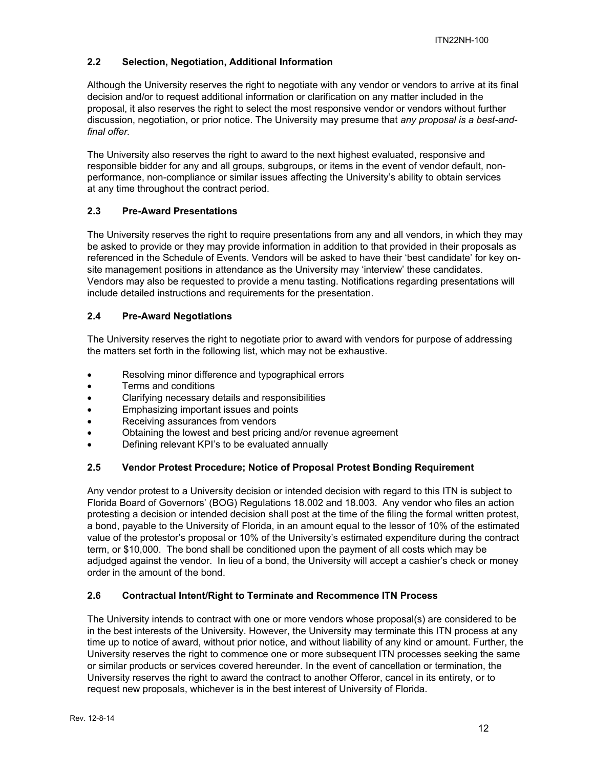### 2.2 Selection, Negotiation, Additional Information

Although the University reserves the right to negotiate with any vendor or vendors to arrive at its final decision and/or to request additional information or clarification on any matter included in the proposal, it also reserves the right to select the most responsive vendor or vendors without further discussion, negotiation, or prior notice. The University may presume that *any proposal is a best-and-final offer.*

The University also reserves the right to award to the next highest evaluated, responsive and responsible bidder for any and all groups, subgroups, or items in the event of vendor default, non-performance, non-compliance or similar issues affecting the University's ability to obtain services at any time throughout the contract period.

### 2.3 Pre-Award Presentations

The University reserves the right to require presentations from any and all vendors, in which they may be asked to provide or they may provide information in addition to that provided in their proposals as referenced in the Schedule of Events. Vendors will be asked to have their 'best candidate' for key on-site management positions in attendance as the University may 'interview' these candidates. Vendors may also be requested to provide a menu tasting. Notifications regarding presentations will include detailed instructions and requirements for the presentation.

### 2.4 Pre-Award Negotiations

The University reserves the right to negotiate prior to award with vendors for purpose of addressing the matters set forth in the following list, which may not be exhaustive.

- Resolving minor difference and typographical errors
- Terms and conditions
- Clarifying necessary details and responsibilities
- Emphasizing important issues and points
- Receiving assurances from vendors
- Obtaining the lowest and best pricing and/or revenue agreement
- Defining relevant KPI's to be evaluated annually

### 2.5 Vendor Protest Procedure; Notice of Proposal Protest Bonding Requirement

Any vendor protest to a University decision or intended decision with regard to this ITN is subject to Florida Board of Governors' (BOG) Regulations 18.002 and 18.003. Any vendor who files an action protesting a decision or intended decision shall post at the time of the filing the formal written protest, a bond, payable to the University of Florida, in an amount equal to the lessor of 10% of the estimated value of the protestor's proposal or 10% of the University's estimated expenditure during the contract term, or $10,000. The bond shall be conditioned upon the payment of all costs which may be adjudged against the vendor. In lieu of a bond, the University will accept a cashier's check or money order in the amount of the bond.

### 2.6 Contractual Intent/Right to Terminate and Recommence ITN Process

The University intends to contract with one or more vendors whose proposal(s) are considered to be in the best interests of the University. However, the University may terminate this ITN process at any time up to notice of award, without prior notice, and without liability of any kind or amount. Further, the University reserves the right to commence one or more subsequent ITN processes seeking the same or similar products or services covered hereunder. In the event of cancellation or termination, the University reserves the right to award the contract to another Offeror, cancel in its entirety, or to request new proposals, whichever is in the best interest of University of Florida.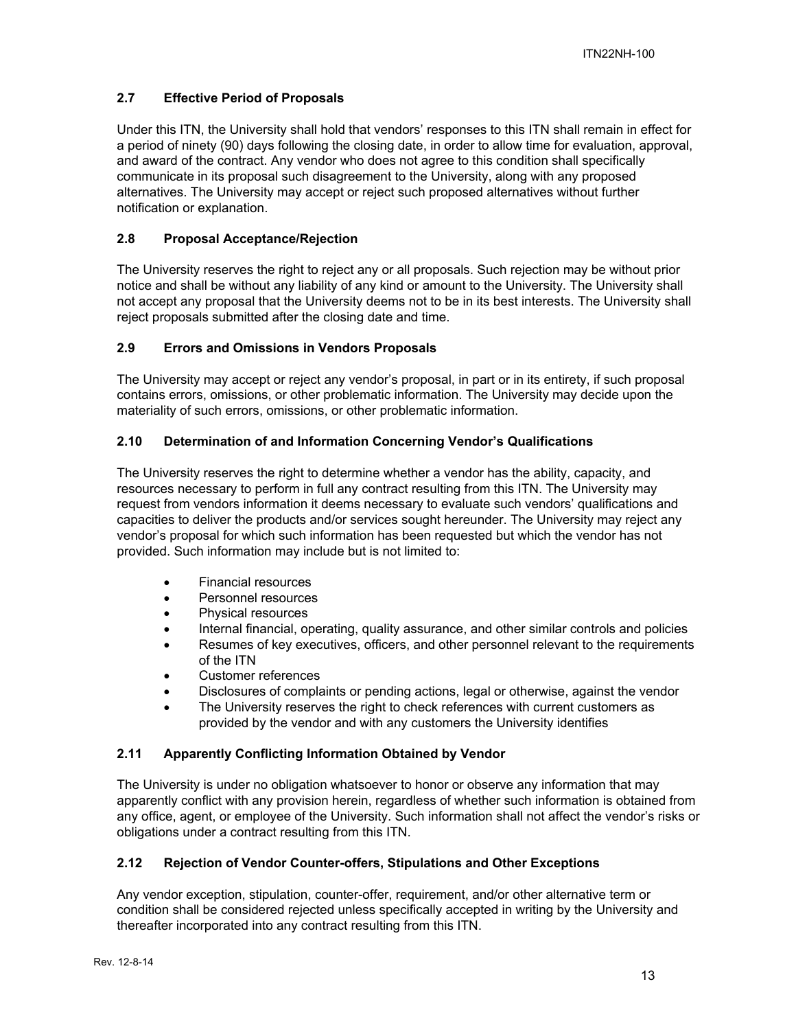### 2.7 Effective Period of Proposals

Under this ITN, the University shall hold that vendors' responses to this ITN shall remain in effect for a period of ninety (90) days following the closing date, in order to allow time for evaluation, approval, and award of the contract. Any vendor who does not agree to this condition shall specifically communicate in its proposal such disagreement to the University, along with any proposed alternatives. The University may accept or reject such proposed alternatives without further notification or explanation.

### 2.8 Proposal Acceptance/Rejection

The University reserves the right to reject any or all proposals. Such rejection may be without prior notice and shall be without any liability of any kind or amount to the University. The University shall not accept any proposal that the University deems not to be in its best interests. The University shall reject proposals submitted after the closing date and time.

### 2.9 Errors and Omissions in Vendors Proposals

The University may accept or reject any vendor's proposal, in part or in its entirety, if such proposal contains errors, omissions, or other problematic information. The University may decide upon the materiality of such errors, omissions, or other problematic information.

### 2.10 Determination of and Information Concerning Vendor's Qualifications

The University reserves the right to determine whether a vendor has the ability, capacity, and resources necessary to perform in full any contract resulting from this ITN. The University may request from vendors information it deems necessary to evaluate such vendors' qualifications and capacities to deliver the products and/or services sought hereunder. The University may reject any vendor's proposal for which such information has been requested but which the vendor has not provided. Such information may include but is not limited to:

- Financial resources
- Personnel resources
- Physical resources
- Internal financial, operating, quality assurance, and other similar controls and policies
- Resumes of key executives, officers, and other personnel relevant to the requirements of the ITN
- Customer references
- Disclosures of complaints or pending actions, legal or otherwise, against the vendor
- The University reserves the right to check references with current customers as provided by the vendor and with any customers the University identifies

### 2.11 Apparently Conflicting Information Obtained by Vendor

The University is under no obligation whatsoever to honor or observe any information that may apparently conflict with any provision herein, regardless of whether such information is obtained from any office, agent, or employee of the University. Such information shall not affect the vendor's risks or obligations under a contract resulting from this ITN.

### 2.12 Rejection of Vendor Counter-offers, Stipulations and Other Exceptions

Any vendor exception, stipulation, counter-offer, requirement, and/or other alternative term or condition shall be considered rejected unless specifically accepted in writing by the University and thereafter incorporated into any contract resulting from this ITN.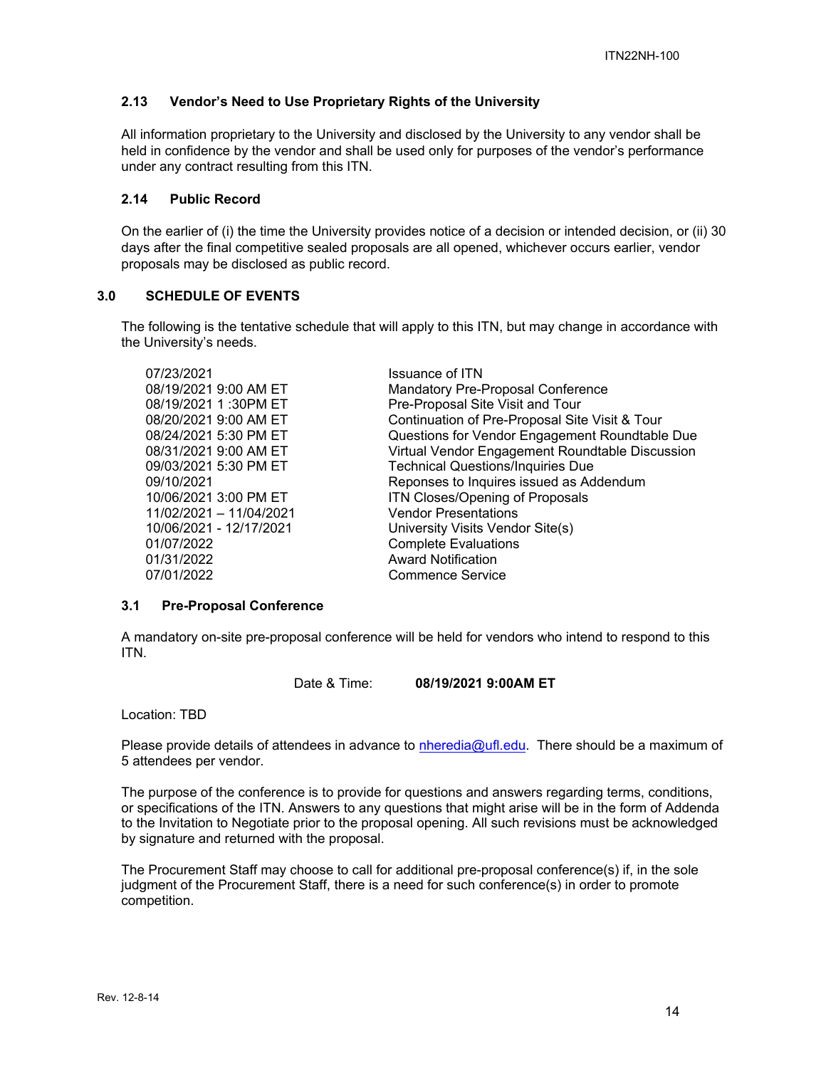### 2.13 Vendor's Need to Use Proprietary Rights of the University

All information proprietary to the University and disclosed by the University to any vendor shall be held in confidence by the vendor and shall be used only for purposes of the vendor's performance under any contract resulting from this ITN.

### 2.14 Public Record

On the earlier of (i) the time the University provides notice of a decision or intended decision, or (ii) 30 days after the final competitive sealed proposals are all opened, whichever occurs earlier, vendor proposals may be disclosed as public record.

## 3.0 SCHEDULE OF EVENTS

The following is the tentative schedule that will apply to this ITN, but may change in accordance with the University's needs.

| | |
|---|---|
| 07/23/2021 | Issuance of ITN |
| 08/19/2021 9:00 AM ET | Mandatory Pre-Proposal Conference |
| 08/19/2021 1 :30PM ET | Pre-Proposal Site Visit and Tour |
| 08/20/2021 9:00 AM ET | Continuation of Pre-Proposal Site Visit & Tour |
| 08/24/2021 5:30 PM ET | Questions for Vendor Engagement Roundtable Due |
| 08/31/2021 9:00 AM ET | Virtual Vendor Engagement Roundtable Discussion |
| 09/03/2021 5:30 PM ET | Technical Questions/Inquiries Due |
| 09/10/2021 | Reponses to Inquires issued as Addendum |
| 10/06/2021 3:00 PM ET | ITN Closes/Opening of Proposals |
| 11/02/2021 – 11/04/2021 | Vendor Presentations |
| 10/06/2021 - 12/17/2021 | University Visits Vendor Site(s) |
| 01/07/2022 | Complete Evaluations |
| 01/31/2022 | Award Notification |
| 07/01/2022 | Commence Service |

### 3.1 Pre-Proposal Conference

A mandatory on-site pre-proposal conference will be held for vendors who intend to respond to this ITN.

Date & Time: **08/19/2021 9:00AM ET**

Location: TBD

Please provide details of attendees in advance to nheredia@ufl.edu. There should be a maximum of 5 attendees per vendor.

The purpose of the conference is to provide for questions and answers regarding terms, conditions, or specifications of the ITN. Answers to any questions that might arise will be in the form of Addenda to the Invitation to Negotiate prior to the proposal opening. All such revisions must be acknowledged by signature and returned with the proposal.

The Procurement Staff may choose to call for additional pre-proposal conference(s) if, in the sole judgment of the Procurement Staff, there is a need for such conference(s) in order to promote competition.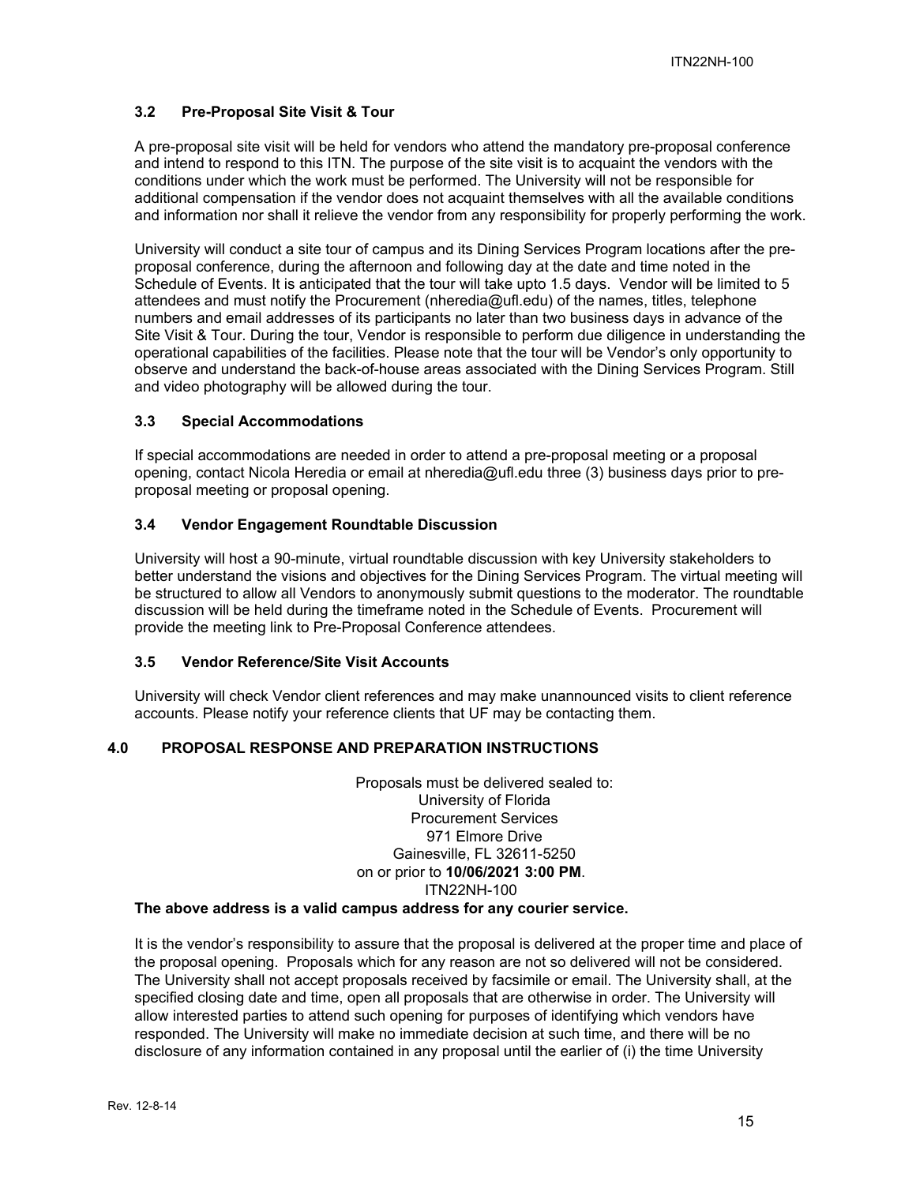### 3.2 Pre-Proposal Site Visit & Tour

A pre-proposal site visit will be held for vendors who attend the mandatory pre-proposal conference and intend to respond to this ITN. The purpose of the site visit is to acquaint the vendors with the conditions under which the work must be performed. The University will not be responsible for additional compensation if the vendor does not acquaint themselves with all the available conditions and information nor shall it relieve the vendor from any responsibility for properly performing the work.

University will conduct a site tour of campus and its Dining Services Program locations after the pre-proposal conference, during the afternoon and following day at the date and time noted in the Schedule of Events. It is anticipated that the tour will take upto 1.5 days. Vendor will be limited to 5 attendees and must notify the Procurement (nheredia@ufl.edu) of the names, titles, telephone numbers and email addresses of its participants no later than two business days in advance of the Site Visit & Tour. During the tour, Vendor is responsible to perform due diligence in understanding the operational capabilities of the facilities. Please note that the tour will be Vendor's only opportunity to observe and understand the back-of-house areas associated with the Dining Services Program. Still and video photography will be allowed during the tour.

### 3.3 Special Accommodations

If special accommodations are needed in order to attend a pre-proposal meeting or a proposal opening, contact Nicola Heredia or email at nheredia@ufl.edu three (3) business days prior to pre-proposal meeting or proposal opening.

### 3.4 Vendor Engagement Roundtable Discussion

University will host a 90-minute, virtual roundtable discussion with key University stakeholders to better understand the visions and objectives for the Dining Services Program. The virtual meeting will be structured to allow all Vendors to anonymously submit questions to the moderator. The roundtable discussion will be held during the timeframe noted in the Schedule of Events. Procurement will provide the meeting link to Pre-Proposal Conference attendees.

### 3.5 Vendor Reference/Site Visit Accounts

University will check Vendor client references and may make unannounced visits to client reference accounts. Please notify your reference clients that UF may be contacting them.

## 4.0 PROPOSAL RESPONSE AND PREPARATION INSTRUCTIONS

Proposals must be delivered sealed to:
University of Florida
Procurement Services
971 Elmore Drive
Gainesville, FL 32611-5250
on or prior to **10/06/2021 3:00 PM**.
ITN22NH-100

**The above address is a valid campus address for any courier service.**

It is the vendor's responsibility to assure that the proposal is delivered at the proper time and place of the proposal opening. Proposals which for any reason are not so delivered will not be considered. The University shall not accept proposals received by facsimile or email. The University shall, at the specified closing date and time, open all proposals that are otherwise in order. The University will allow interested parties to attend such opening for purposes of identifying which vendors have responded. The University will make no immediate decision at such time, and there will be no disclosure of any information contained in any proposal until the earlier of (i) the time University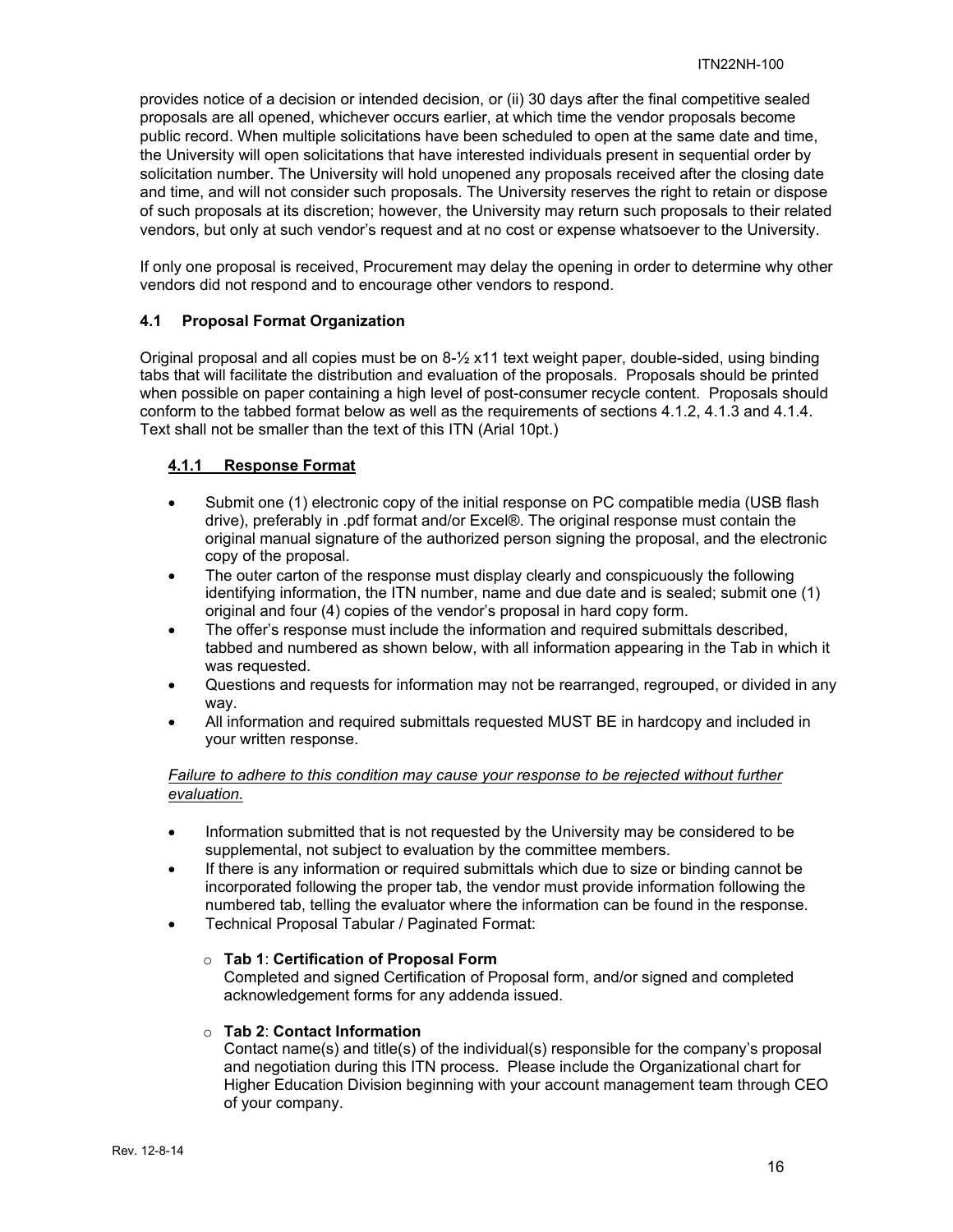provides notice of a decision or intended decision, or (ii) 30 days after the final competitive sealed proposals are all opened, whichever occurs earlier, at which time the vendor proposals become public record. When multiple solicitations have been scheduled to open at the same date and time, the University will open solicitations that have interested individuals present in sequential order by solicitation number. The University will hold unopened any proposals received after the closing date and time, and will not consider such proposals. The University reserves the right to retain or dispose of such proposals at its discretion; however, the University may return such proposals to their related vendors, but only at such vendor's request and at no cost or expense whatsoever to the University.

If only one proposal is received, Procurement may delay the opening in order to determine why other vendors did not respond and to encourage other vendors to respond.

### 4.1 Proposal Format Organization

Original proposal and all copies must be on 8-½ x11 text weight paper, double-sided, using binding tabs that will facilitate the distribution and evaluation of the proposals. Proposals should be printed when possible on paper containing a high level of post-consumer recycle content. Proposals should conform to the tabbed format below as well as the requirements of sections 4.1.2, 4.1.3 and 4.1.4. Text shall not be smaller than the text of this ITN (Arial 10pt.)

#### <u>4.1.1 Response Format</u>

- Submit one (1) electronic copy of the initial response on PC compatible media (USB flash drive), preferably in .pdf format and/or Excel®. The original response must contain the original manual signature of the authorized person signing the proposal, and the electronic copy of the proposal.
- The outer carton of the response must display clearly and conspicuously the following identifying information, the ITN number, name and due date and is sealed; submit one (1) original and four (4) copies of the vendor's proposal in hard copy form.
- The offer's response must include the information and required submittals described, tabbed and numbered as shown below, with all information appearing in the Tab in which it was requested.
- Questions and requests for information may not be rearranged, regrouped, or divided in any way.
- All information and required submittals requested MUST BE in hardcopy and included in your written response.

*<u>Failure to adhere to this condition may cause your response to be rejected without further evaluation.</u>*

- Information submitted that is not requested by the University may be considered to be supplemental, not subject to evaluation by the committee members.
- If there is any information or required submittals which due to size or binding cannot be incorporated following the proper tab, the vendor must provide information following the numbered tab, telling the evaluator where the information can be found in the response.
- Technical Proposal Tabular / Paginated Format:
  - **Tab 1**: **Certification of Proposal Form**
    Completed and signed Certification of Proposal form, and/or signed and completed acknowledgement forms for any addenda issued.
  - **Tab 2**: **Contact Information**
    Contact name(s) and title(s) of the individual(s) responsible for the company's proposal and negotiation during this ITN process. Please include the Organizational chart for Higher Education Division beginning with your account management team through CEO of your company.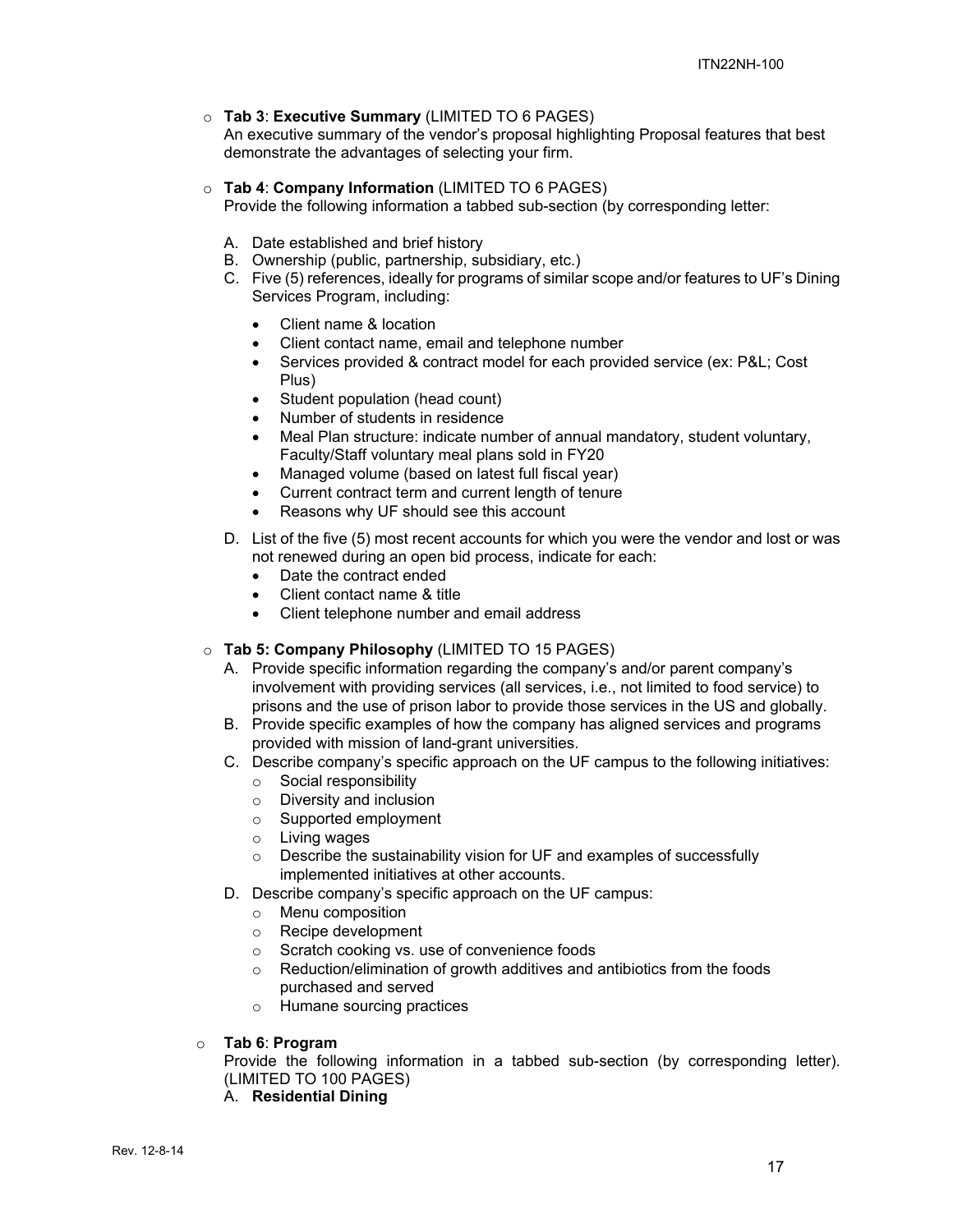- **Tab 3**: **Executive Summary** (LIMITED TO 6 PAGES)
  An executive summary of the vendor's proposal highlighting Proposal features that best demonstrate the advantages of selecting your firm.

- **Tab 4**: **Company Information** (LIMITED TO 6 PAGES)
  Provide the following information a tabbed sub-section (by corresponding letter:

  A. Date established and brief history
  B. Ownership (public, partnership, subsidiary, etc.)
  C. Five (5) references, ideally for programs of similar scope and/or features to UF's Dining Services Program, including:
     - Client name & location
     - Client contact name, email and telephone number
     - Services provided & contract model for each provided service (ex: P&L; Cost Plus)
     - Student population (head count)
     - Number of students in residence
     - Meal Plan structure: indicate number of annual mandatory, student voluntary, Faculty/Staff voluntary meal plans sold in FY20
     - Managed volume (based on latest full fiscal year)
     - Current contract term and current length of tenure
     - Reasons why UF should see this account
  D. List of the five (5) most recent accounts for which you were the vendor and lost or was not renewed during an open bid process, indicate for each:
     - Date the contract ended
     - Client contact name & title
     - Client telephone number and email address

- **Tab 5: Company Philosophy** (LIMITED TO 15 PAGES)
  A. Provide specific information regarding the company's and/or parent company's involvement with providing services (all services, i.e., not limited to food service) to prisons and the use of prison labor to provide those services in the US and globally.
  B. Provide specific examples of how the company has aligned services and programs provided with mission of land-grant universities.
  C. Describe company's specific approach on the UF campus to the following initiatives:
     - Social responsibility
     - Diversity and inclusion
     - Supported employment
     - Living wages
     - Describe the sustainability vision for UF and examples of successfully implemented initiatives at other accounts.
  D. Describe company's specific approach on the UF campus:
     - Menu composition
     - Recipe development
     - Scratch cooking vs. use of convenience foods
     - Reduction/elimination of growth additives and antibiotics from the foods purchased and served
     - Humane sourcing practices

- **Tab 6**: **Program**
  Provide the following information in a tabbed sub-section (by corresponding letter). (LIMITED TO 100 PAGES)
  A. **Residential Dining**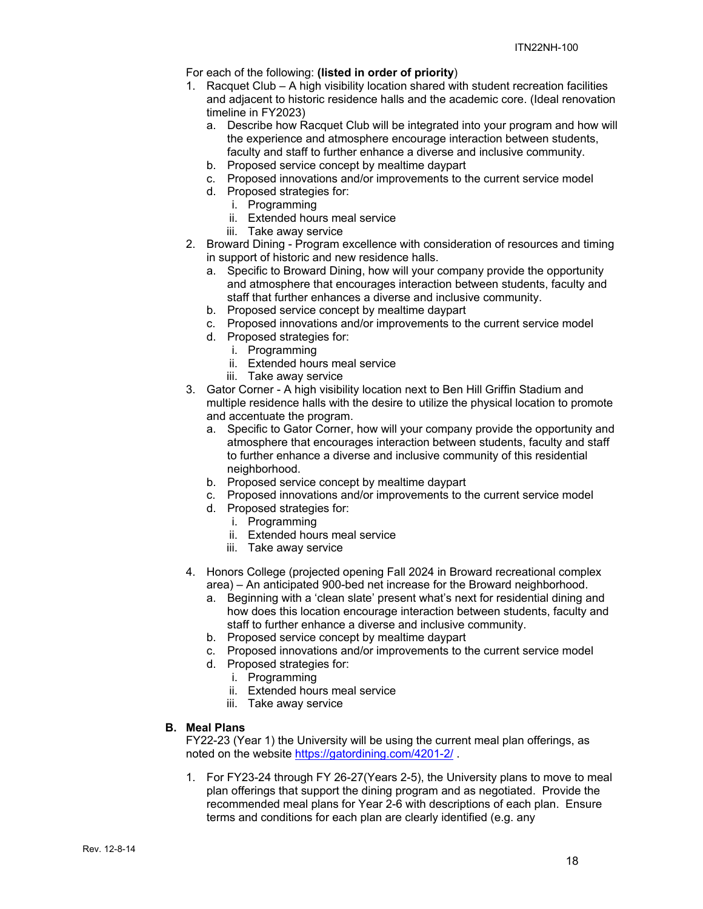For each of the following: **(listed in order of priority**)

1. Racquet Club – A high visibility location shared with student recreation facilities and adjacent to historic residence halls and the academic core. (Ideal renovation timeline in FY2023)
   a. Describe how Racquet Club will be integrated into your program and how will the experience and atmosphere encourage interaction between students, faculty and staff to further enhance a diverse and inclusive community.
   b. Proposed service concept by mealtime daypart
   c. Proposed innovations and/or improvements to the current service model
   d. Proposed strategies for:
      i. Programming
      ii. Extended hours meal service
      iii. Take away service
2. Broward Dining - Program excellence with consideration of resources and timing in support of historic and new residence halls.
   a. Specific to Broward Dining, how will your company provide the opportunity and atmosphere that encourages interaction between students, faculty and staff that further enhances a diverse and inclusive community.
   b. Proposed service concept by mealtime daypart
   c. Proposed innovations and/or improvements to the current service model
   d. Proposed strategies for:
      i. Programming
      ii. Extended hours meal service
      iii. Take away service
3. Gator Corner - A high visibility location next to Ben Hill Griffin Stadium and multiple residence halls with the desire to utilize the physical location to promote and accentuate the program.
   a. Specific to Gator Corner, how will your company provide the opportunity and atmosphere that encourages interaction between students, faculty and staff to further enhance a diverse and inclusive community of this residential neighborhood.
   b. Proposed service concept by mealtime daypart
   c. Proposed innovations and/or improvements to the current service model
   d. Proposed strategies for:
      i. Programming
      ii. Extended hours meal service
      iii. Take away service
4. Honors College (projected opening Fall 2024 in Broward recreational complex area) – An anticipated 900-bed net increase for the Broward neighborhood.
   a. Beginning with a 'clean slate' present what's next for residential dining and how does this location encourage interaction between students, faculty and staff to further enhance a diverse and inclusive community.
   b. Proposed service concept by mealtime daypart
   c. Proposed innovations and/or improvements to the current service model
   d. Proposed strategies for:
      i. Programming
      ii. Extended hours meal service
      iii. Take away service

**B. Meal Plans**

FY22-23 (Year 1) the University will be using the current meal plan offerings, as noted on the website https://gatordining.com/4201-2/ .

1. For FY23-24 through FY 26-27(Years 2-5), the University plans to move to meal plan offerings that support the dining program and as negotiated. Provide the recommended meal plans for Year 2-6 with descriptions of each plan. Ensure terms and conditions for each plan are clearly identified (e.g. any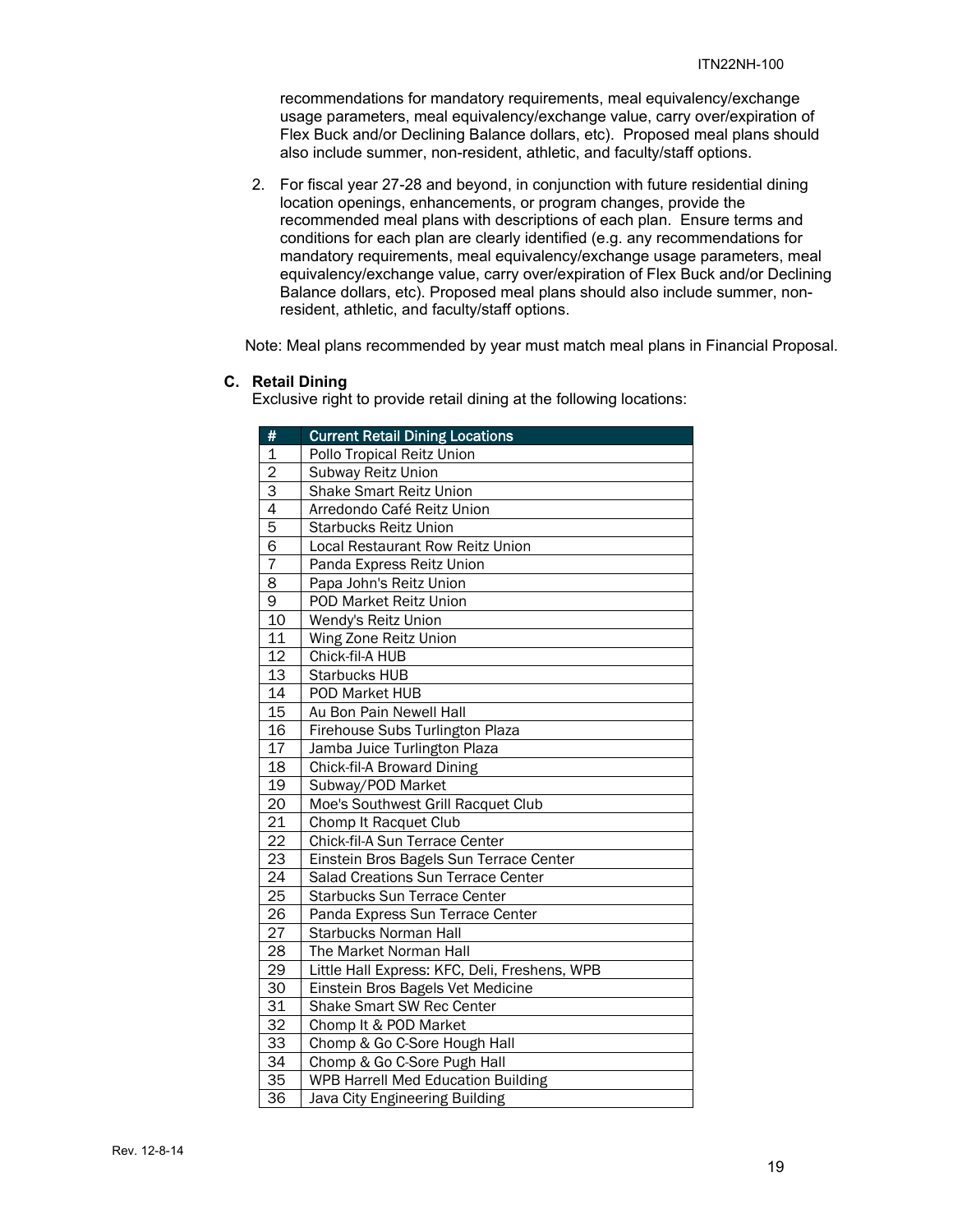recommendations for mandatory requirements, meal equivalency/exchange usage parameters, meal equivalency/exchange value, carry over/expiration of Flex Buck and/or Declining Balance dollars, etc). Proposed meal plans should also include summer, non-resident, athletic, and faculty/staff options.

2. For fiscal year 27-28 and beyond, in conjunction with future residential dining location openings, enhancements, or program changes, provide the recommended meal plans with descriptions of each plan. Ensure terms and conditions for each plan are clearly identified (e.g. any recommendations for mandatory requirements, meal equivalency/exchange usage parameters, meal equivalency/exchange value, carry over/expiration of Flex Buck and/or Declining Balance dollars, etc). Proposed meal plans should also include summer, non-resident, athletic, and faculty/staff options.

Note: Meal plans recommended by year must match meal plans in Financial Proposal.

**C. Retail Dining**

Exclusive right to provide retail dining at the following locations:

| # | Current Retail Dining Locations |
|---|---|
| 1 | Pollo Tropical Reitz Union |
| 2 | Subway Reitz Union |
| 3 | Shake Smart Reitz Union |
| 4 | Arredondo Café Reitz Union |
| 5 | Starbucks Reitz Union |
| 6 | Local Restaurant Row Reitz Union |
| 7 | Panda Express Reitz Union |
| 8 | Papa John's Reitz Union |
| 9 | POD Market Reitz Union |
| 10 | Wendy's Reitz Union |
| 11 | Wing Zone Reitz Union |
| 12 | Chick-fil-A HUB |
| 13 | Starbucks HUB |
| 14 | POD Market HUB |
| 15 | Au Bon Pain Newell Hall |
| 16 | Firehouse Subs Turlington Plaza |
| 17 | Jamba Juice Turlington Plaza |
| 18 | Chick-fil-A Broward Dining |
| 19 | Subway/POD Market |
| 20 | Moe's Southwest Grill Racquet Club |
| 21 | Chomp It Racquet Club |
| 22 | Chick-fil-A Sun Terrace Center |
| 23 | Einstein Bros Bagels Sun Terrace Center |
| 24 | Salad Creations Sun Terrace Center |
| 25 | Starbucks Sun Terrace Center |
| 26 | Panda Express Sun Terrace Center |
| 27 | Starbucks Norman Hall |
| 28 | The Market Norman Hall |
| 29 | Little Hall Express: KFC, Deli, Freshens, WPB |
| 30 | Einstein Bros Bagels Vet Medicine |
| 31 | Shake Smart SW Rec Center |
| 32 | Chomp It & POD Market |
| 33 | Chomp & Go C-Sore Hough Hall |
| 34 | Chomp & Go C-Sore Pugh Hall |
| 35 | WPB Harrell Med Education Building |
| 36 | Java City Engineering Building |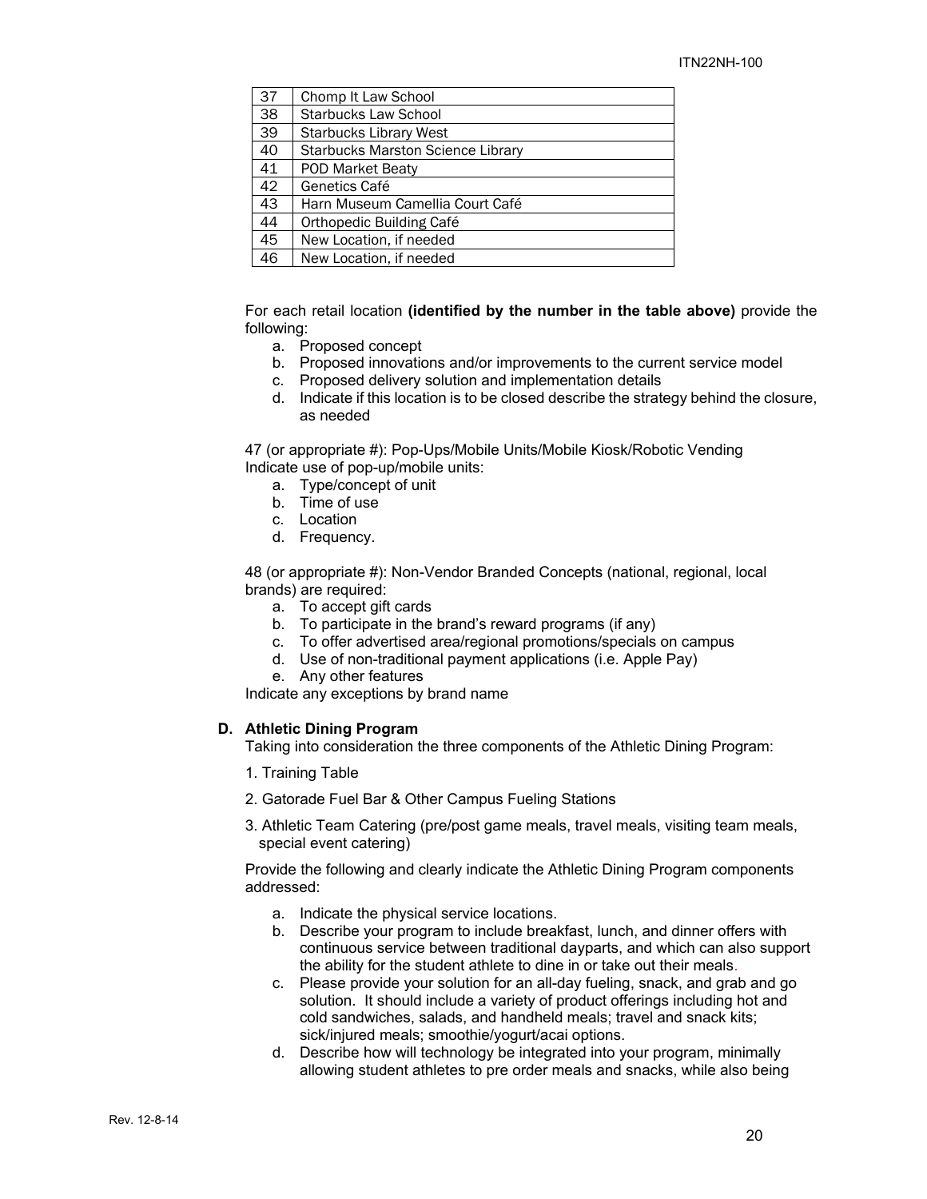| 37 | Chomp It Law School |
|---|---|
| 38 | Starbucks Law School |
| 39 | Starbucks Library West |
| 40 | Starbucks Marston Science Library |
| 41 | POD Market Beaty |
| 42 | Genetics Café |
| 43 | Harn Museum Camellia Court Café |
| 44 | Orthopedic Building Café |
| 45 | New Location, if needed |
| 46 | New Location, if needed |

For each retail location **(identified by the number in the table above)** provide the following:

a. Proposed concept
b. Proposed innovations and/or improvements to the current service model
c. Proposed delivery solution and implementation details
d. Indicate if this location is to be closed describe the strategy behind the closure, as needed

47 (or appropriate #): Pop-Ups/Mobile Units/Mobile Kiosk/Robotic Vending
Indicate use of pop-up/mobile units:

a. Type/concept of unit
b. Time of use
c. Location
d. Frequency.

48 (or appropriate #): Non-Vendor Branded Concepts (national, regional, local brands) are required:

a. To accept gift cards
b. To participate in the brand's reward programs (if any)
c. To offer advertised area/regional promotions/specials on campus
d. Use of non-traditional payment applications (i.e. Apple Pay)
e. Any other features

Indicate any exceptions by brand name

**D. Athletic Dining Program**

Taking into consideration the three components of the Athletic Dining Program:

1. Training Table
2. Gatorade Fuel Bar & Other Campus Fueling Stations
3. Athletic Team Catering (pre/post game meals, travel meals, visiting team meals, special event catering)

Provide the following and clearly indicate the Athletic Dining Program components addressed:

a. Indicate the physical service locations.
b. Describe your program to include breakfast, lunch, and dinner offers with continuous service between traditional dayparts, and which can also support the ability for the student athlete to dine in or take out their meals.
c. Please provide your solution for an all-day fueling, snack, and grab and go solution. It should include a variety of product offerings including hot and cold sandwiches, salads, and handheld meals; travel and snack kits; sick/injured meals; smoothie/yogurt/acai options.
d. Describe how will technology be integrated into your program, minimally allowing student athletes to pre order meals and snacks, while also being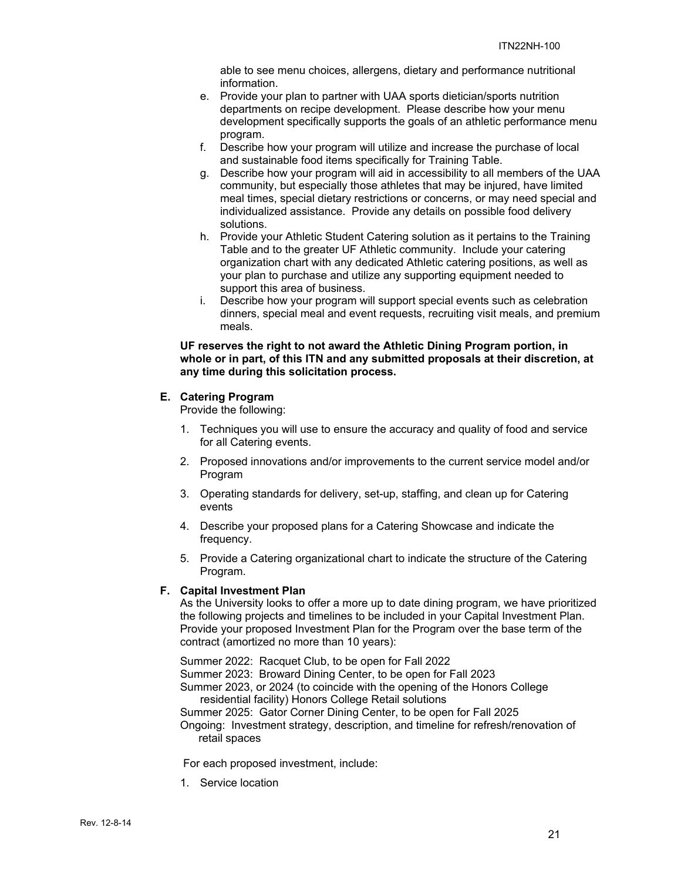able to see menu choices, allergens, dietary and performance nutritional information.

e. Provide your plan to partner with UAA sports dietician/sports nutrition departments on recipe development. Please describe how your menu development specifically supports the goals of an athletic performance menu program.
f. Describe how your program will utilize and increase the purchase of local and sustainable food items specifically for Training Table.
g. Describe how your program will aid in accessibility to all members of the UAA community, but especially those athletes that may be injured, have limited meal times, special dietary restrictions or concerns, or may need special and individualized assistance. Provide any details on possible food delivery solutions.
h. Provide your Athletic Student Catering solution as it pertains to the Training Table and to the greater UF Athletic community. Include your catering organization chart with any dedicated Athletic catering positions, as well as your plan to purchase and utilize any supporting equipment needed to support this area of business.
i. Describe how your program will support special events such as celebration dinners, special meal and event requests, recruiting visit meals, and premium meals.

**UF reserves the right to not award the Athletic Dining Program portion, in whole or in part, of this ITN and any submitted proposals at their discretion, at any time during this solicitation process.**

**E. Catering Program**

Provide the following:

1. Techniques you will use to ensure the accuracy and quality of food and service for all Catering events.
2. Proposed innovations and/or improvements to the current service model and/or Program
3. Operating standards for delivery, set-up, staffing, and clean up for Catering events
4. Describe your proposed plans for a Catering Showcase and indicate the frequency.
5. Provide a Catering organizational chart to indicate the structure of the Catering Program.

**F. Capital Investment Plan**

As the University looks to offer a more up to date dining program, we have prioritized the following projects and timelines to be included in your Capital Investment Plan. Provide your proposed Investment Plan for the Program over the base term of the contract (amortized no more than 10 years):

Summer 2022: Racquet Club, to be open for Fall 2022
Summer 2023: Broward Dining Center, to be open for Fall 2023
Summer 2023, or 2024 (to coincide with the opening of the Honors College residential facility) Honors College Retail solutions
Summer 2025: Gator Corner Dining Center, to be open for Fall 2025
Ongoing: Investment strategy, description, and timeline for refresh/renovation of retail spaces

For each proposed investment, include:

1. Service location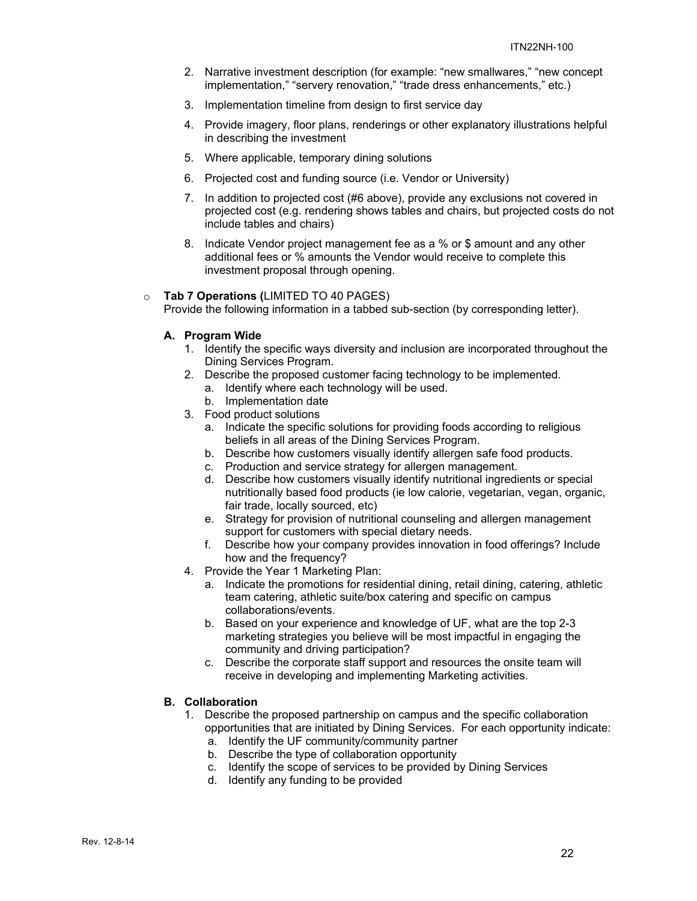2. Narrative investment description (for example: "new smallwares," "new concept implementation," "servery renovation," "trade dress enhancements," etc.)
3. Implementation timeline from design to first service day
4. Provide imagery, floor plans, renderings or other explanatory illustrations helpful in describing the investment
5. Where applicable, temporary dining solutions
6. Projected cost and funding source (i.e. Vendor or University)
7. In addition to projected cost (#6 above), provide any exclusions not covered in projected cost (e.g. rendering shows tables and chairs, but projected costs do not include tables and chairs)
8. Indicate Vendor project management fee as a % or $ amount and any other additional fees or % amounts the Vendor would receive to complete this investment proposal through opening.

- **Tab 7 Operations (**LIMITED TO 40 PAGES)
  Provide the following information in a tabbed sub-section (by corresponding letter).

**A. Program Wide**

1. Identify the specific ways diversity and inclusion are incorporated throughout the Dining Services Program.
2. Describe the proposed customer facing technology to be implemented.
   a. Identify where each technology will be used.
   b. Implementation date
3. Food product solutions
   a. Indicate the specific solutions for providing foods according to religious beliefs in all areas of the Dining Services Program.
   b. Describe how customers visually identify allergen safe food products.
   c. Production and service strategy for allergen management.
   d. Describe how customers visually identify nutritional ingredients or special nutritionally based food products (ie low calorie, vegetarian, vegan, organic, fair trade, locally sourced, etc)
   e. Strategy for provision of nutritional counseling and allergen management support for customers with special dietary needs.
   f. Describe how your company provides innovation in food offerings? Include how and the frequency?
4. Provide the Year 1 Marketing Plan:
   a. Indicate the promotions for residential dining, retail dining, catering, athletic team catering, athletic suite/box catering and specific on campus collaborations/events.
   b. Based on your experience and knowledge of UF, what are the top 2-3 marketing strategies you believe will be most impactful in engaging the community and driving participation?
   c. Describe the corporate staff support and resources the onsite team will receive in developing and implementing Marketing activities.

**B. Collaboration**

1. Describe the proposed partnership on campus and the specific collaboration opportunities that are initiated by Dining Services. For each opportunity indicate:
   a. Identify the UF community/community partner
   b. Describe the type of collaboration opportunity
   c. Identify the scope of services to be provided by Dining Services
   d. Identify any funding to be provided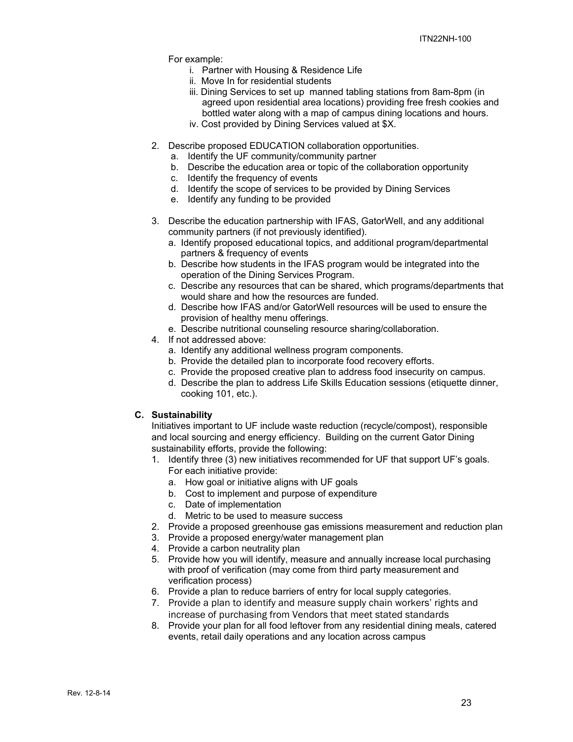For example:

i. Partner with Housing & Residence Life
ii. Move In for residential students
iii. Dining Services to set up manned tabling stations from 8am-8pm (in agreed upon residential area locations) providing free fresh cookies and bottled water along with a map of campus dining locations and hours.
iv. Cost provided by Dining Services valued at $X.

2. Describe proposed EDUCATION collaboration opportunities.
   a. Identify the UF community/community partner
   b. Describe the education area or topic of the collaboration opportunity
   c. Identify the frequency of events
   d. Identify the scope of services to be provided by Dining Services
   e. Identify any funding to be provided

3. Describe the education partnership with IFAS, GatorWell, and any additional community partners (if not previously identified).
   a. Identify proposed educational topics, and additional program/departmental partners & frequency of events
   b. Describe how students in the IFAS program would be integrated into the operation of the Dining Services Program.
   c. Describe any resources that can be shared, which programs/departments that would share and how the resources are funded.
   d. Describe how IFAS and/or GatorWell resources will be used to ensure the provision of healthy menu offerings.
   e. Describe nutritional counseling resource sharing/collaboration.
4. If not addressed above:
   a. Identify any additional wellness program components.
   b. Provide the detailed plan to incorporate food recovery efforts.
   c. Provide the proposed creative plan to address food insecurity on campus.
   d. Describe the plan to address Life Skills Education sessions (etiquette dinner, cooking 101, etc.).

### C. Sustainability

Initiatives important to UF include waste reduction (recycle/compost), responsible and local sourcing and energy efficiency. Building on the current Gator Dining sustainability efforts, provide the following:

1. Identify three (3) new initiatives recommended for UF that support UF's goals. For each initiative provide:
   a. How goal or initiative aligns with UF goals
   b. Cost to implement and purpose of expenditure
   c. Date of implementation
   d. Metric to be used to measure success
2. Provide a proposed greenhouse gas emissions measurement and reduction plan
3. Provide a proposed energy/water management plan
4. Provide a carbon neutrality plan
5. Provide how you will identify, measure and annually increase local purchasing with proof of verification (may come from third party measurement and verification process)
6. Provide a plan to reduce barriers of entry for local supply categories.
7. Provide a plan to identify and measure supply chain workers' rights and increase of purchasing from Vendors that meet stated standards
8. Provide your plan for all food leftover from any residential dining meals, catered events, retail daily operations and any location across campus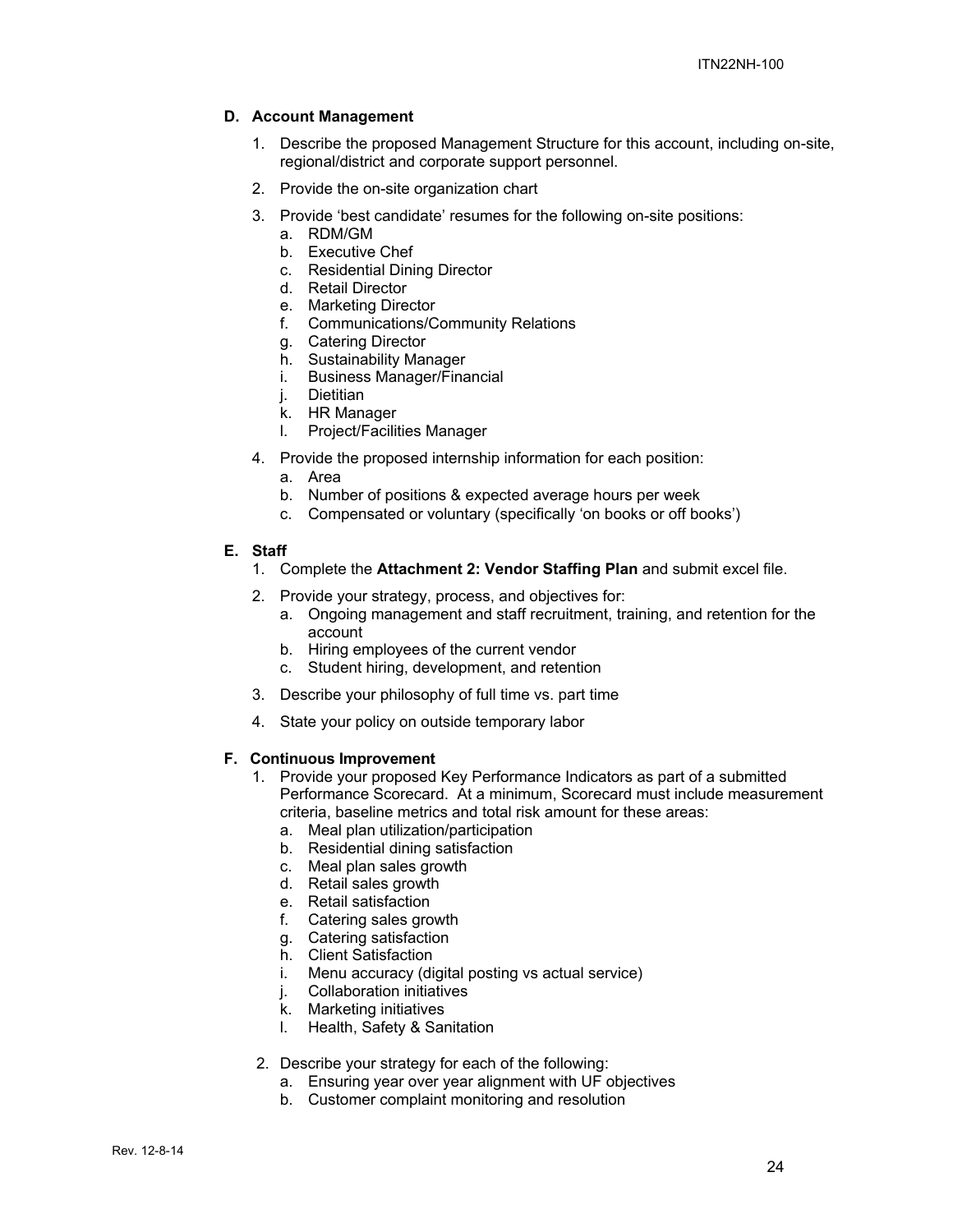### D. Account Management

1. Describe the proposed Management Structure for this account, including on-site, regional/district and corporate support personnel.

2. Provide the on-site organization chart

3. Provide 'best candidate' resumes for the following on-site positions:
   a. RDM/GM
   b. Executive Chef
   c. Residential Dining Director
   d. Retail Director
   e. Marketing Director
   f. Communications/Community Relations
   g. Catering Director
   h. Sustainability Manager
   i. Business Manager/Financial
   j. Dietitian
   k. HR Manager
   l. Project/Facilities Manager

4. Provide the proposed internship information for each position:
   a. Area
   b. Number of positions & expected average hours per week
   c. Compensated or voluntary (specifically 'on books or off books')

### E. Staff

1. Complete the **Attachment 2: Vendor Staffing Plan** and submit excel file.

2. Provide your strategy, process, and objectives for:
   a. Ongoing management and staff recruitment, training, and retention for the account
   b. Hiring employees of the current vendor
   c. Student hiring, development, and retention

3. Describe your philosophy of full time vs. part time

4. State your policy on outside temporary labor

### F. Continuous Improvement

1. Provide your proposed Key Performance Indicators as part of a submitted Performance Scorecard. At a minimum, Scorecard must include measurement criteria, baseline metrics and total risk amount for these areas:
   a. Meal plan utilization/participation
   b. Residential dining satisfaction
   c. Meal plan sales growth
   d. Retail sales growth
   e. Retail satisfaction
   f. Catering sales growth
   g. Catering satisfaction
   h. Client Satisfaction
   i. Menu accuracy (digital posting vs actual service)
   j. Collaboration initiatives
   k. Marketing initiatives
   l. Health, Safety & Sanitation

2. Describe your strategy for each of the following:
   a. Ensuring year over year alignment with UF objectives
   b. Customer complaint monitoring and resolution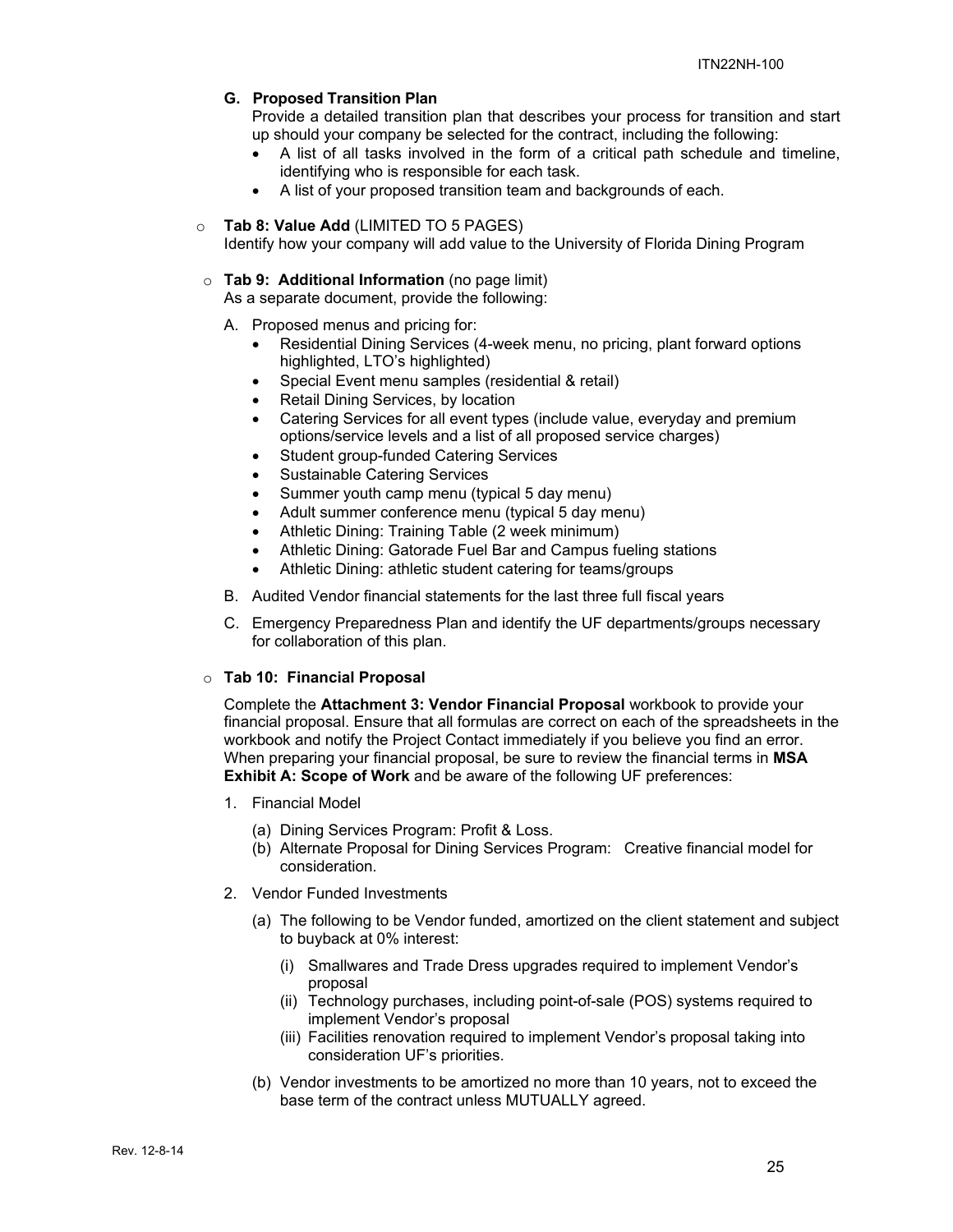**G. Proposed Transition Plan**

Provide a detailed transition plan that describes your process for transition and start up should your company be selected for the contract, including the following:

- A list of all tasks involved in the form of a critical path schedule and timeline, identifying who is responsible for each task.
- A list of your proposed transition team and backgrounds of each.

- **Tab 8: Value Add** (LIMITED TO 5 PAGES)
  Identify how your company will add value to the University of Florida Dining Program

- **Tab 9: Additional Information** (no page limit)
  As a separate document, provide the following:

  A. Proposed menus and pricing for:
     - Residential Dining Services (4-week menu, no pricing, plant forward options highlighted, LTO's highlighted)
     - Special Event menu samples (residential & retail)
     - Retail Dining Services, by location
     - Catering Services for all event types (include value, everyday and premium options/service levels and a list of all proposed service charges)
     - Student group-funded Catering Services
     - Sustainable Catering Services
     - Summer youth camp menu (typical 5 day menu)
     - Adult summer conference menu (typical 5 day menu)
     - Athletic Dining: Training Table (2 week minimum)
     - Athletic Dining: Gatorade Fuel Bar and Campus fueling stations
     - Athletic Dining: athletic student catering for teams/groups

  B. Audited Vendor financial statements for the last three full fiscal years

  C. Emergency Preparedness Plan and identify the UF departments/groups necessary for collaboration of this plan.

- **Tab 10: Financial Proposal**

  Complete the **Attachment 3: Vendor Financial Proposal** workbook to provide your financial proposal. Ensure that all formulas are correct on each of the spreadsheets in the workbook and notify the Project Contact immediately if you believe you find an error. When preparing your financial proposal, be sure to review the financial terms in **MSA Exhibit A: Scope of Work** and be aware of the following UF preferences:

  1. Financial Model

     (a) Dining Services Program: Profit & Loss.

     (b) Alternate Proposal for Dining Services Program: Creative financial model for consideration.

  2. Vendor Funded Investments

     (a) The following to be Vendor funded, amortized on the client statement and subject to buyback at 0% interest:

       (i) Smallwares and Trade Dress upgrades required to implement Vendor's proposal

       (ii) Technology purchases, including point-of-sale (POS) systems required to implement Vendor's proposal

       (iii) Facilities renovation required to implement Vendor's proposal taking into consideration UF's priorities.

     (b) Vendor investments to be amortized no more than 10 years, not to exceed the base term of the contract unless MUTUALLY agreed.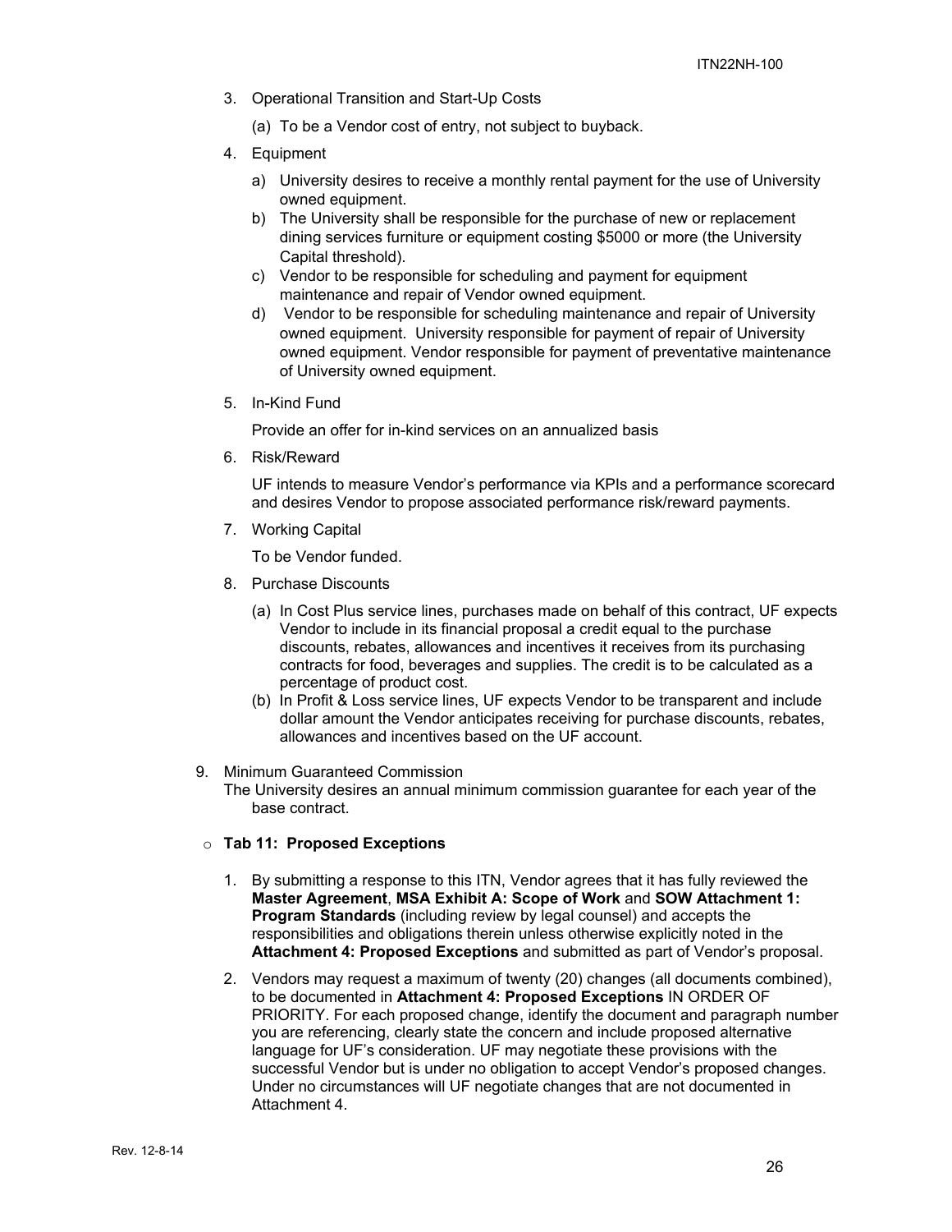3. Operational Transition and Start-Up Costs

   (a) To be a Vendor cost of entry, not subject to buyback.

4. Equipment

   a) University desires to receive a monthly rental payment for the use of University owned equipment.
   b) The University shall be responsible for the purchase of new or replacement dining services furniture or equipment costing $5000 or more (the University Capital threshold).
   c) Vendor to be responsible for scheduling and payment for equipment maintenance and repair of Vendor owned equipment.
   d) Vendor to be responsible for scheduling maintenance and repair of University owned equipment. University responsible for payment of repair of University owned equipment. Vendor responsible for payment of preventative maintenance of University owned equipment.

5. In-Kind Fund

   Provide an offer for in-kind services on an annualized basis

6. Risk/Reward

   UF intends to measure Vendor's performance via KPIs and a performance scorecard and desires Vendor to propose associated performance risk/reward payments.

7. Working Capital

   To be Vendor funded.

8. Purchase Discounts

   (a) In Cost Plus service lines, purchases made on behalf of this contract, UF expects Vendor to include in its financial proposal a credit equal to the purchase discounts, rebates, allowances and incentives it receives from its purchasing contracts for food, beverages and supplies. The credit is to be calculated as a percentage of product cost.
   (b) In Profit & Loss service lines, UF expects Vendor to be transparent and include dollar amount the Vendor anticipates receiving for purchase discounts, rebates, allowances and incentives based on the UF account.

9. Minimum Guaranteed Commission
   The University desires an annual minimum commission guarantee for each year of the base contract.

- **Tab 11: Proposed Exceptions**

  1. By submitting a response to this ITN, Vendor agrees that it has fully reviewed the **Master Agreement**, **MSA Exhibit A: Scope of Work** and **SOW Attachment 1: Program Standards** (including review by legal counsel) and accepts the responsibilities and obligations therein unless otherwise explicitly noted in the **Attachment 4: Proposed Exceptions** and submitted as part of Vendor's proposal.

  2. Vendors may request a maximum of twenty (20) changes (all documents combined), to be documented in **Attachment 4: Proposed Exceptions** IN ORDER OF PRIORITY. For each proposed change, identify the document and paragraph number you are referencing, clearly state the concern and include proposed alternative language for UF's consideration. UF may negotiate these provisions with the successful Vendor but is under no obligation to accept Vendor's proposed changes. Under no circumstances will UF negotiate changes that are not documented in Attachment 4.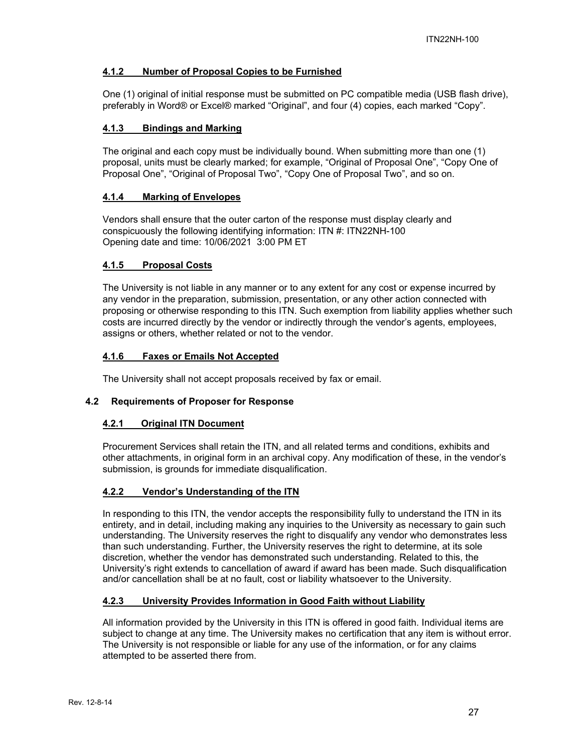#### 4.1.2 Number of Proposal Copies to be Furnished

One (1) original of initial response must be submitted on PC compatible media (USB flash drive), preferably in Word® or Excel® marked “Original”, and four (4) copies, each marked “Copy”.

#### 4.1.3 Bindings and Marking

The original and each copy must be individually bound. When submitting more than one (1) proposal, units must be clearly marked; for example, “Original of Proposal One”, “Copy One of Proposal One”, “Original of Proposal Two”, “Copy One of Proposal Two”, and so on.

#### 4.1.4 Marking of Envelopes

Vendors shall ensure that the outer carton of the response must display clearly and conspicuously the following identifying information: ITN #: ITN22NH-100
Opening date and time: 10/06/2021 3:00 PM ET

#### 4.1.5 Proposal Costs

The University is not liable in any manner or to any extent for any cost or expense incurred by any vendor in the preparation, submission, presentation, or any other action connected with proposing or otherwise responding to this ITN. Such exemption from liability applies whether such costs are incurred directly by the vendor or indirectly through the vendor’s agents, employees, assigns or others, whether related or not to the vendor.

#### 4.1.6 Faxes or Emails Not Accepted

The University shall not accept proposals received by fax or email.

### 4.2 Requirements of Proposer for Response

#### 4.2.1 Original ITN Document

Procurement Services shall retain the ITN, and all related terms and conditions, exhibits and other attachments, in original form in an archival copy. Any modification of these, in the vendor’s submission, is grounds for immediate disqualification.

#### 4.2.2 Vendor’s Understanding of the ITN

In responding to this ITN, the vendor accepts the responsibility fully to understand the ITN in its entirety, and in detail, including making any inquiries to the University as necessary to gain such understanding. The University reserves the right to disqualify any vendor who demonstrates less than such understanding. Further, the University reserves the right to determine, at its sole discretion, whether the vendor has demonstrated such understanding. Related to this, the University’s right extends to cancellation of award if award has been made. Such disqualification and/or cancellation shall be at no fault, cost or liability whatsoever to the University.

#### 4.2.3 University Provides Information in Good Faith without Liability

All information provided by the University in this ITN is offered in good faith. Individual items are subject to change at any time. The University makes no certification that any item is without error. The University is not responsible or liable for any use of the information, or for any claims attempted to be asserted there from.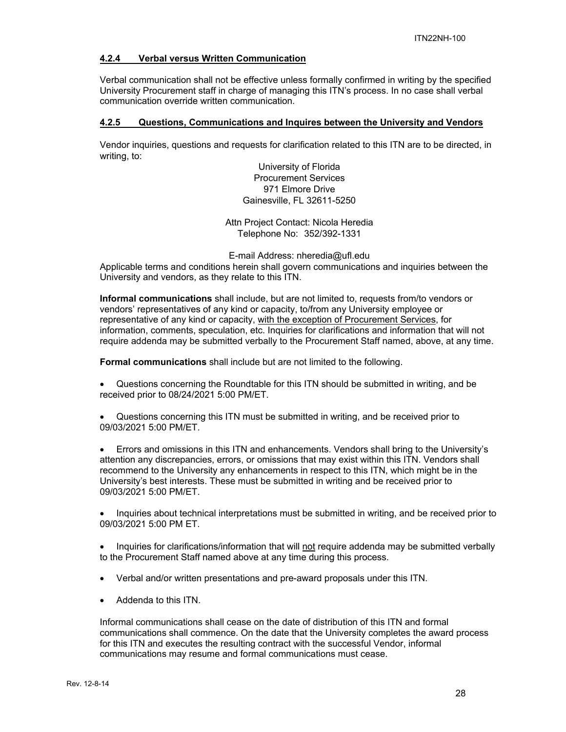### 4.2.4 Verbal versus Written Communication

Verbal communication shall not be effective unless formally confirmed in writing by the specified University Procurement staff in charge of managing this ITN's process. In no case shall verbal communication override written communication.

### 4.2.5 Questions, Communications and Inquires between the University and Vendors

Vendor inquiries, questions and requests for clarification related to this ITN are to be directed, in writing, to:

University of Florida
Procurement Services
971 Elmore Drive
Gainesville, FL 32611-5250

Attn Project Contact: Nicola Heredia
Telephone No: 352/392-1331

E-mail Address: nheredia@ufl.edu

Applicable terms and conditions herein shall govern communications and inquiries between the University and vendors, as they relate to this ITN.

**Informal communications** shall include, but are not limited to, requests from/to vendors or vendors' representatives of any kind or capacity, to/from any University employee or representative of any kind or capacity, with the exception of Procurement Services, for information, comments, speculation, etc. Inquiries for clarifications and information that will not require addenda may be submitted verbally to the Procurement Staff named, above, at any time.

**Formal communications** shall include but are not limited to the following.

- Questions concerning the Roundtable for this ITN should be submitted in writing, and be received prior to 08/24/2021 5:00 PM/ET.
- Questions concerning this ITN must be submitted in writing, and be received prior to 09/03/2021 5:00 PM/ET.
- Errors and omissions in this ITN and enhancements. Vendors shall bring to the University's attention any discrepancies, errors, or omissions that may exist within this ITN. Vendors shall recommend to the University any enhancements in respect to this ITN, which might be in the University's best interests. These must be submitted in writing and be received prior to 09/03/2021 5:00 PM/ET.
- Inquiries about technical interpretations must be submitted in writing, and be received prior to 09/03/2021 5:00 PM ET.
- Inquiries for clarifications/information that will not require addenda may be submitted verbally to the Procurement Staff named above at any time during this process.
- Verbal and/or written presentations and pre-award proposals under this ITN.
- Addenda to this ITN.

Informal communications shall cease on the date of distribution of this ITN and formal communications shall commence. On the date that the University completes the award process for this ITN and executes the resulting contract with the successful Vendor, informal communications may resume and formal communications must cease.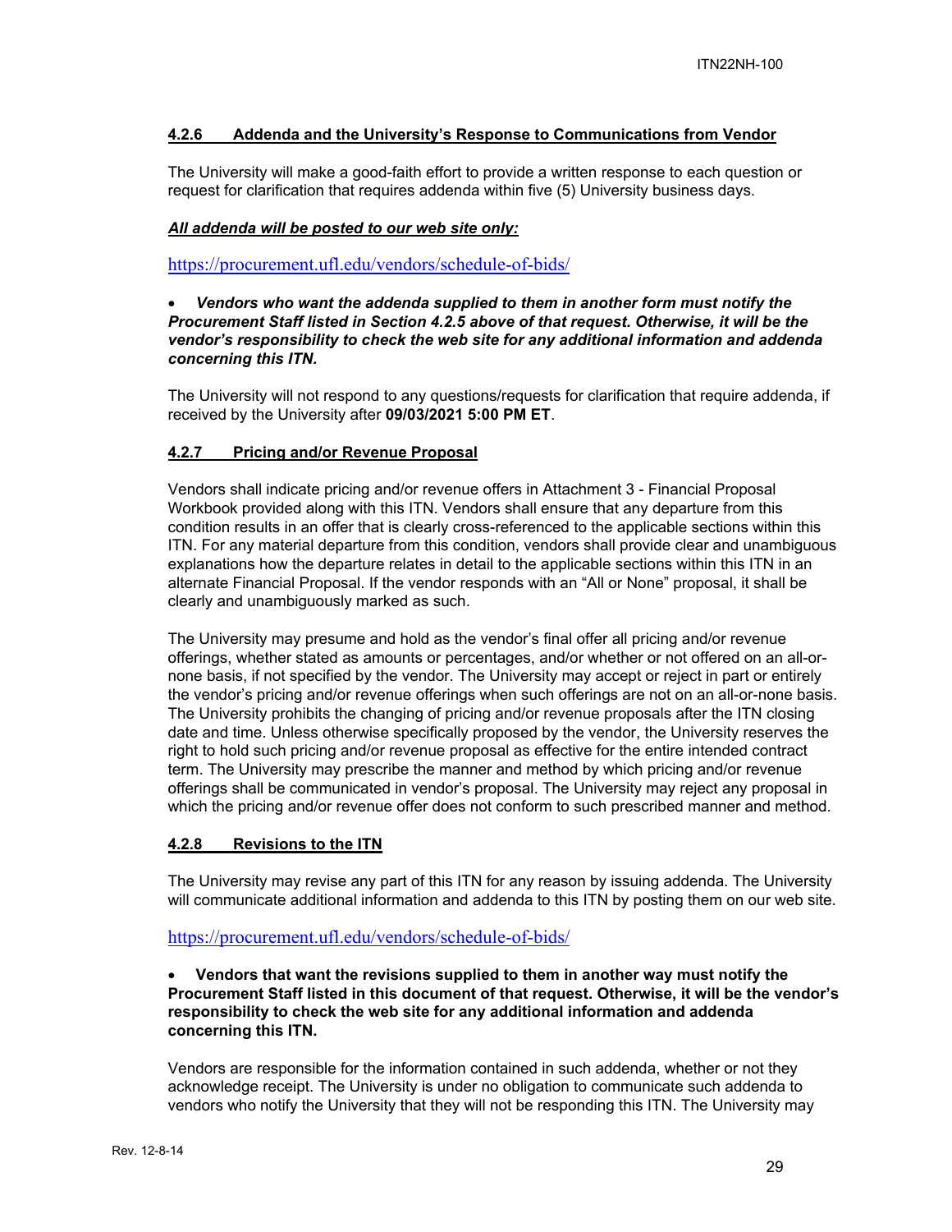#### **4.2.6 Addenda and the University's Response to Communications from Vendor**

The University will make a good-faith effort to provide a written response to each question or request for clarification that requires addenda within five (5) University business days.

***All addenda will be posted to our web site only:***

https://procurement.ufl.edu/vendors/schedule-of-bids/

- ***Vendors who want the addenda supplied to them in another form must notify the Procurement Staff listed in Section 4.2.5 above of that request. Otherwise, it will be the vendor's responsibility to check the web site for any additional information and addenda concerning this ITN.***

The University will not respond to any questions/requests for clarification that require addenda, if received by the University after **09/03/2021 5:00 PM ET**.

#### **4.2.7 Pricing and/or Revenue Proposal**

Vendors shall indicate pricing and/or revenue offers in Attachment 3 - Financial Proposal Workbook provided along with this ITN. Vendors shall ensure that any departure from this condition results in an offer that is clearly cross-referenced to the applicable sections within this ITN. For any material departure from this condition, vendors shall provide clear and unambiguous explanations how the departure relates in detail to the applicable sections within this ITN in an alternate Financial Proposal. If the vendor responds with an "All or None" proposal, it shall be clearly and unambiguously marked as such.

The University may presume and hold as the vendor's final offer all pricing and/or revenue offerings, whether stated as amounts or percentages, and/or whether or not offered on an all-or-none basis, if not specified by the vendor. The University may accept or reject in part or entirely the vendor's pricing and/or revenue offerings when such offerings are not on an all-or-none basis. The University prohibits the changing of pricing and/or revenue proposals after the ITN closing date and time. Unless otherwise specifically proposed by the vendor, the University reserves the right to hold such pricing and/or revenue proposal as effective for the entire intended contract term. The University may prescribe the manner and method by which pricing and/or revenue offerings shall be communicated in vendor's proposal. The University may reject any proposal in which the pricing and/or revenue offer does not conform to such prescribed manner and method.

#### **4.2.8 Revisions to the ITN**

The University may revise any part of this ITN for any reason by issuing addenda. The University will communicate additional information and addenda to this ITN by posting them on our web site.

https://procurement.ufl.edu/vendors/schedule-of-bids/

- **Vendors that want the revisions supplied to them in another way must notify the Procurement Staff listed in this document of that request. Otherwise, it will be the vendor's responsibility to check the web site for any additional information and addenda concerning this ITN.**

Vendors are responsible for the information contained in such addenda, whether or not they acknowledge receipt. The University is under no obligation to communicate such addenda to vendors who notify the University that they will not be responding this ITN. The University may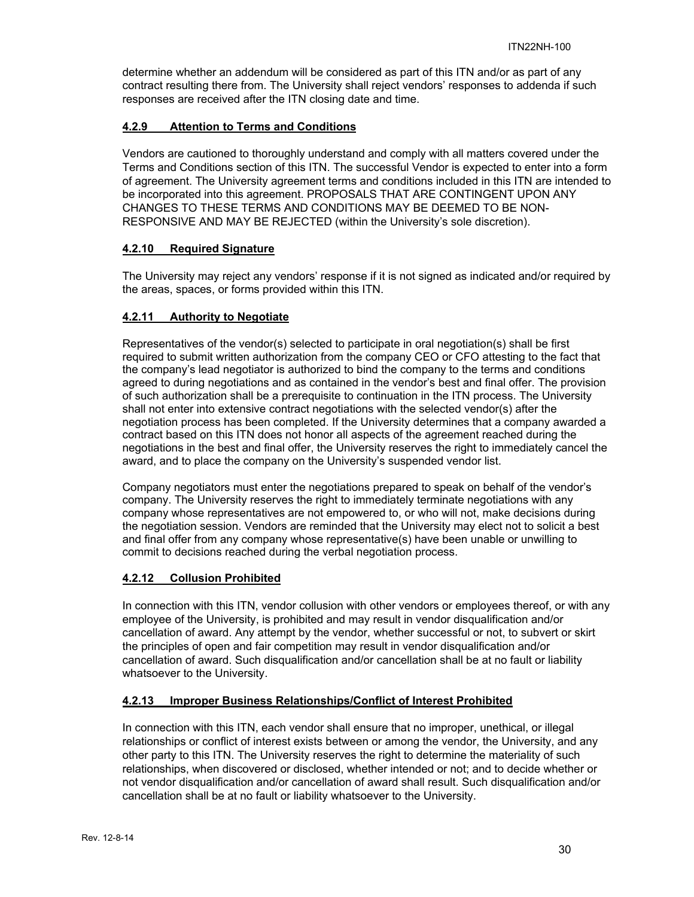determine whether an addendum will be considered as part of this ITN and/or as part of any contract resulting there from. The University shall reject vendors' responses to addenda if such responses are received after the ITN closing date and time.

#### 4.2.9 Attention to Terms and Conditions

Vendors are cautioned to thoroughly understand and comply with all matters covered under the Terms and Conditions section of this ITN. The successful Vendor is expected to enter into a form of agreement. The University agreement terms and conditions included in this ITN are intended to be incorporated into this agreement. PROPOSALS THAT ARE CONTINGENT UPON ANY CHANGES TO THESE TERMS AND CONDITIONS MAY BE DEEMED TO BE NON-RESPONSIVE AND MAY BE REJECTED (within the University's sole discretion).

#### 4.2.10 Required Signature

The University may reject any vendors' response if it is not signed as indicated and/or required by the areas, spaces, or forms provided within this ITN.

#### 4.2.11 Authority to Negotiate

Representatives of the vendor(s) selected to participate in oral negotiation(s) shall be first required to submit written authorization from the company CEO or CFO attesting to the fact that the company's lead negotiator is authorized to bind the company to the terms and conditions agreed to during negotiations and as contained in the vendor's best and final offer. The provision of such authorization shall be a prerequisite to continuation in the ITN process. The University shall not enter into extensive contract negotiations with the selected vendor(s) after the negotiation process has been completed. If the University determines that a company awarded a contract based on this ITN does not honor all aspects of the agreement reached during the negotiations in the best and final offer, the University reserves the right to immediately cancel the award, and to place the company on the University's suspended vendor list.

Company negotiators must enter the negotiations prepared to speak on behalf of the vendor's company. The University reserves the right to immediately terminate negotiations with any company whose representatives are not empowered to, or who will not, make decisions during the negotiation session. Vendors are reminded that the University may elect not to solicit a best and final offer from any company whose representative(s) have been unable or unwilling to commit to decisions reached during the verbal negotiation process.

#### 4.2.12 Collusion Prohibited

In connection with this ITN, vendor collusion with other vendors or employees thereof, or with any employee of the University, is prohibited and may result in vendor disqualification and/or cancellation of award. Any attempt by the vendor, whether successful or not, to subvert or skirt the principles of open and fair competition may result in vendor disqualification and/or cancellation of award. Such disqualification and/or cancellation shall be at no fault or liability whatsoever to the University.

#### 4.2.13 Improper Business Relationships/Conflict of Interest Prohibited

In connection with this ITN, each vendor shall ensure that no improper, unethical, or illegal relationships or conflict of interest exists between or among the vendor, the University, and any other party to this ITN. The University reserves the right to determine the materiality of such relationships, when discovered or disclosed, whether intended or not; and to decide whether or not vendor disqualification and/or cancellation of award shall result. Such disqualification and/or cancellation shall be at no fault or liability whatsoever to the University.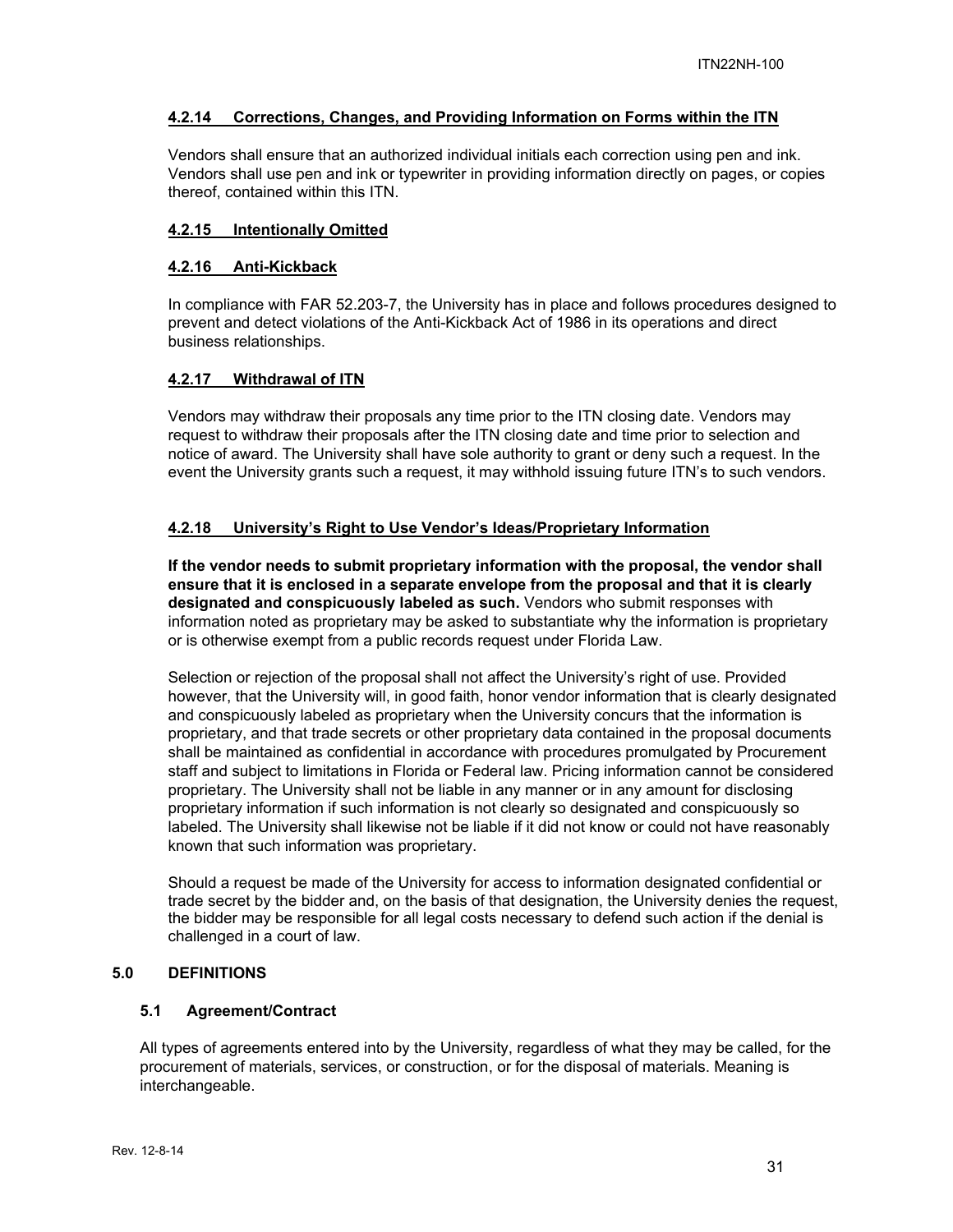#### 4.2.14 Corrections, Changes, and Providing Information on Forms within the ITN

Vendors shall ensure that an authorized individual initials each correction using pen and ink. Vendors shall use pen and ink or typewriter in providing information directly on pages, or copies thereof, contained within this ITN.

#### 4.2.15 Intentionally Omitted

#### 4.2.16 Anti-Kickback

In compliance with FAR 52.203-7, the University has in place and follows procedures designed to prevent and detect violations of the Anti-Kickback Act of 1986 in its operations and direct business relationships.

#### 4.2.17 Withdrawal of ITN

Vendors may withdraw their proposals any time prior to the ITN closing date. Vendors may request to withdraw their proposals after the ITN closing date and time prior to selection and notice of award. The University shall have sole authority to grant or deny such a request. In the event the University grants such a request, it may withhold issuing future ITN's to such vendors.

#### 4.2.18 University's Right to Use Vendor's Ideas/Proprietary Information

**If the vendor needs to submit proprietary information with the proposal, the vendor shall ensure that it is enclosed in a separate envelope from the proposal and that it is clearly designated and conspicuously labeled as such.** Vendors who submit responses with information noted as proprietary may be asked to substantiate why the information is proprietary or is otherwise exempt from a public records request under Florida Law.

Selection or rejection of the proposal shall not affect the University's right of use. Provided however, that the University will, in good faith, honor vendor information that is clearly designated and conspicuously labeled as proprietary when the University concurs that the information is proprietary, and that trade secrets or other proprietary data contained in the proposal documents shall be maintained as confidential in accordance with procedures promulgated by Procurement staff and subject to limitations in Florida or Federal law. Pricing information cannot be considered proprietary. The University shall not be liable in any manner or in any amount for disclosing proprietary information if such information is not clearly so designated and conspicuously so labeled. The University shall likewise not be liable if it did not know or could not have reasonably known that such information was proprietary.

Should a request be made of the University for access to information designated confidential or trade secret by the bidder and, on the basis of that designation, the University denies the request, the bidder may be responsible for all legal costs necessary to defend such action if the denial is challenged in a court of law.

## 5.0 DEFINITIONS

### 5.1 Agreement/Contract

All types of agreements entered into by the University, regardless of what they may be called, for the procurement of materials, services, or construction, or for the disposal of materials. Meaning is interchangeable.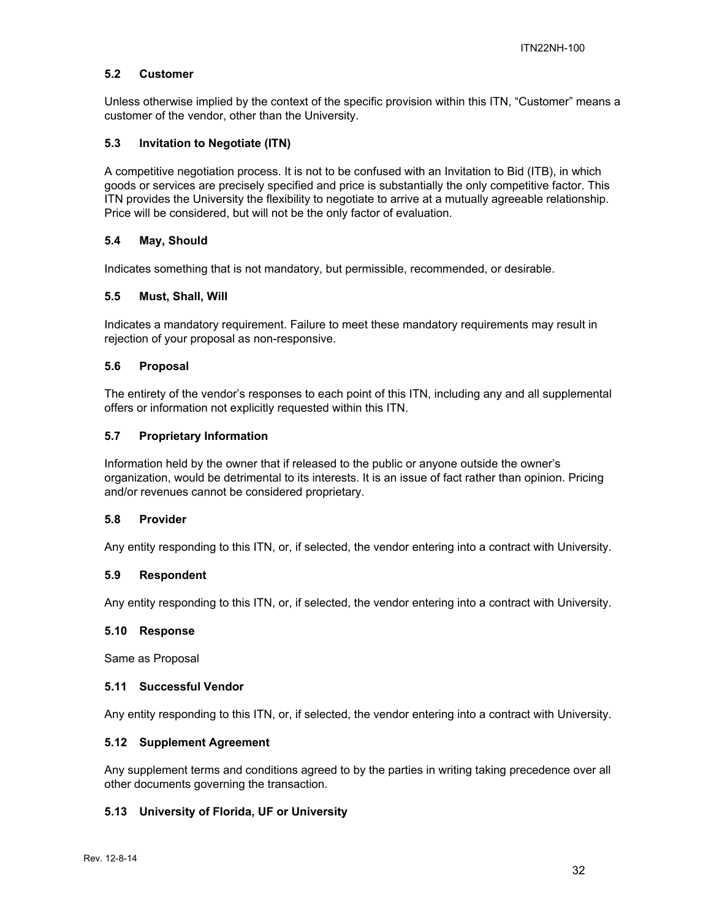### 5.2 Customer

Unless otherwise implied by the context of the specific provision within this ITN, "Customer" means a customer of the vendor, other than the University.

### 5.3 Invitation to Negotiate (ITN)

A competitive negotiation process. It is not to be confused with an Invitation to Bid (ITB), in which goods or services are precisely specified and price is substantially the only competitive factor. This ITN provides the University the flexibility to negotiate to arrive at a mutually agreeable relationship. Price will be considered, but will not be the only factor of evaluation.

### 5.4 May, Should

Indicates something that is not mandatory, but permissible, recommended, or desirable.

### 5.5 Must, Shall, Will

Indicates a mandatory requirement. Failure to meet these mandatory requirements may result in rejection of your proposal as non-responsive.

### 5.6 Proposal

The entirety of the vendor's responses to each point of this ITN, including any and all supplemental offers or information not explicitly requested within this ITN.

### 5.7 Proprietary Information

Information held by the owner that if released to the public or anyone outside the owner's organization, would be detrimental to its interests. It is an issue of fact rather than opinion. Pricing and/or revenues cannot be considered proprietary.

### 5.8 Provider

Any entity responding to this ITN, or, if selected, the vendor entering into a contract with University.

### 5.9 Respondent

Any entity responding to this ITN, or, if selected, the vendor entering into a contract with University.

### 5.10 Response

Same as Proposal

### 5.11 Successful Vendor

Any entity responding to this ITN, or, if selected, the vendor entering into a contract with University.

### 5.12 Supplement Agreement

Any supplement terms and conditions agreed to by the parties in writing taking precedence over all other documents governing the transaction.

### 5.13 University of Florida, UF or University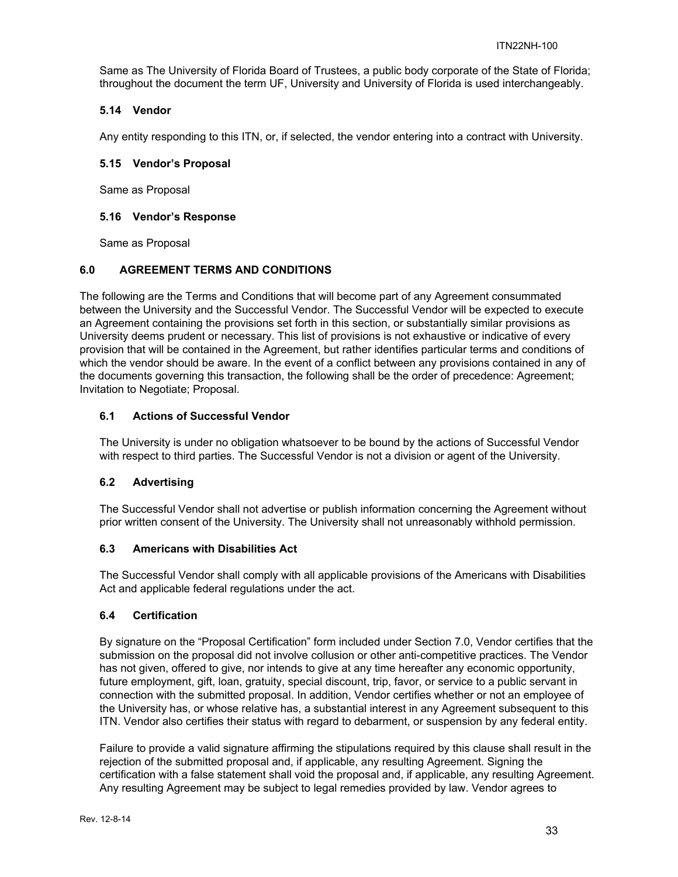Same as The University of Florida Board of Trustees, a public body corporate of the State of Florida; throughout the document the term UF, University and University of Florida is used interchangeably.

### 5.14 Vendor

Any entity responding to this ITN, or, if selected, the vendor entering into a contract with University.

### 5.15 Vendor's Proposal

Same as Proposal

### 5.16 Vendor's Response

Same as Proposal

## 6.0 AGREEMENT TERMS AND CONDITIONS

The following are the Terms and Conditions that will become part of any Agreement consummated between the University and the Successful Vendor. The Successful Vendor will be expected to execute an Agreement containing the provisions set forth in this section, or substantially similar provisions as University deems prudent or necessary. This list of provisions is not exhaustive or indicative of every provision that will be contained in the Agreement, but rather identifies particular terms and conditions of which the vendor should be aware. In the event of a conflict between any provisions contained in any of the documents governing this transaction, the following shall be the order of precedence: Agreement; Invitation to Negotiate; Proposal.

### 6.1 Actions of Successful Vendor

The University is under no obligation whatsoever to be bound by the actions of Successful Vendor with respect to third parties. The Successful Vendor is not a division or agent of the University.

### 6.2 Advertising

The Successful Vendor shall not advertise or publish information concerning the Agreement without prior written consent of the University. The University shall not unreasonably withhold permission.

### 6.3 Americans with Disabilities Act

The Successful Vendor shall comply with all applicable provisions of the Americans with Disabilities Act and applicable federal regulations under the act.

### 6.4 Certification

By signature on the "Proposal Certification" form included under Section 7.0, Vendor certifies that the submission on the proposal did not involve collusion or other anti-competitive practices. The Vendor has not given, offered to give, nor intends to give at any time hereafter any economic opportunity, future employment, gift, loan, gratuity, special discount, trip, favor, or service to a public servant in connection with the submitted proposal. In addition, Vendor certifies whether or not an employee of the University has, or whose relative has, a substantial interest in any Agreement subsequent to this ITN. Vendor also certifies their status with regard to debarment, or suspension by any federal entity.

Failure to provide a valid signature affirming the stipulations required by this clause shall result in the rejection of the submitted proposal and, if applicable, any resulting Agreement. Signing the certification with a false statement shall void the proposal and, if applicable, any resulting Agreement. Any resulting Agreement may be subject to legal remedies provided by law. Vendor agrees to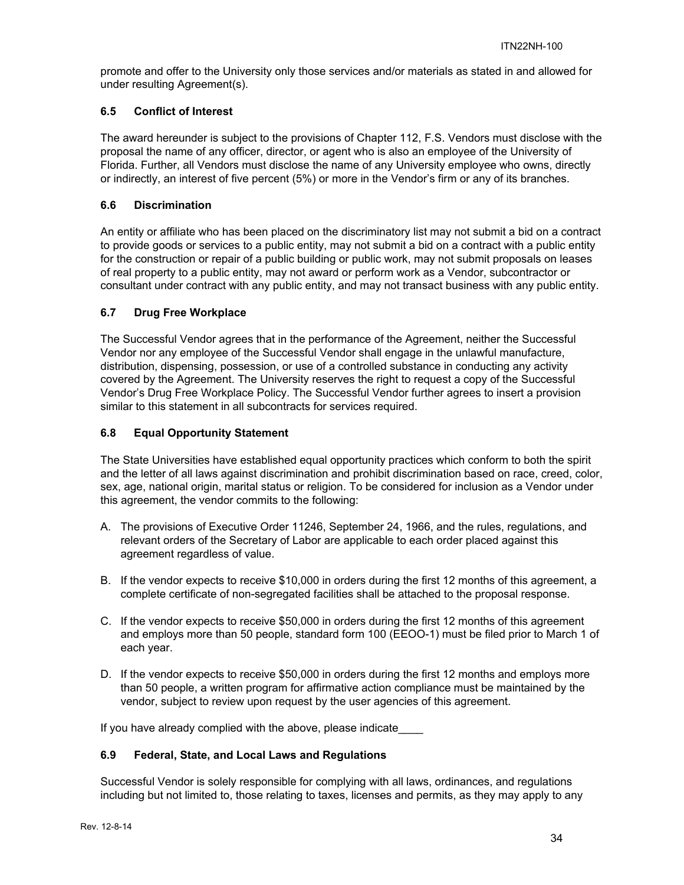promote and offer to the University only those services and/or materials as stated in and allowed for under resulting Agreement(s).

### 6.5 Conflict of Interest

The award hereunder is subject to the provisions of Chapter 112, F.S. Vendors must disclose with the proposal the name of any officer, director, or agent who is also an employee of the University of Florida. Further, all Vendors must disclose the name of any University employee who owns, directly or indirectly, an interest of five percent (5%) or more in the Vendor's firm or any of its branches.

### 6.6 Discrimination

An entity or affiliate who has been placed on the discriminatory list may not submit a bid on a contract to provide goods or services to a public entity, may not submit a bid on a contract with a public entity for the construction or repair of a public building or public work, may not submit proposals on leases of real property to a public entity, may not award or perform work as a Vendor, subcontractor or consultant under contract with any public entity, and may not transact business with any public entity.

### 6.7 Drug Free Workplace

The Successful Vendor agrees that in the performance of the Agreement, neither the Successful Vendor nor any employee of the Successful Vendor shall engage in the unlawful manufacture, distribution, dispensing, possession, or use of a controlled substance in conducting any activity covered by the Agreement. The University reserves the right to request a copy of the Successful Vendor's Drug Free Workplace Policy. The Successful Vendor further agrees to insert a provision similar to this statement in all subcontracts for services required.

### 6.8 Equal Opportunity Statement

The State Universities have established equal opportunity practices which conform to both the spirit and the letter of all laws against discrimination and prohibit discrimination based on race, creed, color, sex, age, national origin, marital status or religion. To be considered for inclusion as a Vendor under this agreement, the vendor commits to the following:

A. The provisions of Executive Order 11246, September 24, 1966, and the rules, regulations, and relevant orders of the Secretary of Labor are applicable to each order placed against this agreement regardless of value.

B. If the vendor expects to receive $10,000 in orders during the first 12 months of this agreement, a complete certificate of non-segregated facilities shall be attached to the proposal response.

C. If the vendor expects to receive $50,000 in orders during the first 12 months of this agreement and employs more than 50 people, standard form 100 (EEOO-1) must be filed prior to March 1 of each year.

D. If the vendor expects to receive $50,000 in orders during the first 12 months and employs more than 50 people, a written program for affirmative action compliance must be maintained by the vendor, subject to review upon request by the user agencies of this agreement.

If you have already complied with the above, please indicate____

### 6.9 Federal, State, and Local Laws and Regulations

Successful Vendor is solely responsible for complying with all laws, ordinances, and regulations including but not limited to, those relating to taxes, licenses and permits, as they may apply to any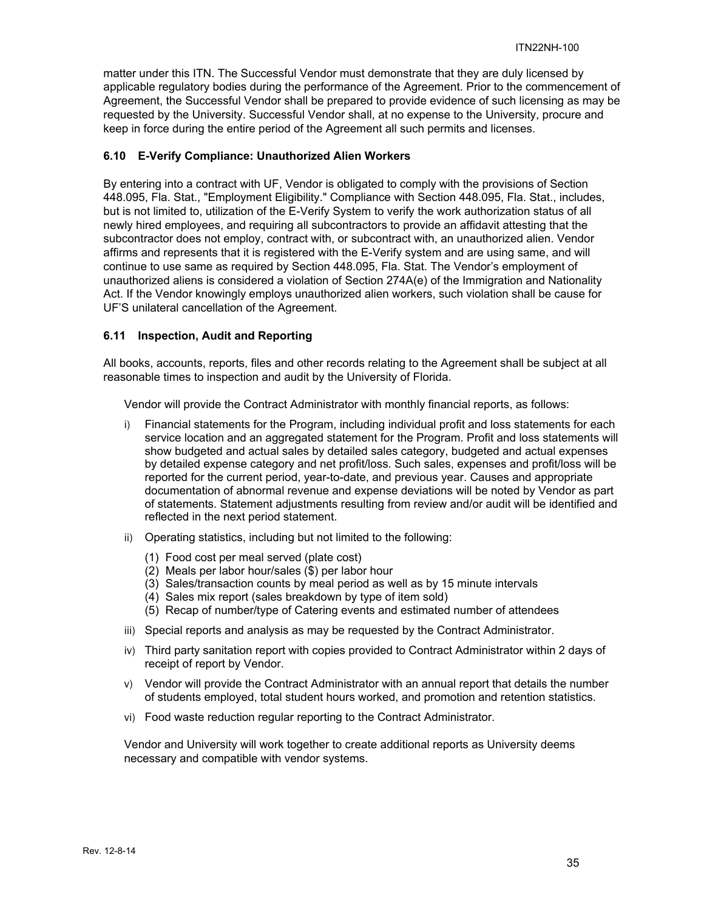matter under this ITN. The Successful Vendor must demonstrate that they are duly licensed by applicable regulatory bodies during the performance of the Agreement. Prior to the commencement of Agreement, the Successful Vendor shall be prepared to provide evidence of such licensing as may be requested by the University. Successful Vendor shall, at no expense to the University, procure and keep in force during the entire period of the Agreement all such permits and licenses.

### 6.10 E-Verify Compliance: Unauthorized Alien Workers

By entering into a contract with UF, Vendor is obligated to comply with the provisions of Section 448.095, Fla. Stat., "Employment Eligibility." Compliance with Section 448.095, Fla. Stat., includes, but is not limited to, utilization of the E-Verify System to verify the work authorization status of all newly hired employees, and requiring all subcontractors to provide an affidavit attesting that the subcontractor does not employ, contract with, or subcontract with, an unauthorized alien. Vendor affirms and represents that it is registered with the E-Verify system and are using same, and will continue to use same as required by Section 448.095, Fla. Stat. The Vendor's employment of unauthorized aliens is considered a violation of Section 274A(e) of the Immigration and Nationality Act. If the Vendor knowingly employs unauthorized alien workers, such violation shall be cause for UF'S unilateral cancellation of the Agreement.

### 6.11 Inspection, Audit and Reporting

All books, accounts, reports, files and other records relating to the Agreement shall be subject at all reasonable times to inspection and audit by the University of Florida.

Vendor will provide the Contract Administrator with monthly financial reports, as follows:

i) Financial statements for the Program, including individual profit and loss statements for each service location and an aggregated statement for the Program. Profit and loss statements will show budgeted and actual sales by detailed sales category, budgeted and actual expenses by detailed expense category and net profit/loss. Such sales, expenses and profit/loss will be reported for the current period, year-to-date, and previous year. Causes and appropriate documentation of abnormal revenue and expense deviations will be noted by Vendor as part of statements. Statement adjustments resulting from review and/or audit will be identified and reflected in the next period statement.

ii) Operating statistics, including but not limited to the following:

   (1) Food cost per meal served (plate cost)
   (2) Meals per labor hour/sales ($) per labor hour
   (3) Sales/transaction counts by meal period as well as by 15 minute intervals
   (4) Sales mix report (sales breakdown by type of item sold)
   (5) Recap of number/type of Catering events and estimated number of attendees

iii) Special reports and analysis as may be requested by the Contract Administrator.

iv) Third party sanitation report with copies provided to Contract Administrator within 2 days of receipt of report by Vendor.

v) Vendor will provide the Contract Administrator with an annual report that details the number of students employed, total student hours worked, and promotion and retention statistics.

vi) Food waste reduction regular reporting to the Contract Administrator.

Vendor and University will work together to create additional reports as University deems necessary and compatible with vendor systems.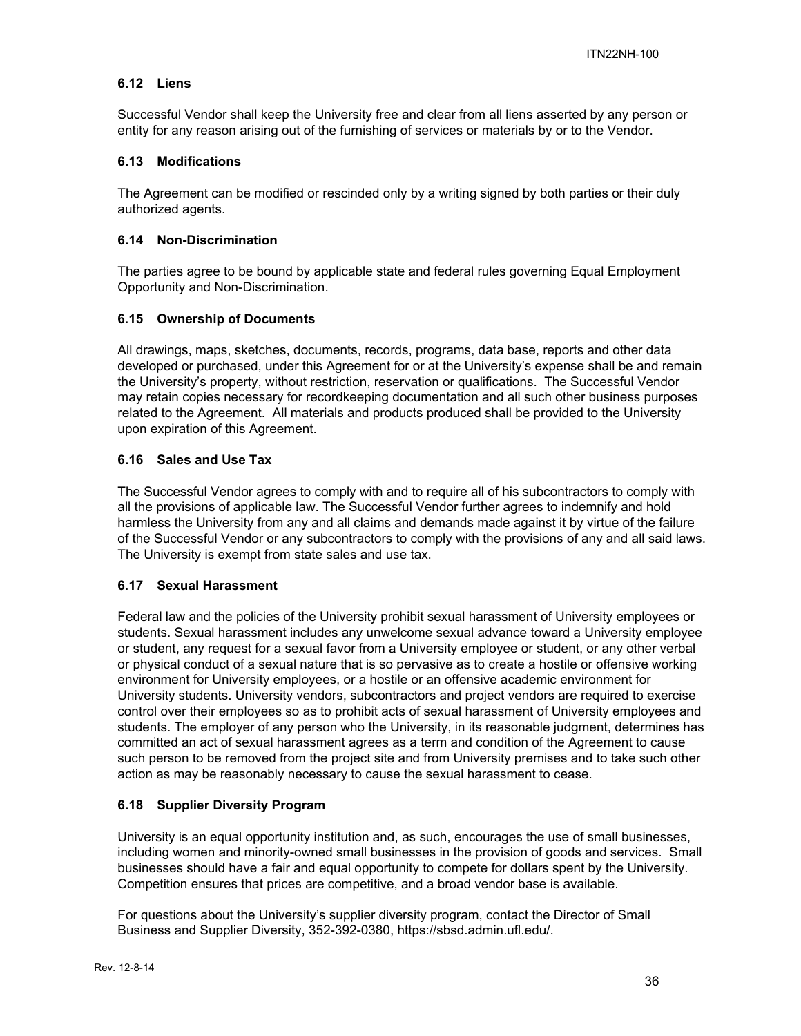### 6.12 Liens

Successful Vendor shall keep the University free and clear from all liens asserted by any person or entity for any reason arising out of the furnishing of services or materials by or to the Vendor.

### 6.13 Modifications

The Agreement can be modified or rescinded only by a writing signed by both parties or their duly authorized agents.

### 6.14 Non-Discrimination

The parties agree to be bound by applicable state and federal rules governing Equal Employment Opportunity and Non-Discrimination.

### 6.15 Ownership of Documents

All drawings, maps, sketches, documents, records, programs, data base, reports and other data developed or purchased, under this Agreement for or at the University's expense shall be and remain the University's property, without restriction, reservation or qualifications. The Successful Vendor may retain copies necessary for recordkeeping documentation and all such other business purposes related to the Agreement. All materials and products produced shall be provided to the University upon expiration of this Agreement.

### 6.16 Sales and Use Tax

The Successful Vendor agrees to comply with and to require all of his subcontractors to comply with all the provisions of applicable law. The Successful Vendor further agrees to indemnify and hold harmless the University from any and all claims and demands made against it by virtue of the failure of the Successful Vendor or any subcontractors to comply with the provisions of any and all said laws. The University is exempt from state sales and use tax.

### 6.17 Sexual Harassment

Federal law and the policies of the University prohibit sexual harassment of University employees or students. Sexual harassment includes any unwelcome sexual advance toward a University employee or student, any request for a sexual favor from a University employee or student, or any other verbal or physical conduct of a sexual nature that is so pervasive as to create a hostile or offensive working environment for University employees, or a hostile or an offensive academic environment for University students. University vendors, subcontractors and project vendors are required to exercise control over their employees so as to prohibit acts of sexual harassment of University employees and students. The employer of any person who the University, in its reasonable judgment, determines has committed an act of sexual harassment agrees as a term and condition of the Agreement to cause such person to be removed from the project site and from University premises and to take such other action as may be reasonably necessary to cause the sexual harassment to cease.

### 6.18 Supplier Diversity Program

University is an equal opportunity institution and, as such, encourages the use of small businesses, including women and minority-owned small businesses in the provision of goods and services. Small businesses should have a fair and equal opportunity to compete for dollars spent by the University. Competition ensures that prices are competitive, and a broad vendor base is available.

For questions about the University's supplier diversity program, contact the Director of Small Business and Supplier Diversity, 352-392-0380, https://sbsd.admin.ufl.edu/.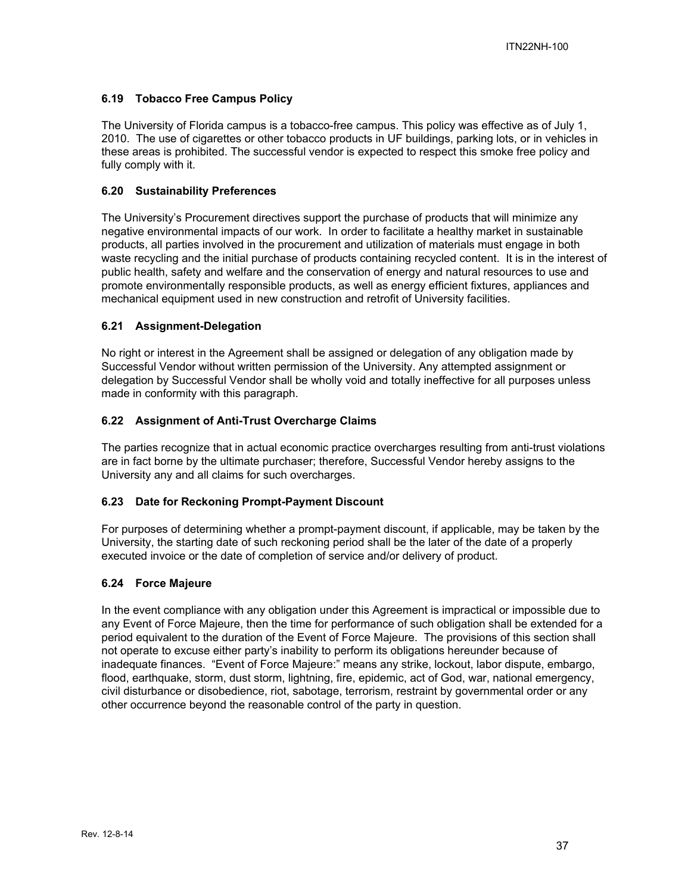### 6.19 Tobacco Free Campus Policy

The University of Florida campus is a tobacco-free campus. This policy was effective as of July 1, 2010. The use of cigarettes or other tobacco products in UF buildings, parking lots, or in vehicles in these areas is prohibited. The successful vendor is expected to respect this smoke free policy and fully comply with it.

### 6.20 Sustainability Preferences

The University's Procurement directives support the purchase of products that will minimize any negative environmental impacts of our work. In order to facilitate a healthy market in sustainable products, all parties involved in the procurement and utilization of materials must engage in both waste recycling and the initial purchase of products containing recycled content. It is in the interest of public health, safety and welfare and the conservation of energy and natural resources to use and promote environmentally responsible products, as well as energy efficient fixtures, appliances and mechanical equipment used in new construction and retrofit of University facilities.

### 6.21 Assignment-Delegation

No right or interest in the Agreement shall be assigned or delegation of any obligation made by Successful Vendor without written permission of the University. Any attempted assignment or delegation by Successful Vendor shall be wholly void and totally ineffective for all purposes unless made in conformity with this paragraph.

### 6.22 Assignment of Anti-Trust Overcharge Claims

The parties recognize that in actual economic practice overcharges resulting from anti-trust violations are in fact borne by the ultimate purchaser; therefore, Successful Vendor hereby assigns to the University any and all claims for such overcharges.

### 6.23 Date for Reckoning Prompt-Payment Discount

For purposes of determining whether a prompt-payment discount, if applicable, may be taken by the University, the starting date of such reckoning period shall be the later of the date of a properly executed invoice or the date of completion of service and/or delivery of product.

### 6.24 Force Majeure

In the event compliance with any obligation under this Agreement is impractical or impossible due to any Event of Force Majeure, then the time for performance of such obligation shall be extended for a period equivalent to the duration of the Event of Force Majeure. The provisions of this section shall not operate to excuse either party's inability to perform its obligations hereunder because of inadequate finances. "Event of Force Majeure:" means any strike, lockout, labor dispute, embargo, flood, earthquake, storm, dust storm, lightning, fire, epidemic, act of God, war, national emergency, civil disturbance or disobedience, riot, sabotage, terrorism, restraint by governmental order or any other occurrence beyond the reasonable control of the party in question.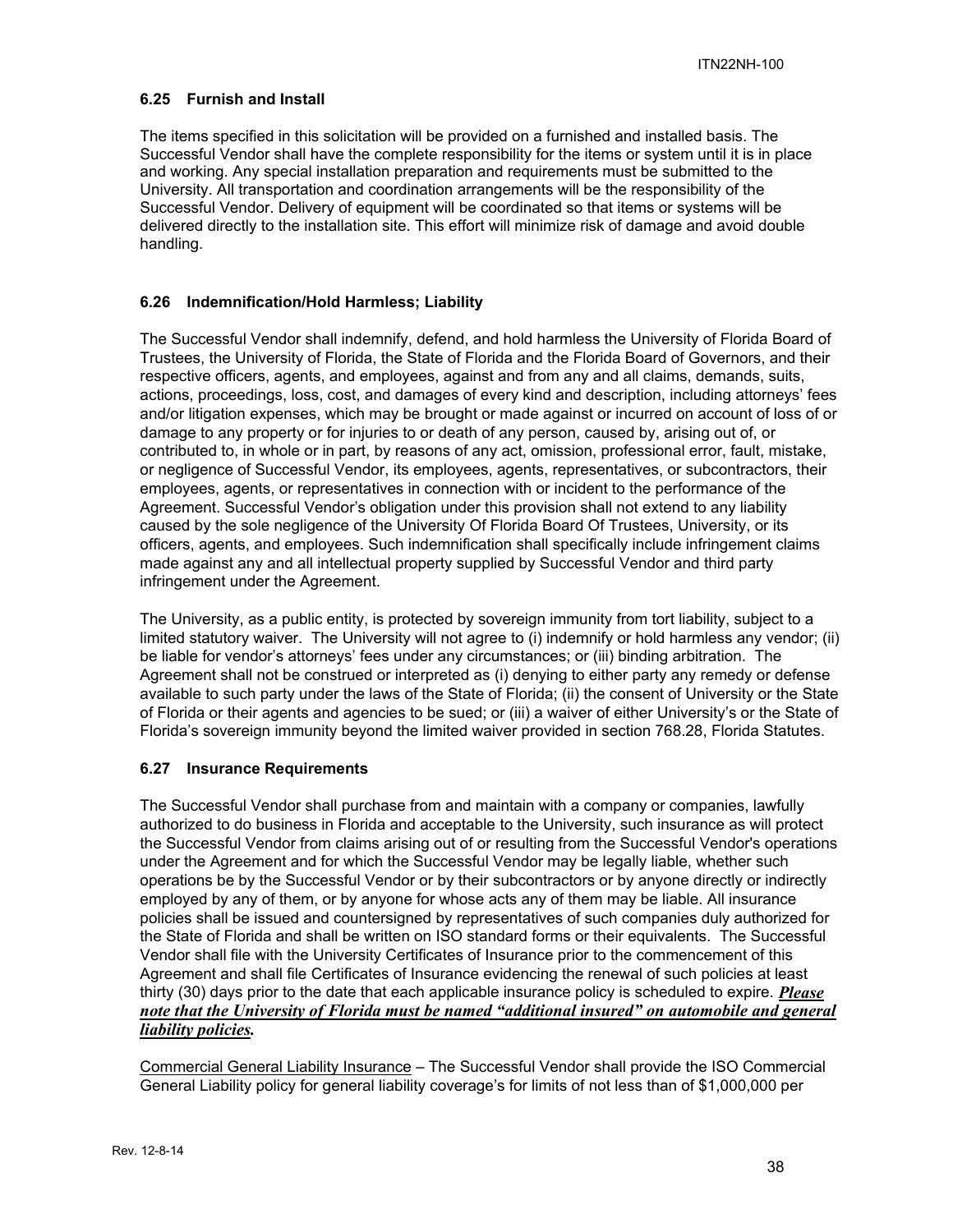### 6.25 Furnish and Install

The items specified in this solicitation will be provided on a furnished and installed basis. The Successful Vendor shall have the complete responsibility for the items or system until it is in place and working. Any special installation preparation and requirements must be submitted to the University. All transportation and coordination arrangements will be the responsibility of the Successful Vendor. Delivery of equipment will be coordinated so that items or systems will be delivered directly to the installation site. This effort will minimize risk of damage and avoid double handling.

### 6.26 Indemnification/Hold Harmless; Liability

The Successful Vendor shall indemnify, defend, and hold harmless the University of Florida Board of Trustees, the University of Florida, the State of Florida and the Florida Board of Governors, and their respective officers, agents, and employees, against and from any and all claims, demands, suits, actions, proceedings, loss, cost, and damages of every kind and description, including attorneys' fees and/or litigation expenses, which may be brought or made against or incurred on account of loss of or damage to any property or for injuries to or death of any person, caused by, arising out of, or contributed to, in whole or in part, by reasons of any act, omission, professional error, fault, mistake, or negligence of Successful Vendor, its employees, agents, representatives, or subcontractors, their employees, agents, or representatives in connection with or incident to the performance of the Agreement. Successful Vendor's obligation under this provision shall not extend to any liability caused by the sole negligence of the University Of Florida Board Of Trustees, University, or its officers, agents, and employees. Such indemnification shall specifically include infringement claims made against any and all intellectual property supplied by Successful Vendor and third party infringement under the Agreement.

The University, as a public entity, is protected by sovereign immunity from tort liability, subject to a limited statutory waiver. The University will not agree to (i) indemnify or hold harmless any vendor; (ii) be liable for vendor's attorneys' fees under any circumstances; or (iii) binding arbitration. The Agreement shall not be construed or interpreted as (i) denying to either party any remedy or defense available to such party under the laws of the State of Florida; (ii) the consent of University or the State of Florida or their agents and agencies to be sued; or (iii) a waiver of either University's or the State of Florida's sovereign immunity beyond the limited waiver provided in section 768.28, Florida Statutes.

### 6.27 Insurance Requirements

The Successful Vendor shall purchase from and maintain with a company or companies, lawfully authorized to do business in Florida and acceptable to the University, such insurance as will protect the Successful Vendor from claims arising out of or resulting from the Successful Vendor's operations under the Agreement and for which the Successful Vendor may be legally liable, whether such operations be by the Successful Vendor or by their subcontractors or by anyone directly or indirectly employed by any of them, or by anyone for whose acts any of them may be liable. All insurance policies shall be issued and countersigned by representatives of such companies duly authorized for the State of Florida and shall be written on ISO standard forms or their equivalents. The Successful Vendor shall file with the University Certificates of Insurance prior to the commencement of this Agreement and shall file Certificates of Insurance evidencing the renewal of such policies at least thirty (30) days prior to the date that each applicable insurance policy is scheduled to expire. ***Please note that the University of Florida must be named "additional insured" on automobile and general liability policies.***

Commercial General Liability Insurance – The Successful Vendor shall provide the ISO Commercial General Liability policy for general liability coverage's for limits of not less than of $1,000,000 per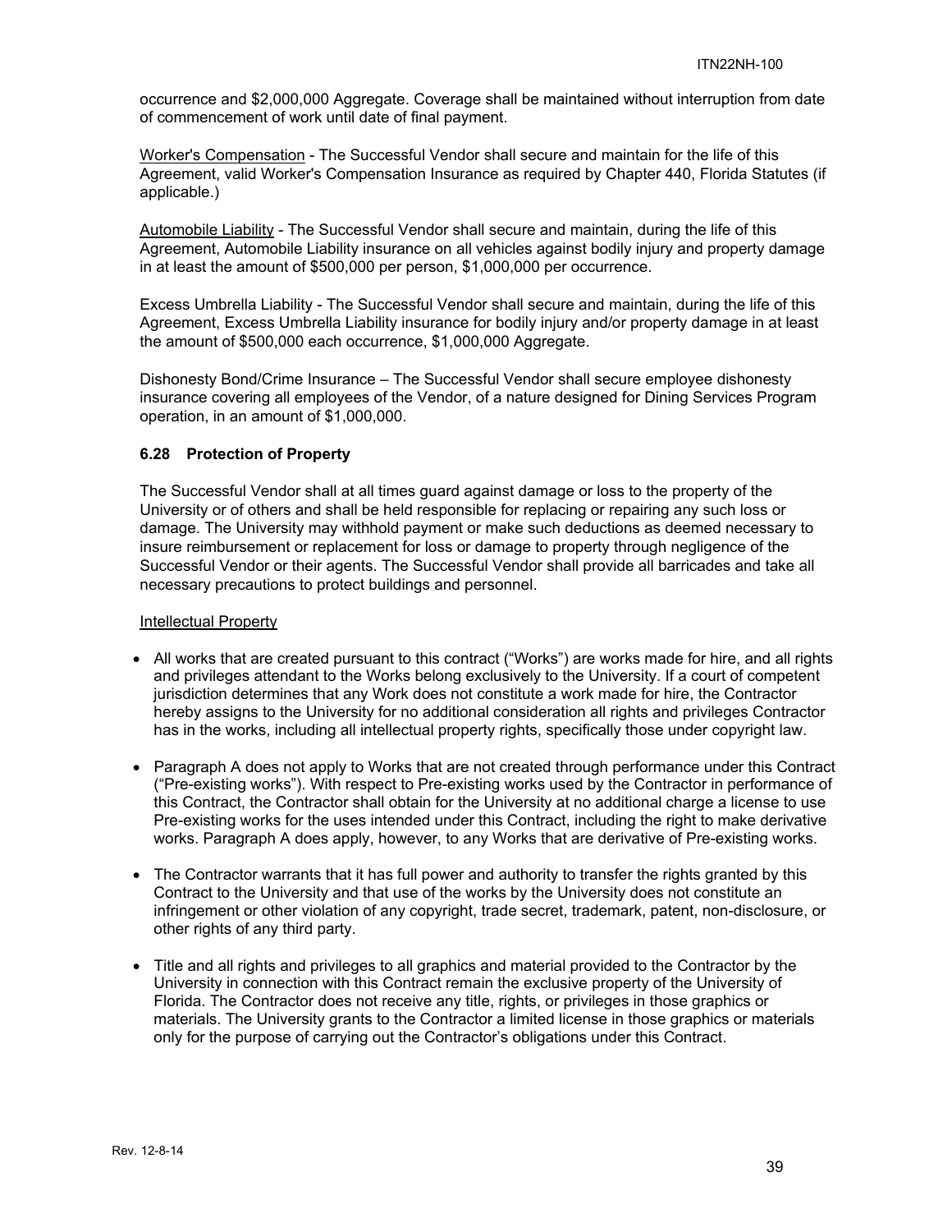occurrence and $2,000,000 Aggregate. Coverage shall be maintained without interruption from date of commencement of work until date of final payment.

<u>Worker's Compensation</u> - The Successful Vendor shall secure and maintain for the life of this Agreement, valid Worker's Compensation Insurance as required by Chapter 440, Florida Statutes (if applicable.)

<u>Automobile Liability</u> - The Successful Vendor shall secure and maintain, during the life of this Agreement, Automobile Liability insurance on all vehicles against bodily injury and property damage in at least the amount of $500,000 per person, $1,000,000 per occurrence.

Excess Umbrella Liability - The Successful Vendor shall secure and maintain, during the life of this Agreement, Excess Umbrella Liability insurance for bodily injury and/or property damage in at least the amount of $500,000 each occurrence, $1,000,000 Aggregate.

Dishonesty Bond/Crime Insurance – The Successful Vendor shall secure employee dishonesty insurance covering all employees of the Vendor, of a nature designed for Dining Services Program operation, in an amount of $1,000,000.

### 6.28 Protection of Property

The Successful Vendor shall at all times guard against damage or loss to the property of the University or of others and shall be held responsible for replacing or repairing any such loss or damage. The University may withhold payment or make such deductions as deemed necessary to insure reimbursement or replacement for loss or damage to property through negligence of the Successful Vendor or their agents. The Successful Vendor shall provide all barricades and take all necessary precautions to protect buildings and personnel.

<u>Intellectual Property</u>

- All works that are created pursuant to this contract ("Works") are works made for hire, and all rights and privileges attendant to the Works belong exclusively to the University. If a court of competent jurisdiction determines that any Work does not constitute a work made for hire, the Contractor hereby assigns to the University for no additional consideration all rights and privileges Contractor has in the works, including all intellectual property rights, specifically those under copyright law.

- Paragraph A does not apply to Works that are not created through performance under this Contract ("Pre-existing works"). With respect to Pre-existing works used by the Contractor in performance of this Contract, the Contractor shall obtain for the University at no additional charge a license to use Pre-existing works for the uses intended under this Contract, including the right to make derivative works. Paragraph A does apply, however, to any Works that are derivative of Pre-existing works.

- The Contractor warrants that it has full power and authority to transfer the rights granted by this Contract to the University and that use of the works by the University does not constitute an infringement or other violation of any copyright, trade secret, trademark, patent, non-disclosure, or other rights of any third party.

- Title and all rights and privileges to all graphics and material provided to the Contractor by the University in connection with this Contract remain the exclusive property of the University of Florida. The Contractor does not receive any title, rights, or privileges in those graphics or materials. The University grants to the Contractor a limited license in those graphics or materials only for the purpose of carrying out the Contractor's obligations under this Contract.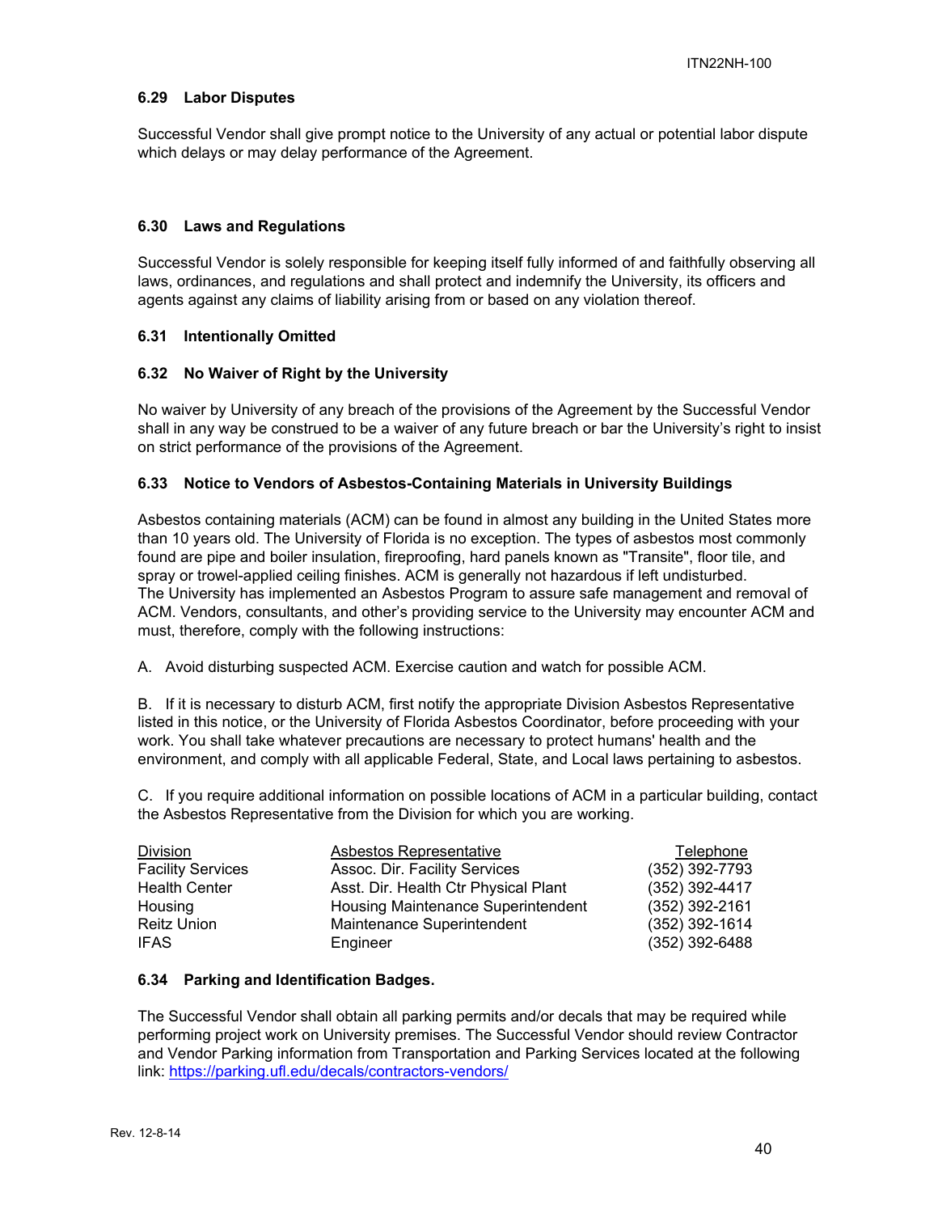### 6.29 Labor Disputes

Successful Vendor shall give prompt notice to the University of any actual or potential labor dispute which delays or may delay performance of the Agreement.

### 6.30 Laws and Regulations

Successful Vendor is solely responsible for keeping itself fully informed of and faithfully observing all laws, ordinances, and regulations and shall protect and indemnify the University, its officers and agents against any claims of liability arising from or based on any violation thereof.

### 6.31 Intentionally Omitted

### 6.32 No Waiver of Right by the University

No waiver by University of any breach of the provisions of the Agreement by the Successful Vendor shall in any way be construed to be a waiver of any future breach or bar the University's right to insist on strict performance of the provisions of the Agreement.

### 6.33 Notice to Vendors of Asbestos-Containing Materials in University Buildings

Asbestos containing materials (ACM) can be found in almost any building in the United States more than 10 years old. The University of Florida is no exception. The types of asbestos most commonly found are pipe and boiler insulation, fireproofing, hard panels known as "Transite", floor tile, and spray or trowel-applied ceiling finishes. ACM is generally not hazardous if left undisturbed. The University has implemented an Asbestos Program to assure safe management and removal of ACM. Vendors, consultants, and other's providing service to the University may encounter ACM and must, therefore, comply with the following instructions:

A. Avoid disturbing suspected ACM. Exercise caution and watch for possible ACM.

B. If it is necessary to disturb ACM, first notify the appropriate Division Asbestos Representative listed in this notice, or the University of Florida Asbestos Coordinator, before proceeding with your work. You shall take whatever precautions are necessary to protect humans' health and the environment, and comply with all applicable Federal, State, and Local laws pertaining to asbestos.

C. If you require additional information on possible locations of ACM in a particular building, contact the Asbestos Representative from the Division for which you are working.

| Division | Asbestos Representative | Telephone |
|---|---|---|
| Facility Services | Assoc. Dir. Facility Services | (352) 392-7793 |
| Health Center | Asst. Dir. Health Ctr Physical Plant | (352) 392-4417 |
| Housing | Housing Maintenance Superintendent | (352) 392-2161 |
| Reitz Union | Maintenance Superintendent | (352) 392-1614 |
| IFAS | Engineer | (352) 392-6488 |

### 6.34 Parking and Identification Badges.

The Successful Vendor shall obtain all parking permits and/or decals that may be required while performing project work on University premises. The Successful Vendor should review Contractor and Vendor Parking information from Transportation and Parking Services located at the following link: https://parking.ufl.edu/decals/contractors-vendors/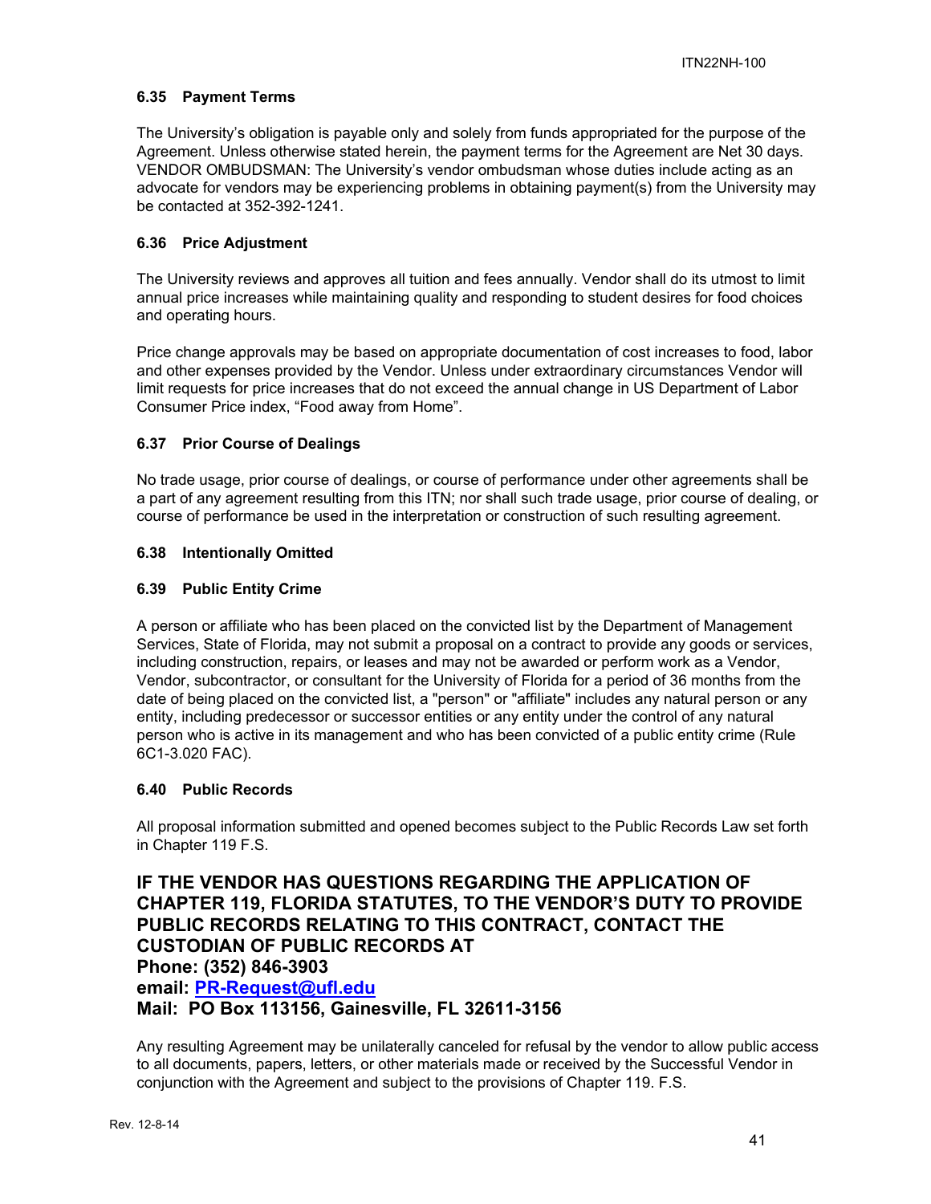### 6.35 Payment Terms

The University's obligation is payable only and solely from funds appropriated for the purpose of the Agreement. Unless otherwise stated herein, the payment terms for the Agreement are Net 30 days. VENDOR OMBUDSMAN: The University's vendor ombudsman whose duties include acting as an advocate for vendors may be experiencing problems in obtaining payment(s) from the University may be contacted at 352-392-1241.

### 6.36 Price Adjustment

The University reviews and approves all tuition and fees annually. Vendor shall do its utmost to limit annual price increases while maintaining quality and responding to student desires for food choices and operating hours.

Price change approvals may be based on appropriate documentation of cost increases to food, labor and other expenses provided by the Vendor. Unless under extraordinary circumstances Vendor will limit requests for price increases that do not exceed the annual change in US Department of Labor Consumer Price index, "Food away from Home".

### 6.37 Prior Course of Dealings

No trade usage, prior course of dealings, or course of performance under other agreements shall be a part of any agreement resulting from this ITN; nor shall such trade usage, prior course of dealing, or course of performance be used in the interpretation or construction of such resulting agreement.

### 6.38 Intentionally Omitted

### 6.39 Public Entity Crime

A person or affiliate who has been placed on the convicted list by the Department of Management Services, State of Florida, may not submit a proposal on a contract to provide any goods or services, including construction, repairs, or leases and may not be awarded or perform work as a Vendor, Vendor, subcontractor, or consultant for the University of Florida for a period of 36 months from the date of being placed on the convicted list, a "person" or "affiliate" includes any natural person or any entity, including predecessor or successor entities or any entity under the control of any natural person who is active in its management and who has been convicted of a public entity crime (Rule 6C1-3.020 FAC).

### 6.40 Public Records

All proposal information submitted and opened becomes subject to the Public Records Law set forth in Chapter 119 F.S.

**IF THE VENDOR HAS QUESTIONS REGARDING THE APPLICATION OF CHAPTER 119, FLORIDA STATUTES, TO THE VENDOR'S DUTY TO PROVIDE PUBLIC RECORDS RELATING TO THIS CONTRACT, CONTACT THE CUSTODIAN OF PUBLIC RECORDS AT**
**Phone: (352) 846-3903**
**email: PR-Request@ufl.edu**
**Mail: PO Box 113156, Gainesville, FL 32611-3156**

Any resulting Agreement may be unilaterally canceled for refusal by the vendor to allow public access to all documents, papers, letters, or other materials made or received by the Successful Vendor in conjunction with the Agreement and subject to the provisions of Chapter 119. F.S.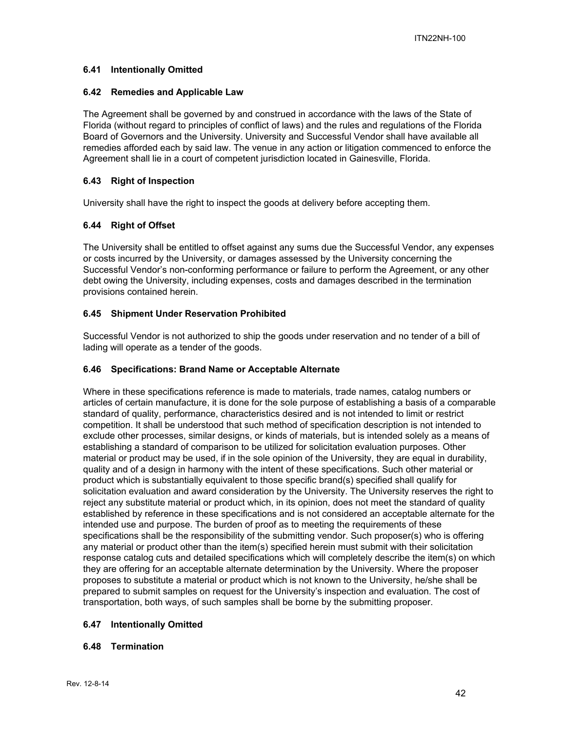### 6.41 Intentionally Omitted

### 6.42 Remedies and Applicable Law

The Agreement shall be governed by and construed in accordance with the laws of the State of Florida (without regard to principles of conflict of laws) and the rules and regulations of the Florida Board of Governors and the University. University and Successful Vendor shall have available all remedies afforded each by said law. The venue in any action or litigation commenced to enforce the Agreement shall lie in a court of competent jurisdiction located in Gainesville, Florida.

### 6.43 Right of Inspection

University shall have the right to inspect the goods at delivery before accepting them.

### 6.44 Right of Offset

The University shall be entitled to offset against any sums due the Successful Vendor, any expenses or costs incurred by the University, or damages assessed by the University concerning the Successful Vendor's non-conforming performance or failure to perform the Agreement, or any other debt owing the University, including expenses, costs and damages described in the termination provisions contained herein.

### 6.45 Shipment Under Reservation Prohibited

Successful Vendor is not authorized to ship the goods under reservation and no tender of a bill of lading will operate as a tender of the goods.

### 6.46 Specifications: Brand Name or Acceptable Alternate

Where in these specifications reference is made to materials, trade names, catalog numbers or articles of certain manufacture, it is done for the sole purpose of establishing a basis of a comparable standard of quality, performance, characteristics desired and is not intended to limit or restrict competition. It shall be understood that such method of specification description is not intended to exclude other processes, similar designs, or kinds of materials, but is intended solely as a means of establishing a standard of comparison to be utilized for solicitation evaluation purposes. Other material or product may be used, if in the sole opinion of the University, they are equal in durability, quality and of a design in harmony with the intent of these specifications. Such other material or product which is substantially equivalent to those specific brand(s) specified shall qualify for solicitation evaluation and award consideration by the University. The University reserves the right to reject any substitute material or product which, in its opinion, does not meet the standard of quality established by reference in these specifications and is not considered an acceptable alternate for the intended use and purpose. The burden of proof as to meeting the requirements of these specifications shall be the responsibility of the submitting vendor. Such proposer(s) who is offering any material or product other than the item(s) specified herein must submit with their solicitation response catalog cuts and detailed specifications which will completely describe the item(s) on which they are offering for an acceptable alternate determination by the University. Where the proposer proposes to substitute a material or product which is not known to the University, he/she shall be prepared to submit samples on request for the University's inspection and evaluation. The cost of transportation, both ways, of such samples shall be borne by the submitting proposer.

### 6.47 Intentionally Omitted

### 6.48 Termination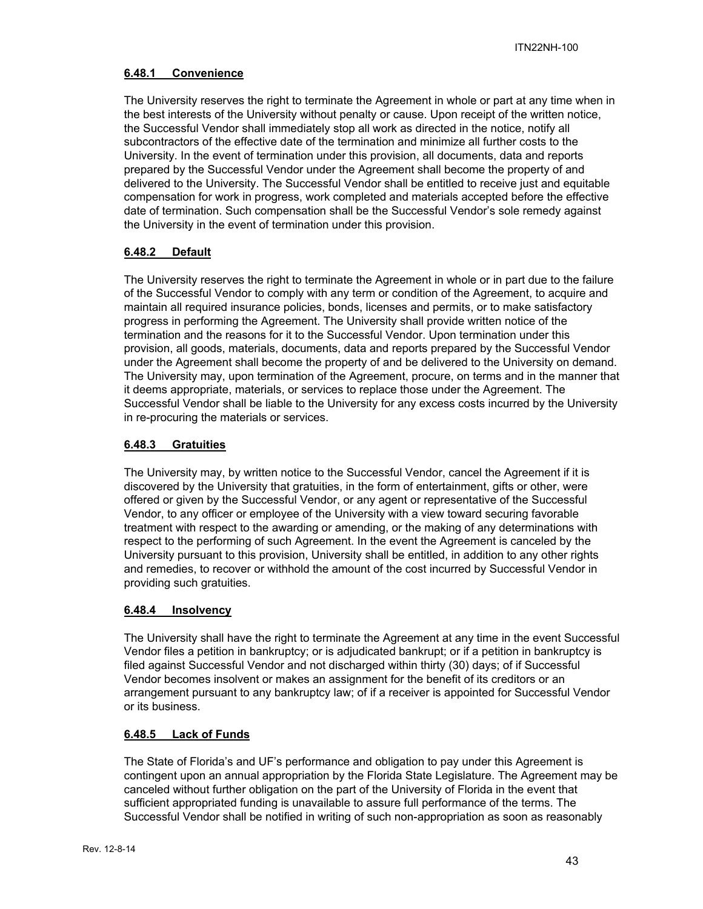#### 6.48.1 Convenience

The University reserves the right to terminate the Agreement in whole or part at any time when in the best interests of the University without penalty or cause. Upon receipt of the written notice, the Successful Vendor shall immediately stop all work as directed in the notice, notify all subcontractors of the effective date of the termination and minimize all further costs to the University. In the event of termination under this provision, all documents, data and reports prepared by the Successful Vendor under the Agreement shall become the property of and delivered to the University. The Successful Vendor shall be entitled to receive just and equitable compensation for work in progress, work completed and materials accepted before the effective date of termination. Such compensation shall be the Successful Vendor's sole remedy against the University in the event of termination under this provision.

#### 6.48.2 Default

The University reserves the right to terminate the Agreement in whole or in part due to the failure of the Successful Vendor to comply with any term or condition of the Agreement, to acquire and maintain all required insurance policies, bonds, licenses and permits, or to make satisfactory progress in performing the Agreement. The University shall provide written notice of the termination and the reasons for it to the Successful Vendor. Upon termination under this provision, all goods, materials, documents, data and reports prepared by the Successful Vendor under the Agreement shall become the property of and be delivered to the University on demand. The University may, upon termination of the Agreement, procure, on terms and in the manner that it deems appropriate, materials, or services to replace those under the Agreement. The Successful Vendor shall be liable to the University for any excess costs incurred by the University in re-procuring the materials or services.

#### 6.48.3 Gratuities

The University may, by written notice to the Successful Vendor, cancel the Agreement if it is discovered by the University that gratuities, in the form of entertainment, gifts or other, were offered or given by the Successful Vendor, or any agent or representative of the Successful Vendor, to any officer or employee of the University with a view toward securing favorable treatment with respect to the awarding or amending, or the making of any determinations with respect to the performing of such Agreement. In the event the Agreement is canceled by the University pursuant to this provision, University shall be entitled, in addition to any other rights and remedies, to recover or withhold the amount of the cost incurred by Successful Vendor in providing such gratuities.

#### 6.48.4 Insolvency

The University shall have the right to terminate the Agreement at any time in the event Successful Vendor files a petition in bankruptcy; or is adjudicated bankrupt; or if a petition in bankruptcy is filed against Successful Vendor and not discharged within thirty (30) days; of if Successful Vendor becomes insolvent or makes an assignment for the benefit of its creditors or an arrangement pursuant to any bankruptcy law; of if a receiver is appointed for Successful Vendor or its business.

#### 6.48.5 Lack of Funds

The State of Florida's and UF's performance and obligation to pay under this Agreement is contingent upon an annual appropriation by the Florida State Legislature. The Agreement may be canceled without further obligation on the part of the University of Florida in the event that sufficient appropriated funding is unavailable to assure full performance of the terms. The Successful Vendor shall be notified in writing of such non-appropriation as soon as reasonably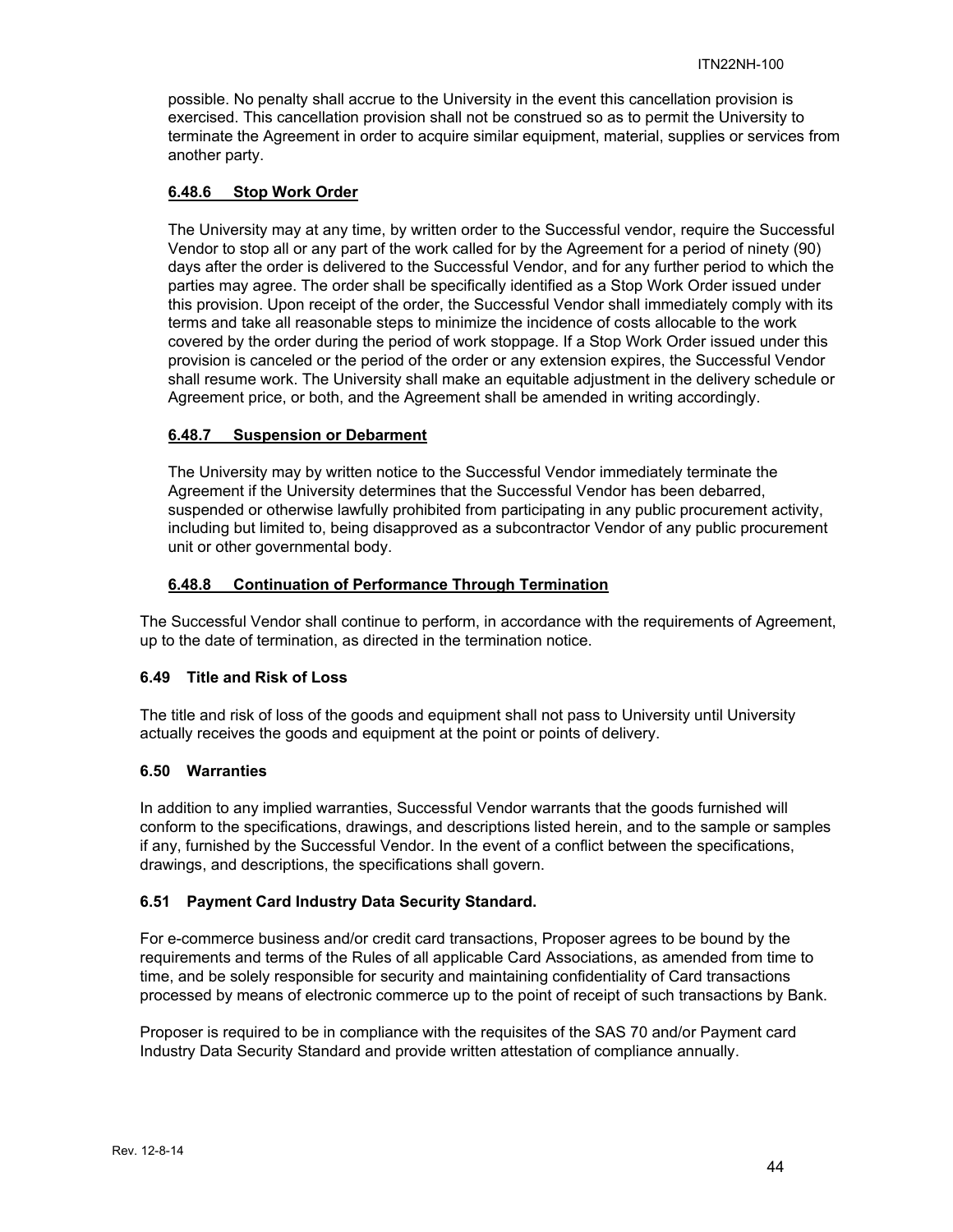possible. No penalty shall accrue to the University in the event this cancellation provision is exercised. This cancellation provision shall not be construed so as to permit the University to terminate the Agreement in order to acquire similar equipment, material, supplies or services from another party.

#### 6.48.6 Stop Work Order

The University may at any time, by written order to the Successful vendor, require the Successful Vendor to stop all or any part of the work called for by the Agreement for a period of ninety (90) days after the order is delivered to the Successful Vendor, and for any further period to which the parties may agree. The order shall be specifically identified as a Stop Work Order issued under this provision. Upon receipt of the order, the Successful Vendor shall immediately comply with its terms and take all reasonable steps to minimize the incidence of costs allocable to the work covered by the order during the period of work stoppage. If a Stop Work Order issued under this provision is canceled or the period of the order or any extension expires, the Successful Vendor shall resume work. The University shall make an equitable adjustment in the delivery schedule or Agreement price, or both, and the Agreement shall be amended in writing accordingly.

#### 6.48.7 Suspension or Debarment

The University may by written notice to the Successful Vendor immediately terminate the Agreement if the University determines that the Successful Vendor has been debarred, suspended or otherwise lawfully prohibited from participating in any public procurement activity, including but limited to, being disapproved as a subcontractor Vendor of any public procurement unit or other governmental body.

#### 6.48.8 Continuation of Performance Through Termination

The Successful Vendor shall continue to perform, in accordance with the requirements of Agreement, up to the date of termination, as directed in the termination notice.

### 6.49 Title and Risk of Loss

The title and risk of loss of the goods and equipment shall not pass to University until University actually receives the goods and equipment at the point or points of delivery.

### 6.50 Warranties

In addition to any implied warranties, Successful Vendor warrants that the goods furnished will conform to the specifications, drawings, and descriptions listed herein, and to the sample or samples if any, furnished by the Successful Vendor. In the event of a conflict between the specifications, drawings, and descriptions, the specifications shall govern.

### 6.51 Payment Card Industry Data Security Standard.

For e-commerce business and/or credit card transactions, Proposer agrees to be bound by the requirements and terms of the Rules of all applicable Card Associations, as amended from time to time, and be solely responsible for security and maintaining confidentiality of Card transactions processed by means of electronic commerce up to the point of receipt of such transactions by Bank.

Proposer is required to be in compliance with the requisites of the SAS 70 and/or Payment card Industry Data Security Standard and provide written attestation of compliance annually.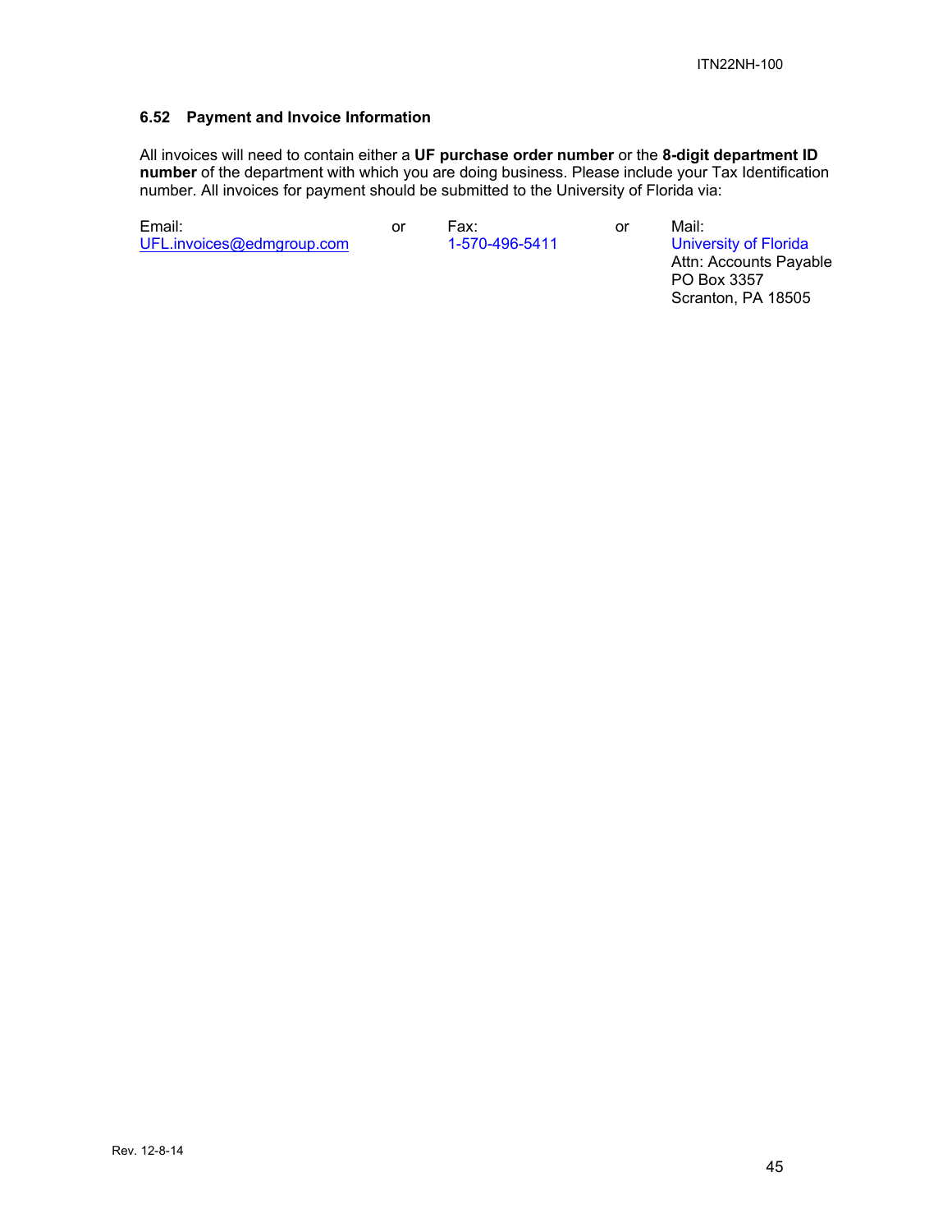### 6.52 Payment and Invoice Information

All invoices will need to contain either a **UF purchase order number** or the **8-digit department ID number** of the department with which you are doing business. Please include your Tax Identification number. All invoices for payment should be submitted to the University of Florida via:

| Email: | | Fax: | | Mail: |
|---|---|---|---|---|
| UFL.invoices@edmgroup.com | or | 1-570-496-5411 | or | University of Florida<br>Attn: Accounts Payable<br>PO Box 3357<br>Scranton, PA 18505 |

Rev. 12-8-14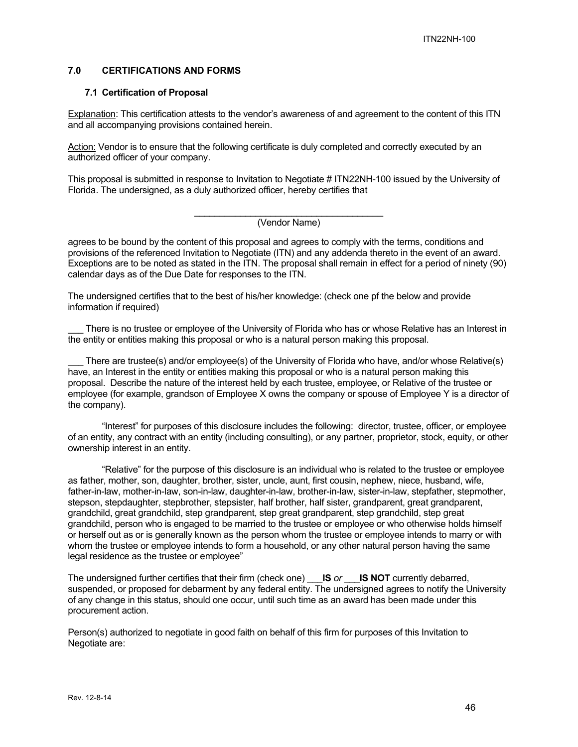## 7.0 CERTIFICATIONS AND FORMS

### 7.1 Certification of Proposal

Explanation: This certification attests to the vendor's awareness of and agreement to the content of this ITN and all accompanying provisions contained herein.

Action: Vendor is to ensure that the following certificate is duly completed and correctly executed by an authorized officer of your company.

This proposal is submitted in response to Invitation to Negotiate # ITN22NH-100 issued by the University of Florida. The undersigned, as a duly authorized officer, hereby certifies that

_______________________________________
(Vendor Name)

agrees to be bound by the content of this proposal and agrees to comply with the terms, conditions and provisions of the referenced Invitation to Negotiate (ITN) and any addenda thereto in the event of an award. Exceptions are to be noted as stated in the ITN. The proposal shall remain in effect for a period of ninety (90) calendar days as of the Due Date for responses to the ITN.

The undersigned certifies that to the best of his/her knowledge: (check one pf the below and provide information if required)

___ There is no trustee or employee of the University of Florida who has or whose Relative has an Interest in the entity or entities making this proposal or who is a natural person making this proposal.

___ There are trustee(s) and/or employee(s) of the University of Florida who have, and/or whose Relative(s) have, an Interest in the entity or entities making this proposal or who is a natural person making this proposal. Describe the nature of the interest held by each trustee, employee, or Relative of the trustee or employee (for example, grandson of Employee X owns the company or spouse of Employee Y is a director of the company).

"Interest" for purposes of this disclosure includes the following: director, trustee, officer, or employee of an entity, any contract with an entity (including consulting), or any partner, proprietor, stock, equity, or other ownership interest in an entity.

"Relative" for the purpose of this disclosure is an individual who is related to the trustee or employee as father, mother, son, daughter, brother, sister, uncle, aunt, first cousin, nephew, niece, husband, wife, father-in-law, mother-in-law, son-in-law, daughter-in-law, brother-in-law, sister-in-law, stepfather, stepmother, stepson, stepdaughter, stepbrother, stepsister, half brother, half sister, grandparent, great grandparent, grandchild, great grandchild, step grandparent, step great grandparent, step grandchild, step great grandchild, person who is engaged to be married to the trustee or employee or who otherwise holds himself or herself out as or is generally known as the person whom the trustee or employee intends to marry or with whom the trustee or employee intends to form a household, or any other natural person having the same legal residence as the trustee or employee"

The undersigned further certifies that their firm (check one) ___**IS** *or* ___**IS NOT** currently debarred, suspended, or proposed for debarment by any federal entity. The undersigned agrees to notify the University of any change in this status, should one occur, until such time as an award has been made under this procurement action.

Person(s) authorized to negotiate in good faith on behalf of this firm for purposes of this Invitation to Negotiate are: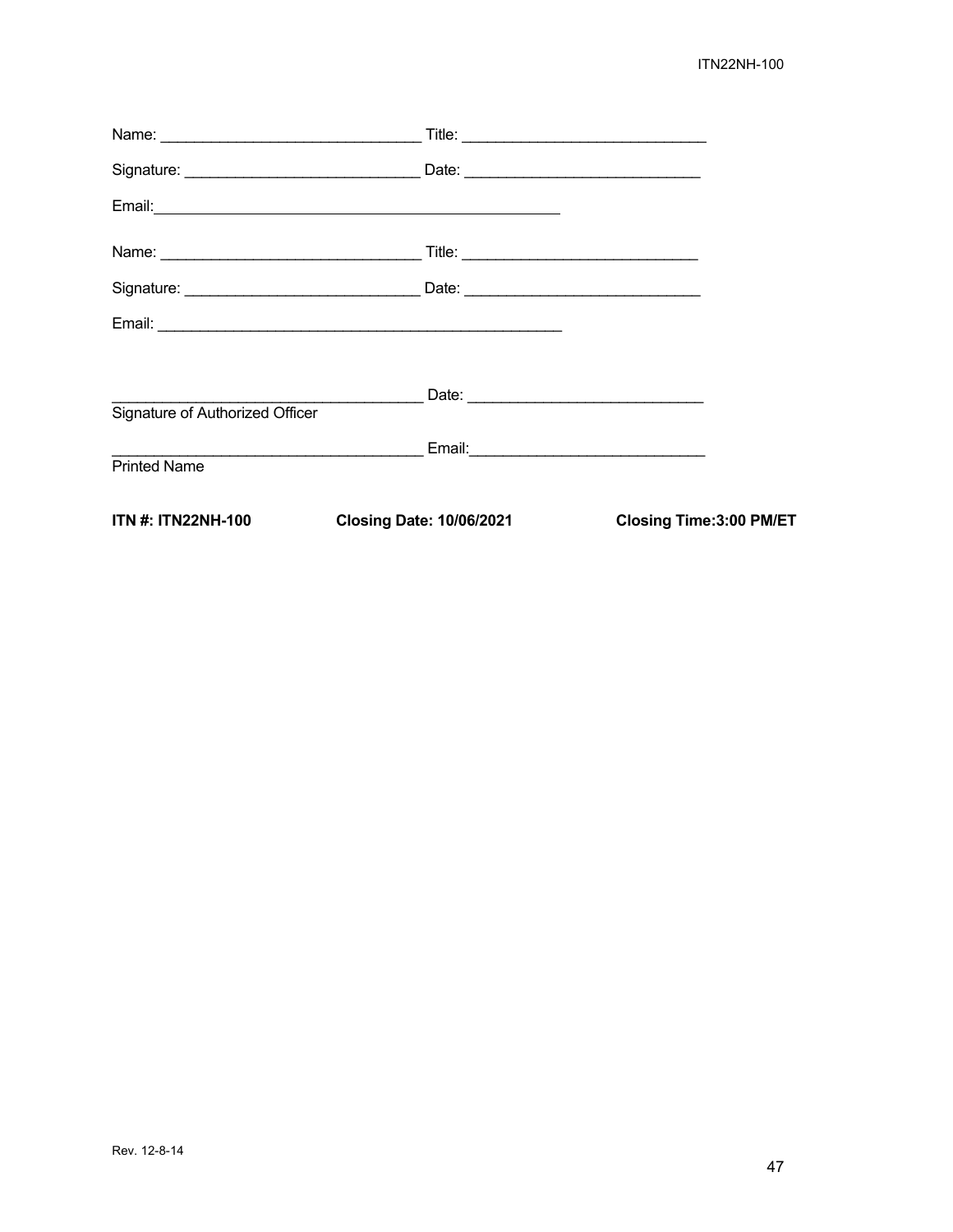Name: _______________________________ Title: _____________________________

Signature: ___________________________ Date: ____________________________

Email: _________________________________________________

Name: _______________________________ Title: ____________________________

Signature: ___________________________ Date: ____________________________

Email: _________________________________________________

_____________________________________ Date: ____________________________

Signature of Authorized Officer

_____________________________________ Email: ____________________________

Printed Name

**ITN #: ITN22NH-100** **Closing Date: 10/06/2021** **Closing Time:3:00 PM/ET**

Rev. 12-8-14